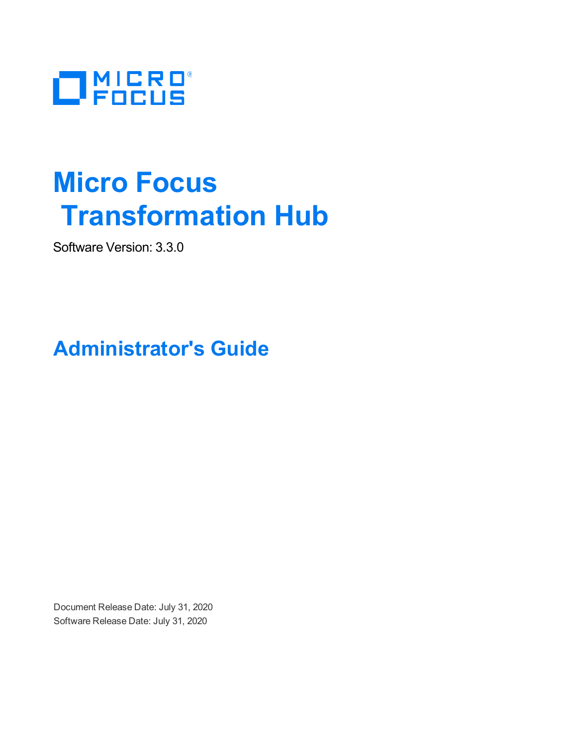MICRO FOCUS

# Micro Focus Transformation Hub

Software Version: 3.3.0

## Administrator's Guide

Document Release Date: July 31, 2020
Software Release Date: July 31, 2020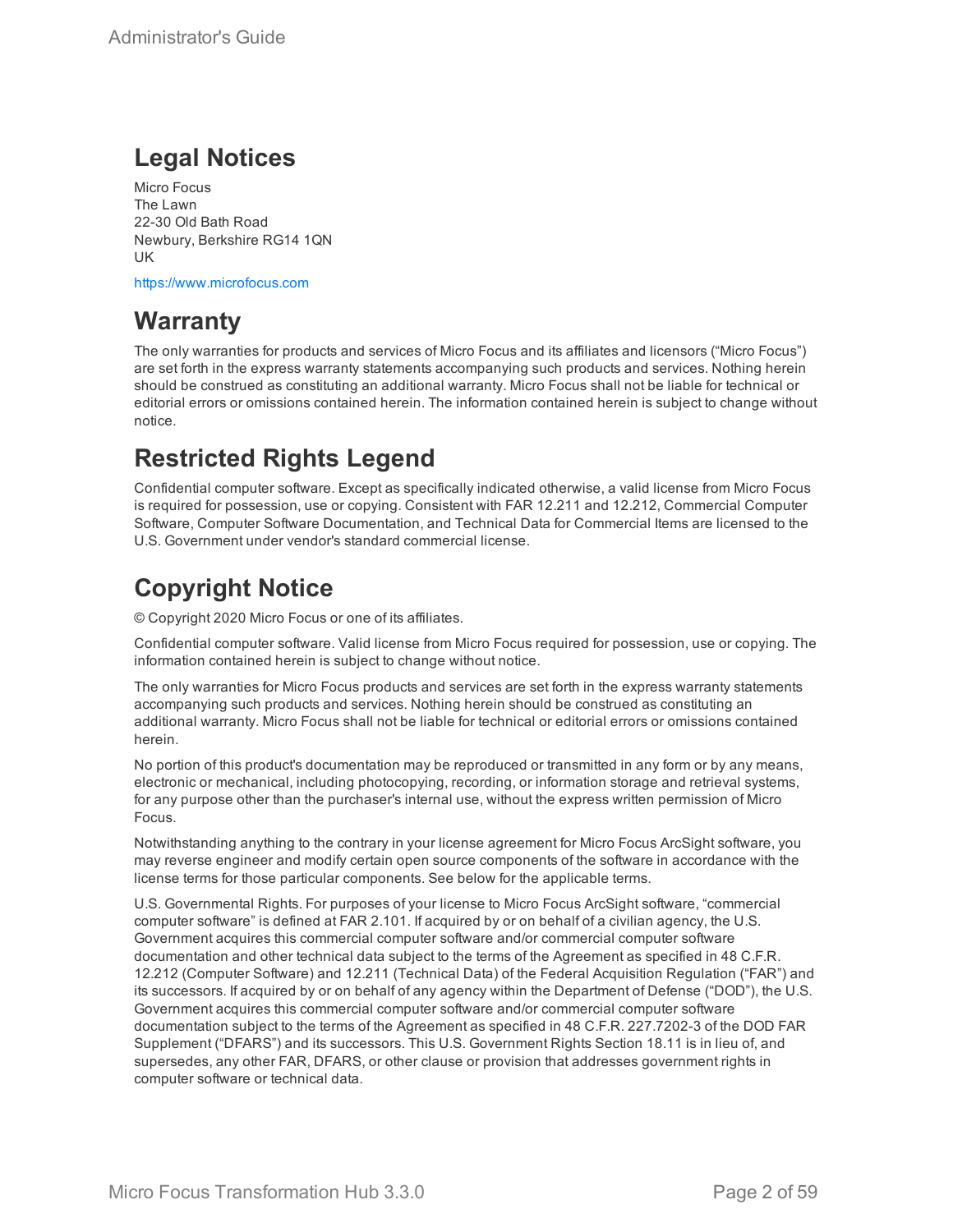# Legal Notices

Micro Focus
The Lawn
22-30 Old Bath Road
Newbury, Berkshire RG14 1QN
UK

https://www.microfocus.com

# Warranty

The only warranties for products and services of Micro Focus and its affiliates and licensors (“Micro Focus”) are set forth in the express warranty statements accompanying such products and services. Nothing herein should be construed as constituting an additional warranty. Micro Focus shall not be liable for technical or editorial errors or omissions contained herein. The information contained herein is subject to change without notice.

# Restricted Rights Legend

Confidential computer software. Except as specifically indicated otherwise, a valid license from Micro Focus is required for possession, use or copying. Consistent with FAR 12.211 and 12.212, Commercial Computer Software, Computer Software Documentation, and Technical Data for Commercial Items are licensed to the U.S. Government under vendor's standard commercial license.

# Copyright Notice

© Copyright 2020 Micro Focus or one of its affiliates.

Confidential computer software. Valid license from Micro Focus required for possession, use or copying. The information contained herein is subject to change without notice.

The only warranties for Micro Focus products and services are set forth in the express warranty statements accompanying such products and services. Nothing herein should be construed as constituting an additional warranty. Micro Focus shall not be liable for technical or editorial errors or omissions contained herein.

No portion of this product's documentation may be reproduced or transmitted in any form or by any means, electronic or mechanical, including photocopying, recording, or information storage and retrieval systems, for any purpose other than the purchaser's internal use, without the express written permission of Micro Focus.

Notwithstanding anything to the contrary in your license agreement for Micro Focus ArcSight software, you may reverse engineer and modify certain open source components of the software in accordance with the license terms for those particular components. See below for the applicable terms.

U.S. Governmental Rights. For purposes of your license to Micro Focus ArcSight software, “commercial computer software” is defined at FAR 2.101. If acquired by or on behalf of a civilian agency, the U.S. Government acquires this commercial computer software and/or commercial computer software documentation and other technical data subject to the terms of the Agreement as specified in 48 C.F.R. 12.212 (Computer Software) and 12.211 (Technical Data) of the Federal Acquisition Regulation (“FAR”) and its successors. If acquired by or on behalf of any agency within the Department of Defense (“DOD”), the U.S. Government acquires this commercial computer software and/or commercial computer software documentation subject to the terms of the Agreement as specified in 48 C.F.R. 227.7202-3 of the DOD FAR Supplement (“DFARS”) and its successors. This U.S. Government Rights Section 18.11 is in lieu of, and supersedes, any other FAR, DFARS, or other clause or provision that addresses government rights in computer software or technical data.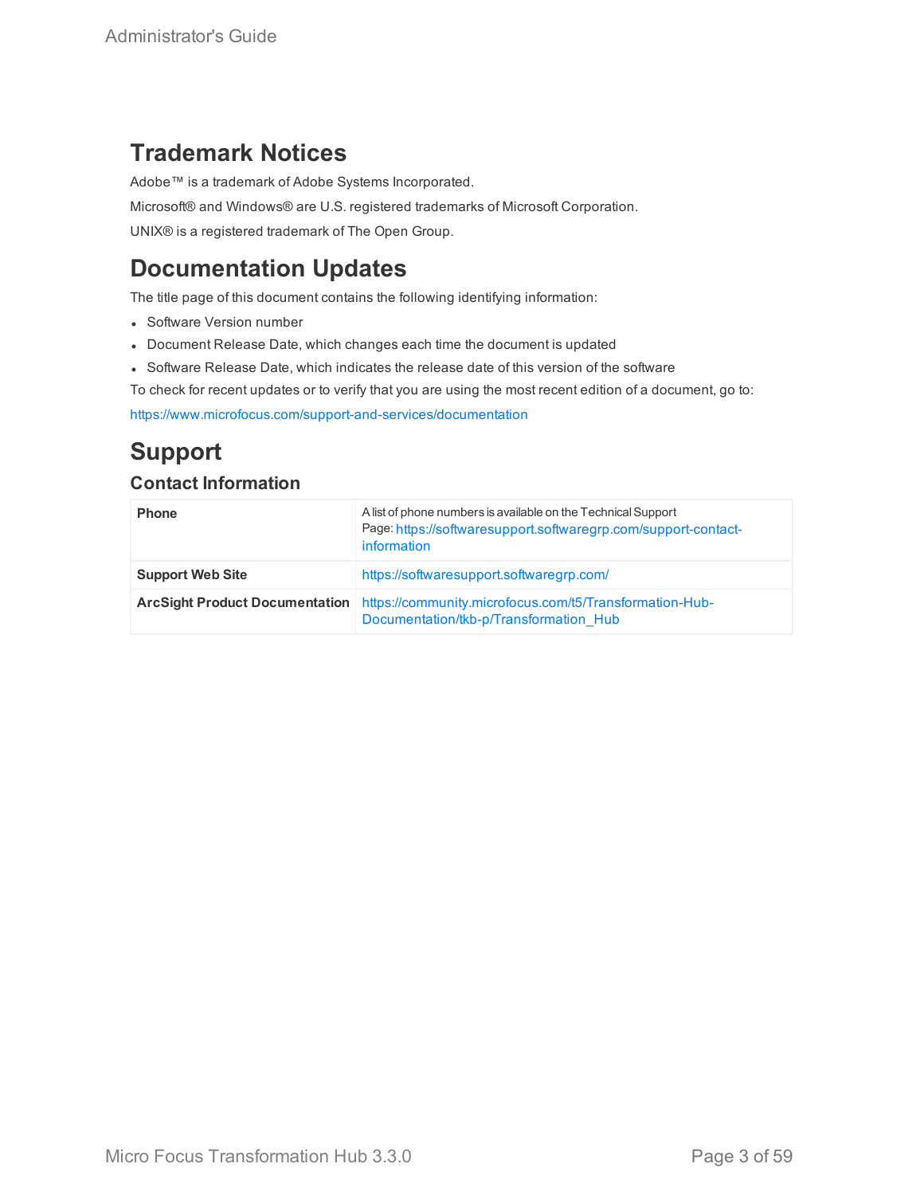## Trademark Notices

Adobe™ is a trademark of Adobe Systems Incorporated.

Microsoft® and Windows® are U.S. registered trademarks of Microsoft Corporation.

UNIX® is a registered trademark of The Open Group.

## Documentation Updates

The title page of this document contains the following identifying information:

- Software Version number
- Document Release Date, which changes each time the document is updated
- Software Release Date, which indicates the release date of this version of the software

To check for recent updates or to verify that you are using the most recent edition of a document, go to:

https://www.microfocus.com/support-and-services/documentation

## Support

### Contact Information

| | |
|---|---|
| **Phone** | A list of phone numbers is available on the Technical Support Page: https://softwaresupport.softwaregrp.com/support-contact-information |
| **Support Web Site** | https://softwaresupport.softwaregrp.com/ |
| **ArcSight Product Documentation** | https://community.microfocus.com/t5/Transformation-Hub-Documentation/tkb-p/Transformation_Hub |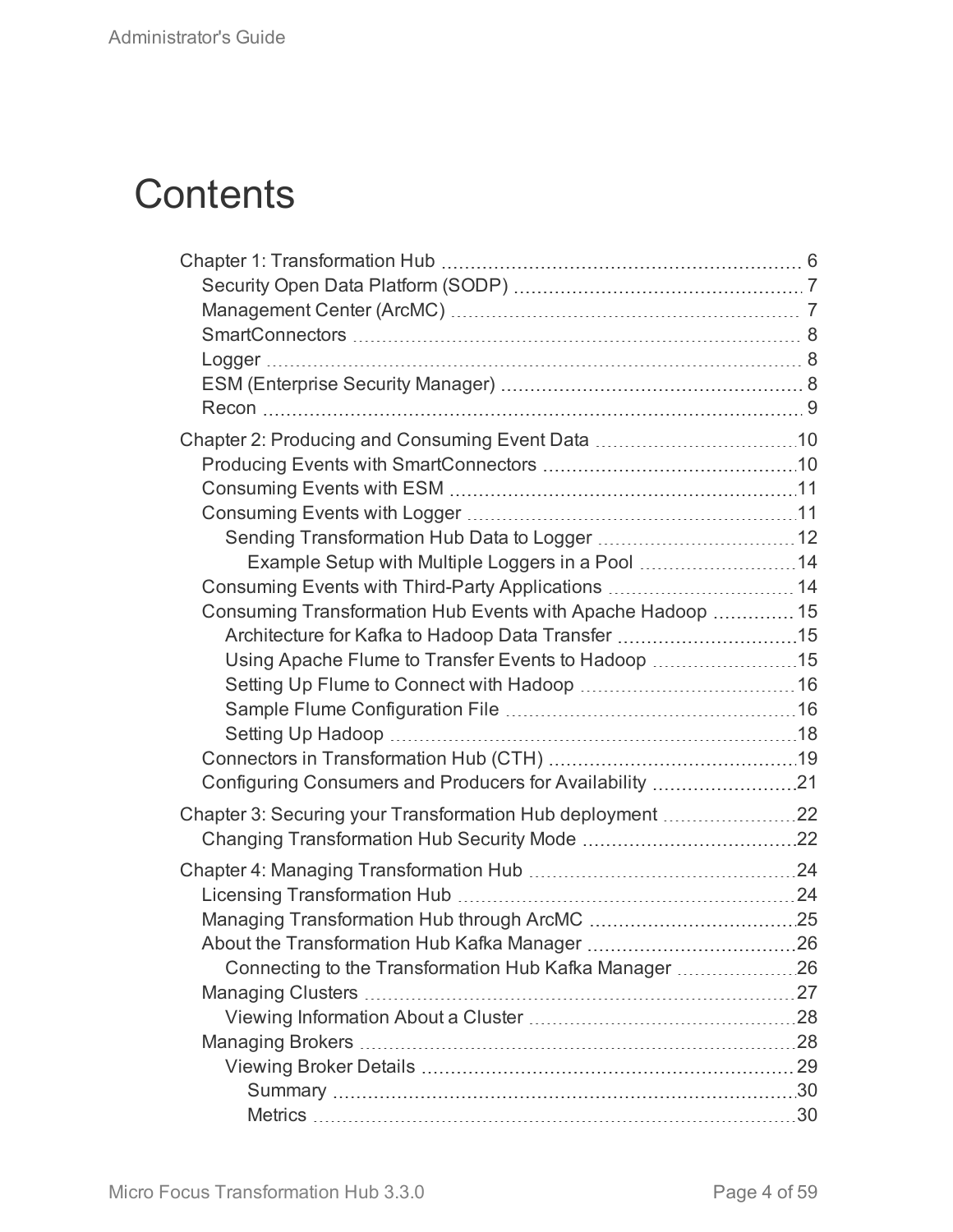# Contents

- Chapter 1: Transformation Hub 6
  - Security Open Data Platform (SODP) 7
  - Management Center (ArcMC) 7
  - SmartConnectors 8
  - Logger 8
  - ESM (Enterprise Security Manager) 8
  - Recon 9
- Chapter 2: Producing and Consuming Event Data 10
  - Producing Events with SmartConnectors 10
  - Consuming Events with ESM 11
  - Consuming Events with Logger 11
    - Sending Transformation Hub Data to Logger 12
      - Example Setup with Multiple Loggers in a Pool 14
  - Consuming Events with Third-Party Applications 14
  - Consuming Transformation Hub Events with Apache Hadoop 15
    - Architecture for Kafka to Hadoop Data Transfer 15
    - Using Apache Flume to Transfer Events to Hadoop 15
    - Setting Up Flume to Connect with Hadoop 16
    - Sample Flume Configuration File 16
    - Setting Up Hadoop 18
  - Connectors in Transformation Hub (CTH) 19
  - Configuring Consumers and Producers for Availability 21
- Chapter 3: Securing your Transformation Hub deployment 22
  - Changing Transformation Hub Security Mode 22
- Chapter 4: Managing Transformation Hub 24
  - Licensing Transformation Hub 24
  - Managing Transformation Hub through ArcMC 25
  - About the Transformation Hub Kafka Manager 26
    - Connecting to the Transformation Hub Kafka Manager 26
  - Managing Clusters 27
    - Viewing Information About a Cluster 28
  - Managing Brokers 28
    - Viewing Broker Details 29
      - Summary 30
      - Metrics 30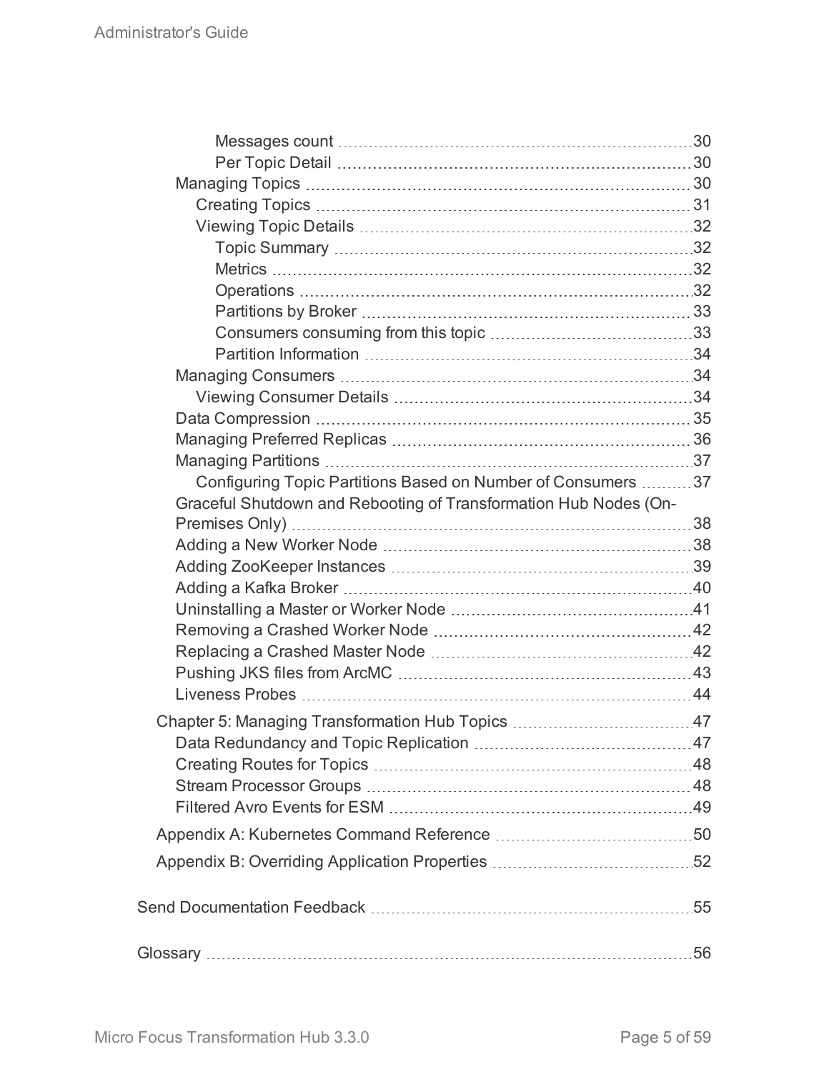- Messages count 30
- Per Topic Detail 30
- Managing Topics 30
  - Creating Topics 31
  - Viewing Topic Details 32
    - Topic Summary 32
    - Metrics 32
    - Operations 32
    - Partitions by Broker 33
    - Consumers consuming from this topic 33
    - Partition Information 34
- Managing Consumers 34
  - Viewing Consumer Details 34
- Data Compression 35
- Managing Preferred Replicas 36
- Managing Partitions 37
  - Configuring Topic Partitions Based on Number of Consumers 37
- Graceful Shutdown and Rebooting of Transformation Hub Nodes (On-Premises Only) 38
- Adding a New Worker Node 38
- Adding ZooKeeper Instances 39
- Adding a Kafka Broker 40
- Uninstalling a Master or Worker Node 41
- Removing a Crashed Worker Node 42
- Replacing a Crashed Master Node 42
- Pushing JKS files from ArcMC 43
- Liveness Probes 44

Chapter 5: Managing Transformation Hub Topics 47

- Data Redundancy and Topic Replication 47
- Creating Routes for Topics 48
- Stream Processor Groups 48
- Filtered Avro Events for ESM 49

Appendix A: Kubernetes Command Reference 50

Appendix B: Overriding Application Properties 52

Send Documentation Feedback 55

Glossary 56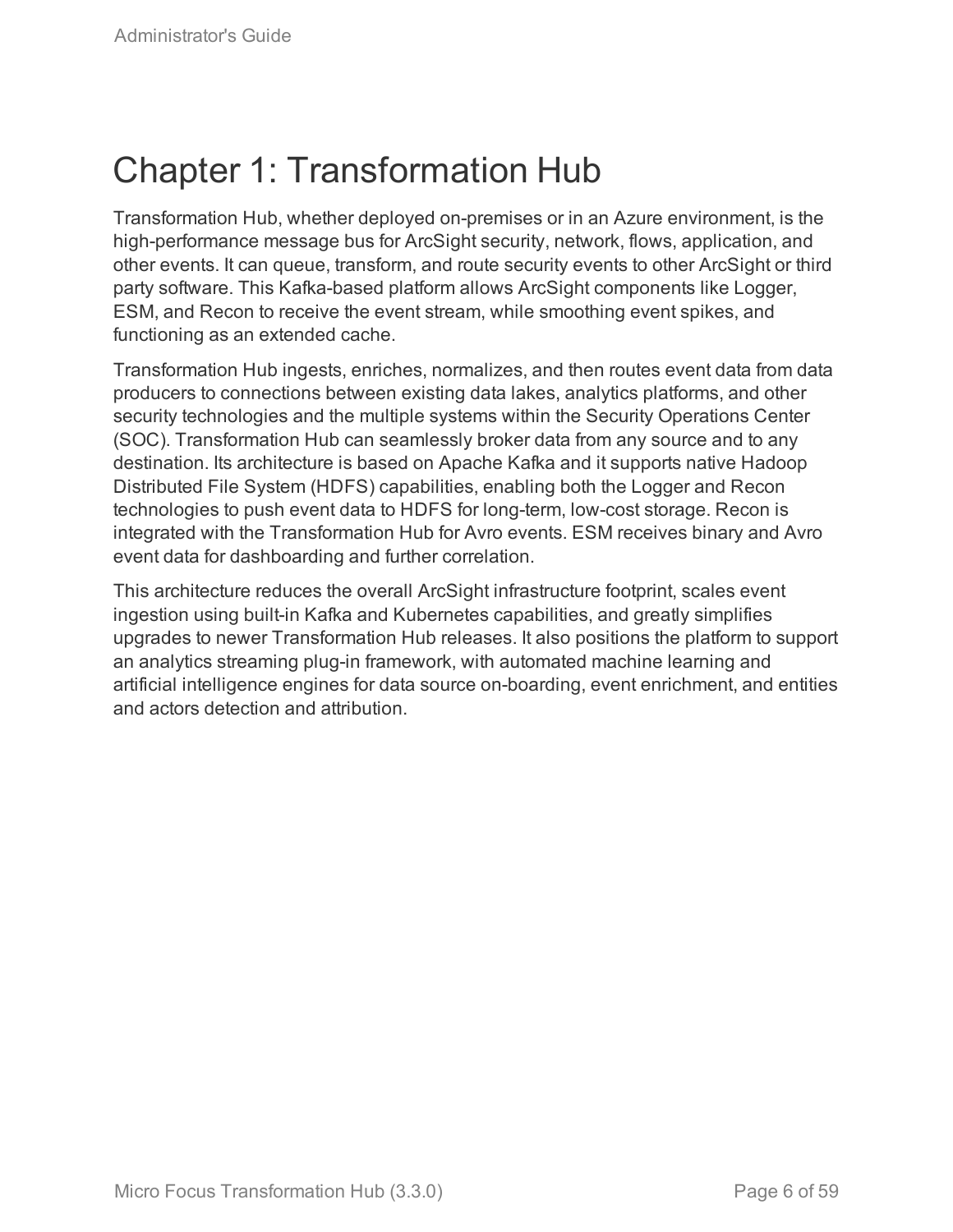# Chapter 1: Transformation Hub

Transformation Hub, whether deployed on-premises or in an Azure environment, is the high-performance message bus for ArcSight security, network, flows, application, and other events. It can queue, transform, and route security events to other ArcSight or third party software. This Kafka-based platform allows ArcSight components like Logger, ESM, and Recon to receive the event stream, while smoothing event spikes, and functioning as an extended cache.

Transformation Hub ingests, enriches, normalizes, and then routes event data from data producers to connections between existing data lakes, analytics platforms, and other security technologies and the multiple systems within the Security Operations Center (SOC). Transformation Hub can seamlessly broker data from any source and to any destination. Its architecture is based on Apache Kafka and it supports native Hadoop Distributed File System (HDFS) capabilities, enabling both the Logger and Recon technologies to push event data to HDFS for long-term, low-cost storage. Recon is integrated with the Transformation Hub for Avro events. ESM receives binary and Avro event data for dashboarding and further correlation.

This architecture reduces the overall ArcSight infrastructure footprint, scales event ingestion using built-in Kafka and Kubernetes capabilities, and greatly simplifies upgrades to newer Transformation Hub releases. It also positions the platform to support an analytics streaming plug-in framework, with automated machine learning and artificial intelligence engines for data source on-boarding, event enrichment, and entities and actors detection and attribution.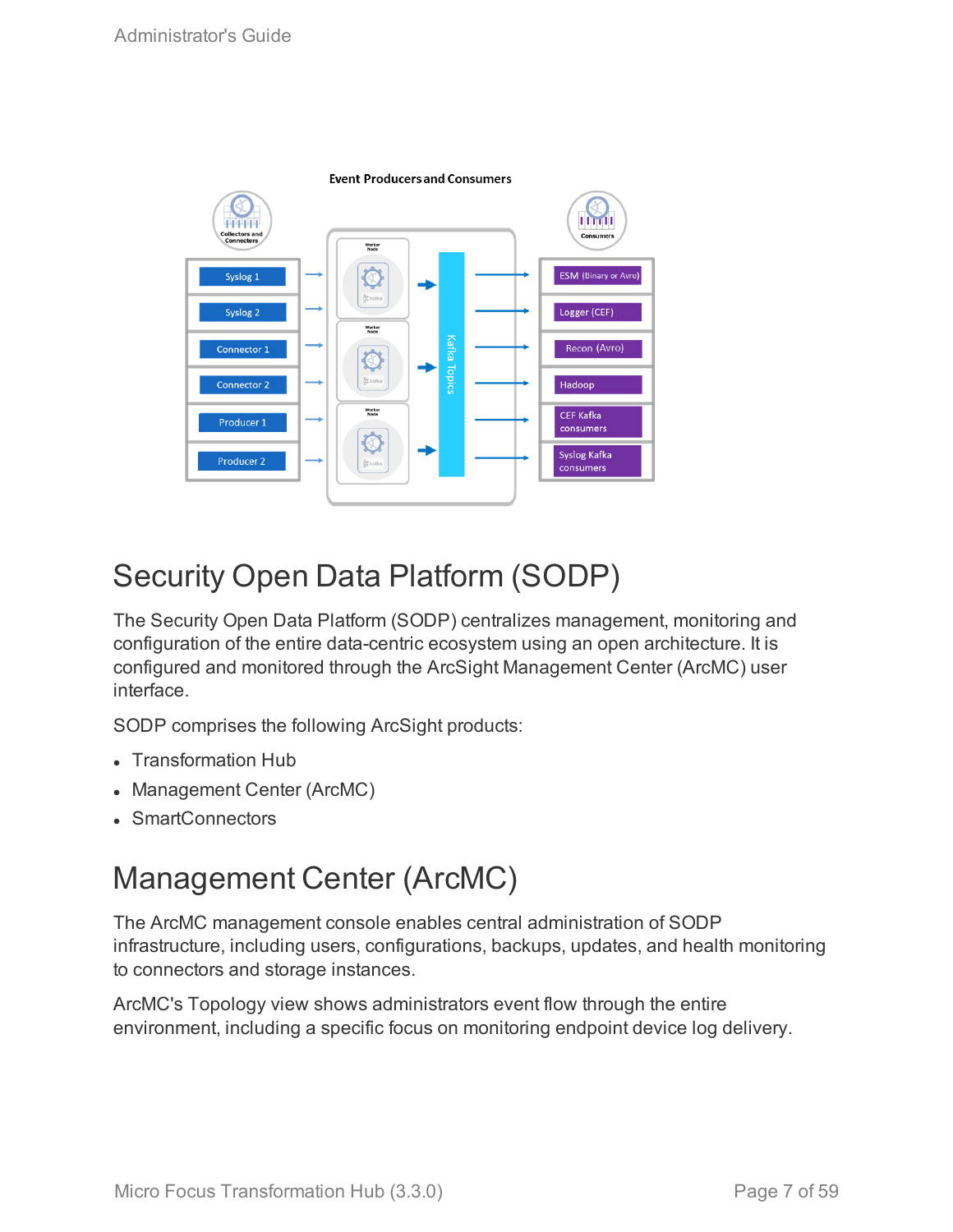Event Producers and Consumers

# Security Open Data Platform (SODP)

The Security Open Data Platform (SODP) centralizes management, monitoring and configuration of the entire data-centric ecosystem using an open architecture. It is configured and monitored through the ArcSight Management Center (ArcMC) user interface.

SODP comprises the following ArcSight products:

- Transformation Hub
- Management Center (ArcMC)
- SmartConnectors

# Management Center (ArcMC)

The ArcMC management console enables central administration of SODP infrastructure, including users, configurations, backups, updates, and health monitoring to connectors and storage instances.

ArcMC's Topology view shows administrators event flow through the entire environment, including a specific focus on monitoring endpoint device log delivery.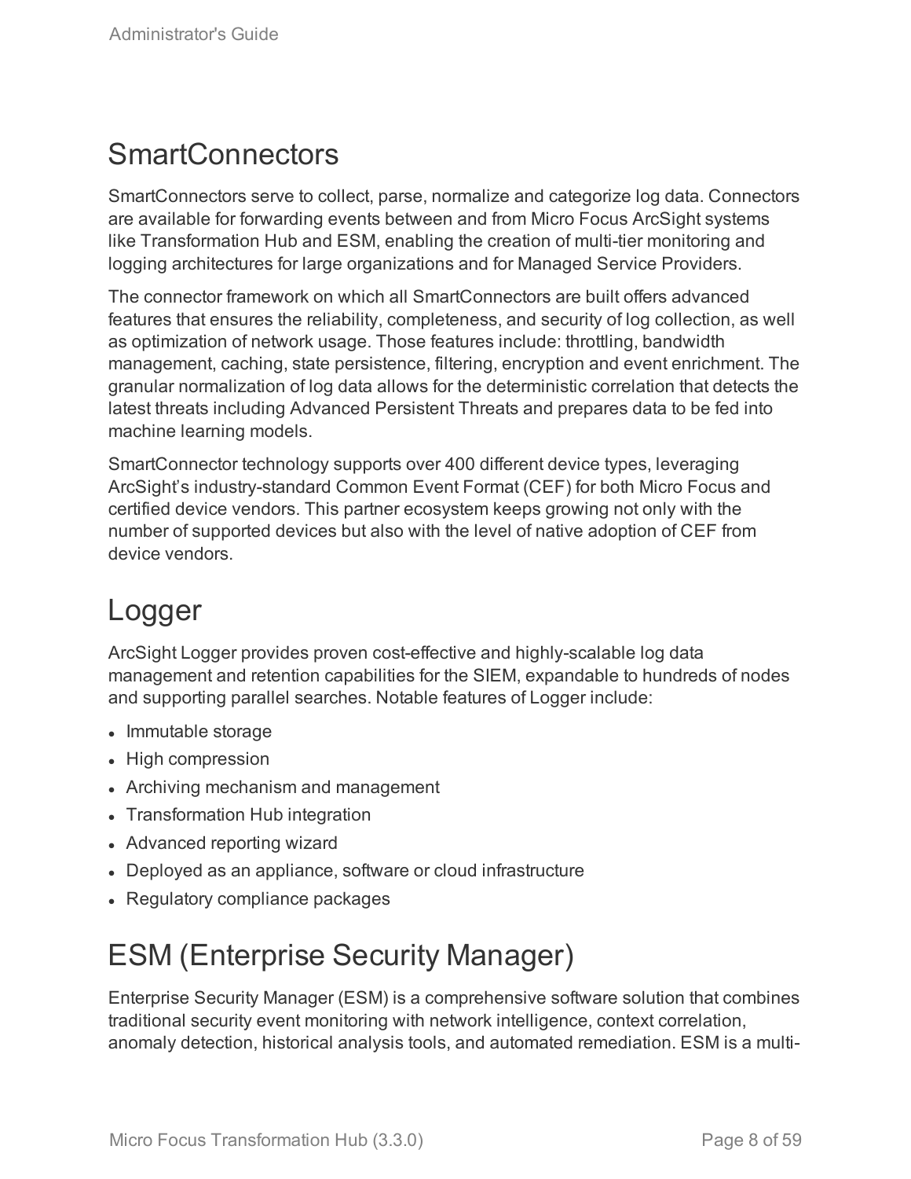## SmartConnectors

SmartConnectors serve to collect, parse, normalize and categorize log data. Connectors are available for forwarding events between and from Micro Focus ArcSight systems like Transformation Hub and ESM, enabling the creation of multi-tier monitoring and logging architectures for large organizations and for Managed Service Providers.

The connector framework on which all SmartConnectors are built offers advanced features that ensures the reliability, completeness, and security of log collection, as well as optimization of network usage. Those features include: throttling, bandwidth management, caching, state persistence, filtering, encryption and event enrichment. The granular normalization of log data allows for the deterministic correlation that detects the latest threats including Advanced Persistent Threats and prepares data to be fed into machine learning models.

SmartConnector technology supports over 400 different device types, leveraging ArcSight's industry-standard Common Event Format (CEF) for both Micro Focus and certified device vendors. This partner ecosystem keeps growing not only with the number of supported devices but also with the level of native adoption of CEF from device vendors.

## Logger

ArcSight Logger provides proven cost-effective and highly-scalable log data management and retention capabilities for the SIEM, expandable to hundreds of nodes and supporting parallel searches. Notable features of Logger include:

- Immutable storage
- High compression
- Archiving mechanism and management
- Transformation Hub integration
- Advanced reporting wizard
- Deployed as an appliance, software or cloud infrastructure
- Regulatory compliance packages

## ESM (Enterprise Security Manager)

Enterprise Security Manager (ESM) is a comprehensive software solution that combines traditional security event monitoring with network intelligence, context correlation, anomaly detection, historical analysis tools, and automated remediation. ESM is a multi-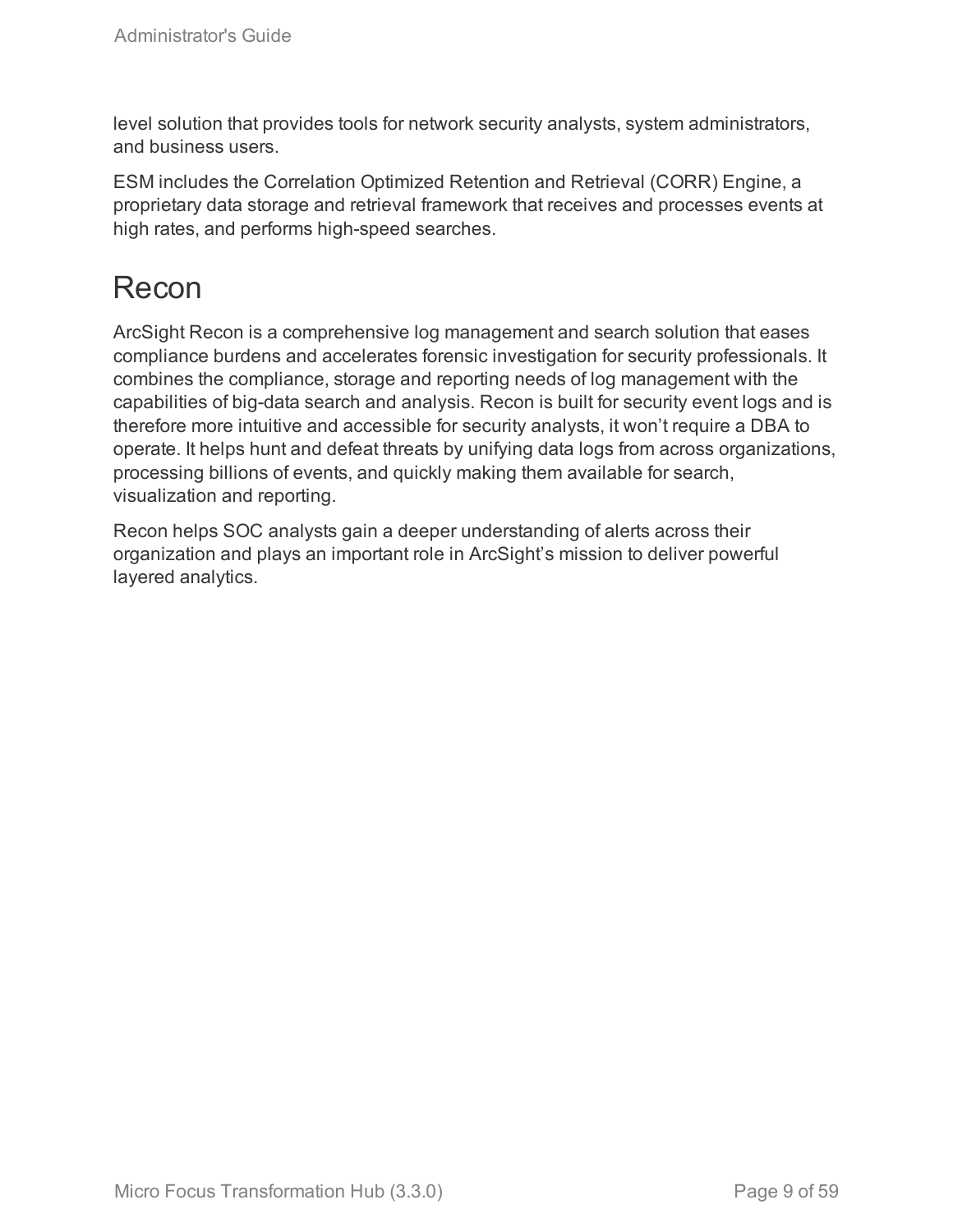level solution that provides tools for network security analysts, system administrators, and business users.

ESM includes the Correlation Optimized Retention and Retrieval (CORR) Engine, a proprietary data storage and retrieval framework that receives and processes events at high rates, and performs high-speed searches.

# Recon

ArcSight Recon is a comprehensive log management and search solution that eases compliance burdens and accelerates forensic investigation for security professionals. It combines the compliance, storage and reporting needs of log management with the capabilities of big-data search and analysis. Recon is built for security event logs and is therefore more intuitive and accessible for security analysts, it won’t require a DBA to operate. It helps hunt and defeat threats by unifying data logs from across organizations, processing billions of events, and quickly making them available for search, visualization and reporting.

Recon helps SOC analysts gain a deeper understanding of alerts across their organization and plays an important role in ArcSight’s mission to deliver powerful layered analytics.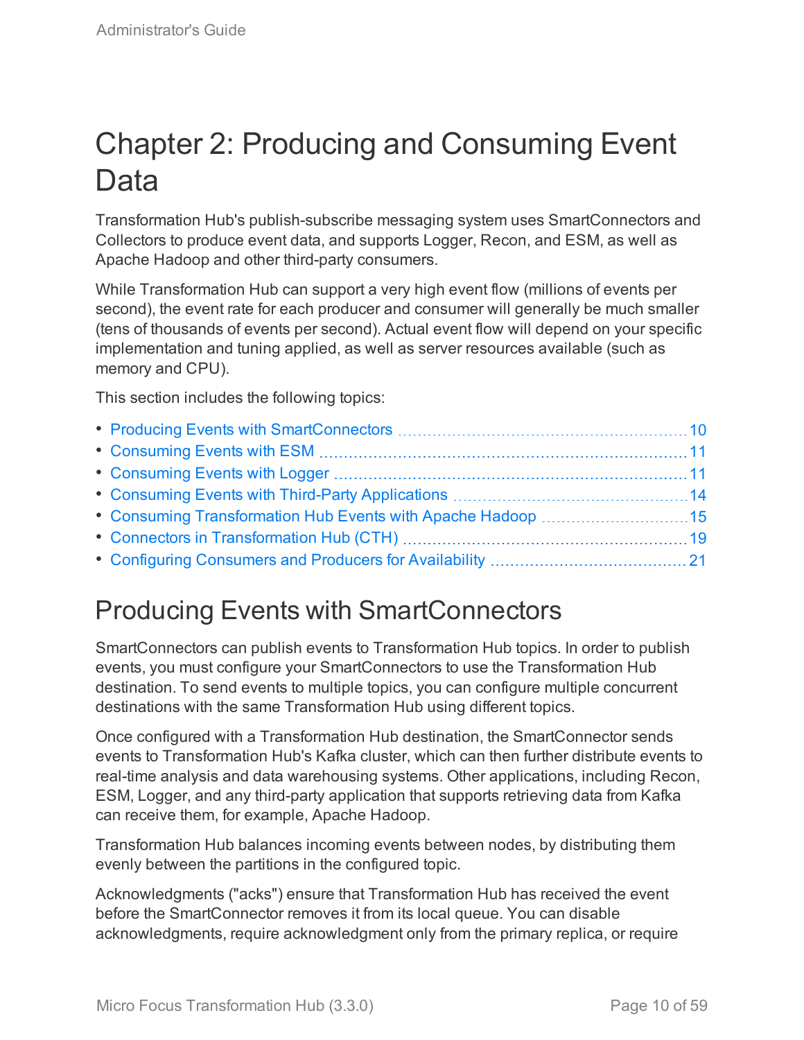# Chapter 2: Producing and Consuming Event Data

Transformation Hub's publish-subscribe messaging system uses SmartConnectors and Collectors to produce event data, and supports Logger, Recon, and ESM, as well as Apache Hadoop and other third-party consumers.

While Transformation Hub can support a very high event flow (millions of events per second), the event rate for each producer and consumer will generally be much smaller (tens of thousands of events per second). Actual event flow will depend on your specific implementation and tuning applied, as well as server resources available (such as memory and CPU).

This section includes the following topics:

- Producing Events with SmartConnectors ........ 10
- Consuming Events with ESM ........ 11
- Consuming Events with Logger ........ 11
- Consuming Events with Third-Party Applications ........ 14
- Consuming Transformation Hub Events with Apache Hadoop ........ 15
- Connectors in Transformation Hub (CTH) ........ 19
- Configuring Consumers and Producers for Availability ........ 21

## Producing Events with SmartConnectors

SmartConnectors can publish events to Transformation Hub topics. In order to publish events, you must configure your SmartConnectors to use the Transformation Hub destination. To send events to multiple topics, you can configure multiple concurrent destinations with the same Transformation Hub using different topics.

Once configured with a Transformation Hub destination, the SmartConnector sends events to Transformation Hub's Kafka cluster, which can then further distribute events to real-time analysis and data warehousing systems. Other applications, including Recon, ESM, Logger, and any third-party application that supports retrieving data from Kafka can receive them, for example, Apache Hadoop.

Transformation Hub balances incoming events between nodes, by distributing them evenly between the partitions in the configured topic.

Acknowledgments ("acks") ensure that Transformation Hub has received the event before the SmartConnector removes it from its local queue. You can disable acknowledgments, require acknowledgment only from the primary replica, or require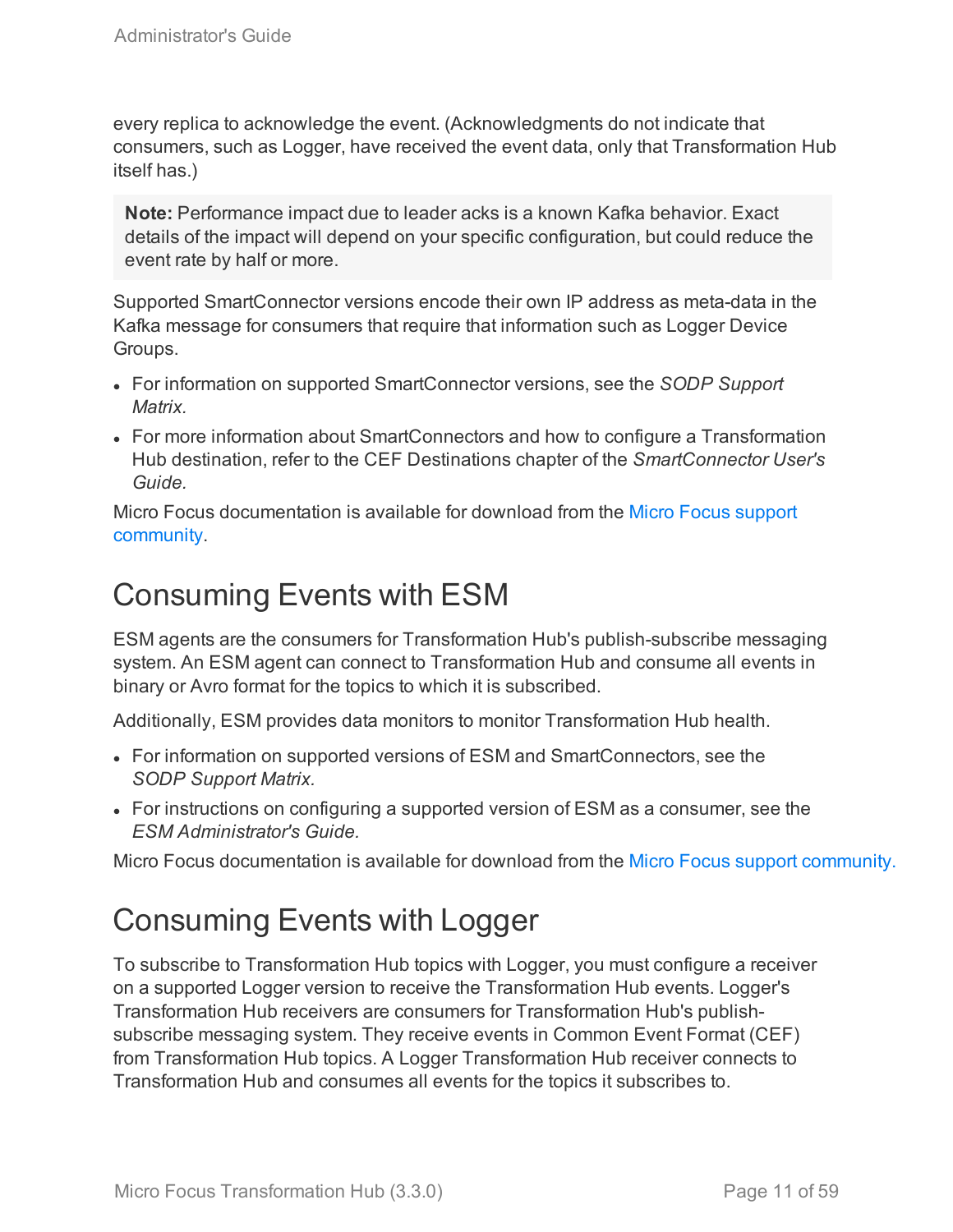every replica to acknowledge the event. (Acknowledgments do not indicate that consumers, such as Logger, have received the event data, only that Transformation Hub itself has.)

> **Note:** Performance impact due to leader acks is a known Kafka behavior. Exact details of the impact will depend on your specific configuration, but could reduce the event rate by half or more.

Supported SmartConnector versions encode their own IP address as meta-data in the Kafka message for consumers that require that information such as Logger Device Groups.

- For information on supported SmartConnector versions, see the *SODP Support Matrix*.
- For more information about SmartConnectors and how to configure a Transformation Hub destination, refer to the CEF Destinations chapter of the *SmartConnector User's Guide.*

Micro Focus documentation is available for download from the Micro Focus support community.

# Consuming Events with ESM

ESM agents are the consumers for Transformation Hub's publish-subscribe messaging system. An ESM agent can connect to Transformation Hub and consume all events in binary or Avro format for the topics to which it is subscribed.

Additionally, ESM provides data monitors to monitor Transformation Hub health.

- For information on supported versions of ESM and SmartConnectors, see the *SODP Support Matrix.*
- For instructions on configuring a supported version of ESM as a consumer, see the *ESM Administrator's Guide.*

Micro Focus documentation is available for download from the Micro Focus support community.

# Consuming Events with Logger

To subscribe to Transformation Hub topics with Logger, you must configure a receiver on a supported Logger version to receive the Transformation Hub events. Logger's Transformation Hub receivers are consumers for Transformation Hub's publish-subscribe messaging system. They receive events in Common Event Format (CEF) from Transformation Hub topics. A Logger Transformation Hub receiver connects to Transformation Hub and consumes all events for the topics it subscribes to.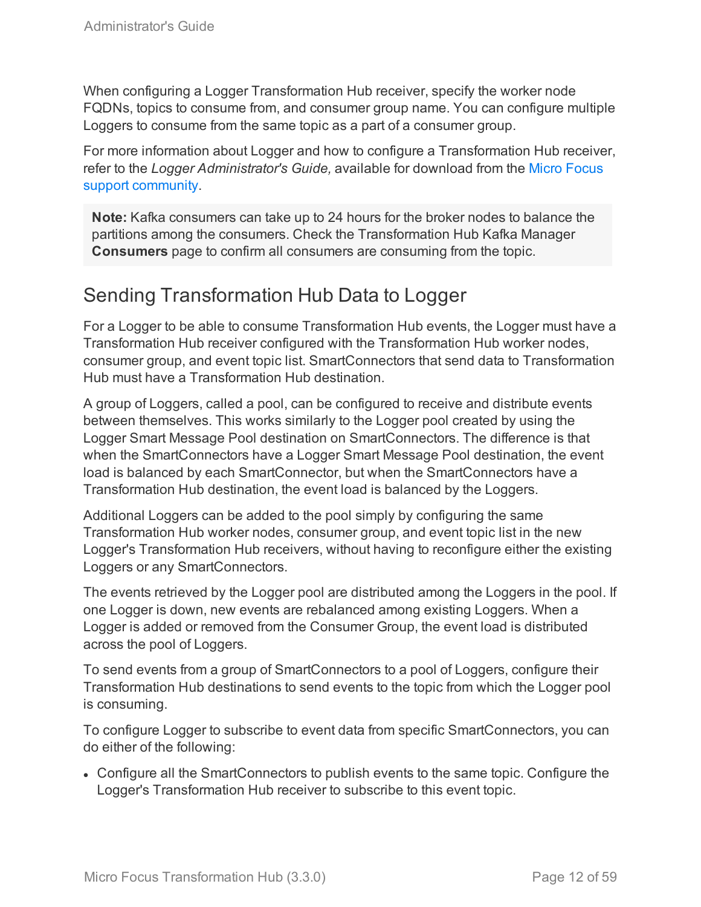When configuring a Logger Transformation Hub receiver, specify the worker node FQDNs, topics to consume from, and consumer group name. You can configure multiple Loggers to consume from the same topic as a part of a consumer group.

For more information about Logger and how to configure a Transformation Hub receiver, refer to the *Logger Administrator's Guide,* available for download from the Micro Focus support community.

> **Note:** Kafka consumers can take up to 24 hours for the broker nodes to balance the partitions among the consumers. Check the Transformation Hub Kafka Manager **Consumers** page to confirm all consumers are consuming from the topic.

## Sending Transformation Hub Data to Logger

For a Logger to be able to consume Transformation Hub events, the Logger must have a Transformation Hub receiver configured with the Transformation Hub worker nodes, consumer group, and event topic list. SmartConnectors that send data to Transformation Hub must have a Transformation Hub destination.

A group of Loggers, called a pool, can be configured to receive and distribute events between themselves. This works similarly to the Logger pool created by using the Logger Smart Message Pool destination on SmartConnectors. The difference is that when the SmartConnectors have a Logger Smart Message Pool destination, the event load is balanced by each SmartConnector, but when the SmartConnectors have a Transformation Hub destination, the event load is balanced by the Loggers.

Additional Loggers can be added to the pool simply by configuring the same Transformation Hub worker nodes, consumer group, and event topic list in the new Logger's Transformation Hub receivers, without having to reconfigure either the existing Loggers or any SmartConnectors.

The events retrieved by the Logger pool are distributed among the Loggers in the pool. If one Logger is down, new events are rebalanced among existing Loggers. When a Logger is added or removed from the Consumer Group, the event load is distributed across the pool of Loggers.

To send events from a group of SmartConnectors to a pool of Loggers, configure their Transformation Hub destinations to send events to the topic from which the Logger pool is consuming.

To configure Logger to subscribe to event data from specific SmartConnectors, you can do either of the following:

- Configure all the SmartConnectors to publish events to the same topic. Configure the Logger's Transformation Hub receiver to subscribe to this event topic.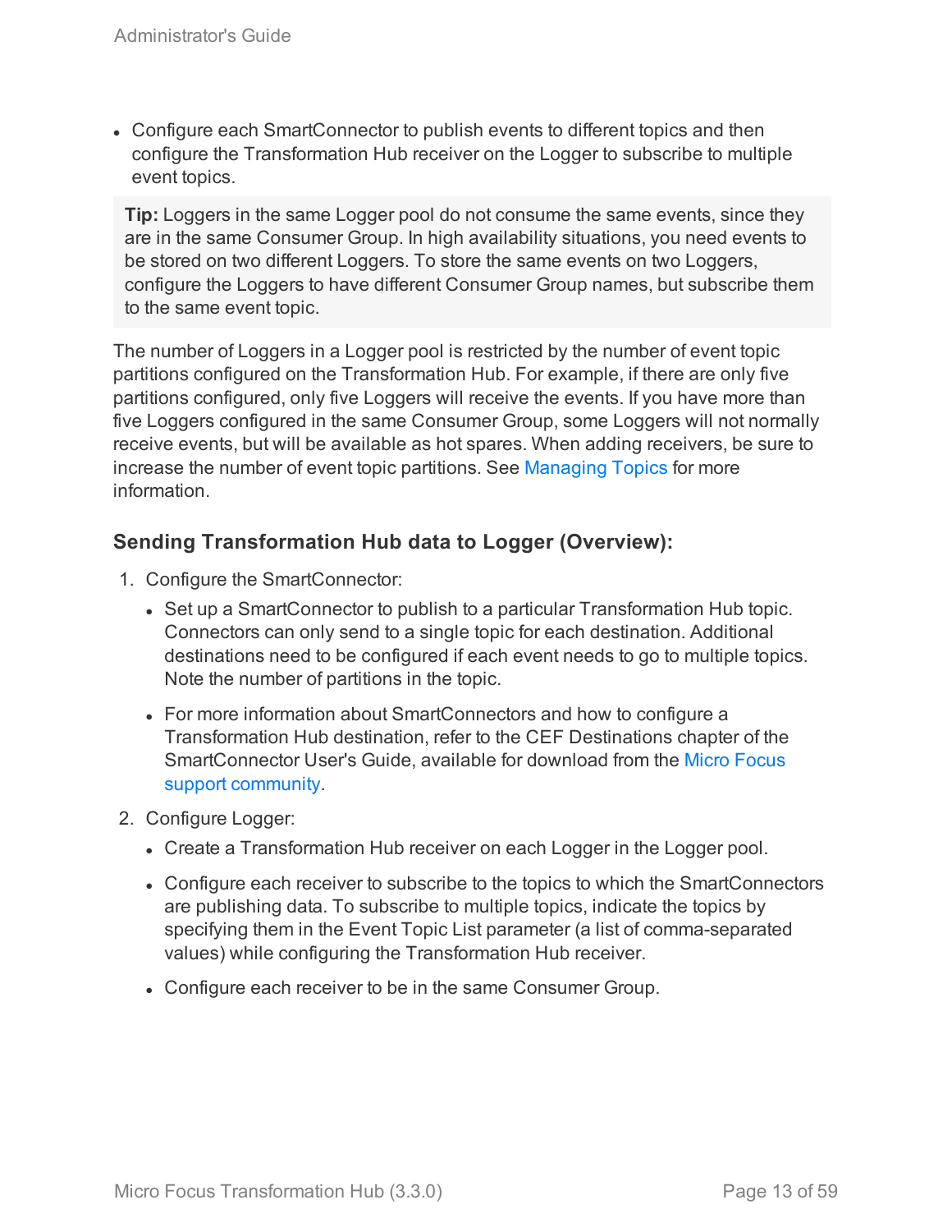- Configure each SmartConnector to publish events to different topics and then configure the Transformation Hub receiver on the Logger to subscribe to multiple event topics.

> **Tip:** Loggers in the same Logger pool do not consume the same events, since they are in the same Consumer Group. In high availability situations, you need events to be stored on two different Loggers. To store the same events on two Loggers, configure the Loggers to have different Consumer Group names, but subscribe them to the same event topic.

The number of Loggers in a Logger pool is restricted by the number of event topic partitions configured on the Transformation Hub. For example, if there are only five partitions configured, only five Loggers will receive the events. If you have more than five Loggers configured in the same Consumer Group, some Loggers will not normally receive events, but will be available as hot spares. When adding receivers, be sure to increase the number of event topic partitions. See Managing Topics for more information.

### Sending Transformation Hub data to Logger (Overview):

1. Configure the SmartConnector:
   - Set up a SmartConnector to publish to a particular Transformation Hub topic. Connectors can only send to a single topic for each destination. Additional destinations need to be configured if each event needs to go to multiple topics. Note the number of partitions in the topic.
   - For more information about SmartConnectors and how to configure a Transformation Hub destination, refer to the CEF Destinations chapter of the SmartConnector User's Guide, available for download from the Micro Focus support community.
2. Configure Logger:
   - Create a Transformation Hub receiver on each Logger in the Logger pool.
   - Configure each receiver to subscribe to the topics to which the SmartConnectors are publishing data. To subscribe to multiple topics, indicate the topics by specifying them in the Event Topic List parameter (a list of comma-separated values) while configuring the Transformation Hub receiver.
   - Configure each receiver to be in the same Consumer Group.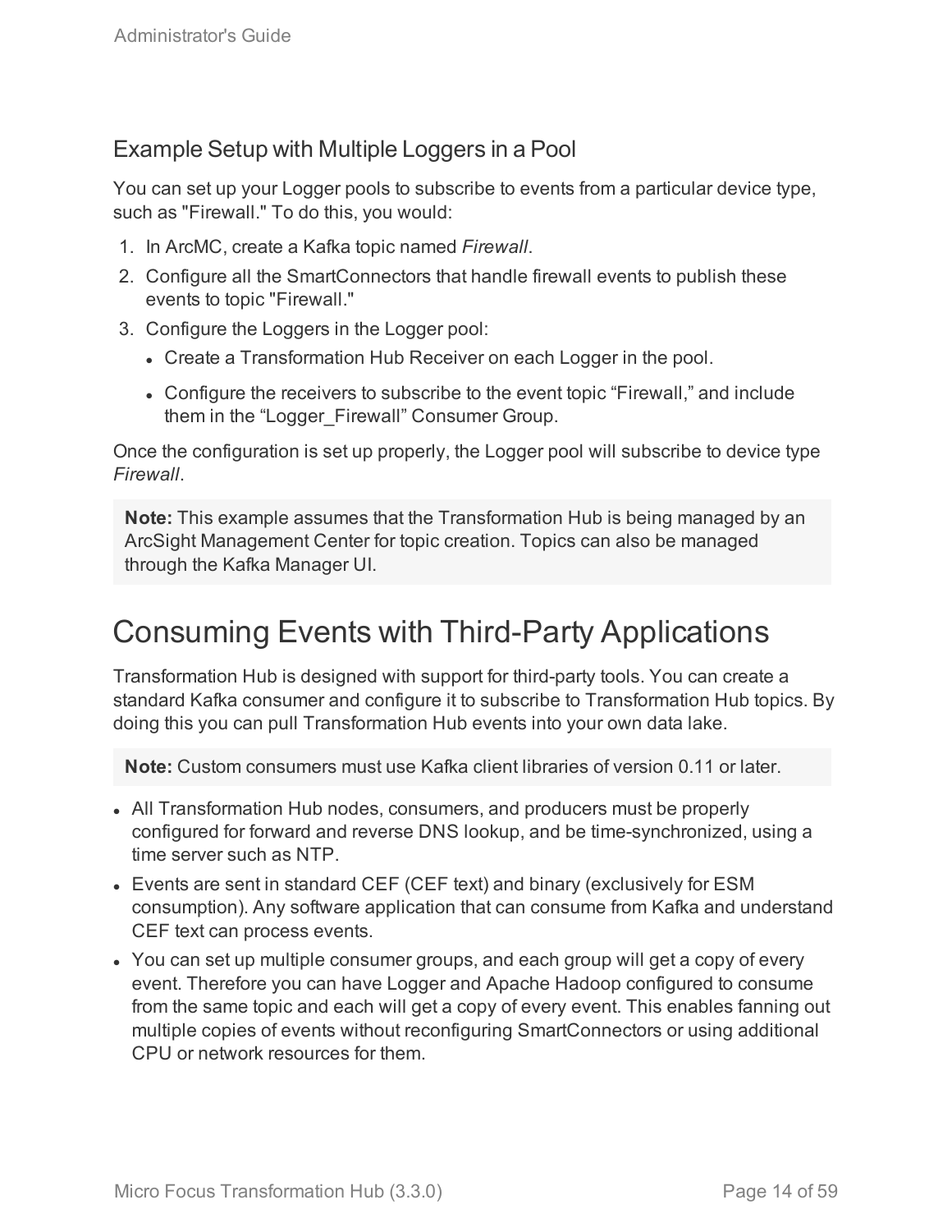### Example Setup with Multiple Loggers in a Pool

You can set up your Logger pools to subscribe to events from a particular device type, such as "Firewall." To do this, you would:

1. In ArcMC, create a Kafka topic named *Firewall*.
2. Configure all the SmartConnectors that handle firewall events to publish these events to topic "Firewall."
3. Configure the Loggers in the Logger pool:
   - Create a Transformation Hub Receiver on each Logger in the pool.
   - Configure the receivers to subscribe to the event topic “Firewall,” and include them in the “Logger_Firewall” Consumer Group.

Once the configuration is set up properly, the Logger pool will subscribe to device type *Firewall*.

> **Note:** This example assumes that the Transformation Hub is being managed by an ArcSight Management Center for topic creation. Topics can also be managed through the Kafka Manager UI.

## Consuming Events with Third-Party Applications

Transformation Hub is designed with support for third-party tools. You can create a standard Kafka consumer and configure it to subscribe to Transformation Hub topics. By doing this you can pull Transformation Hub events into your own data lake.

> **Note:** Custom consumers must use Kafka client libraries of version 0.11 or later.

- All Transformation Hub nodes, consumers, and producers must be properly configured for forward and reverse DNS lookup, and be time-synchronized, using a time server such as NTP.
- Events are sent in standard CEF (CEF text) and binary (exclusively for ESM consumption). Any software application that can consume from Kafka and understand CEF text can process events.
- You can set up multiple consumer groups, and each group will get a copy of every event. Therefore you can have Logger and Apache Hadoop configured to consume from the same topic and each will get a copy of every event. This enables fanning out multiple copies of events without reconfiguring SmartConnectors or using additional CPU or network resources for them.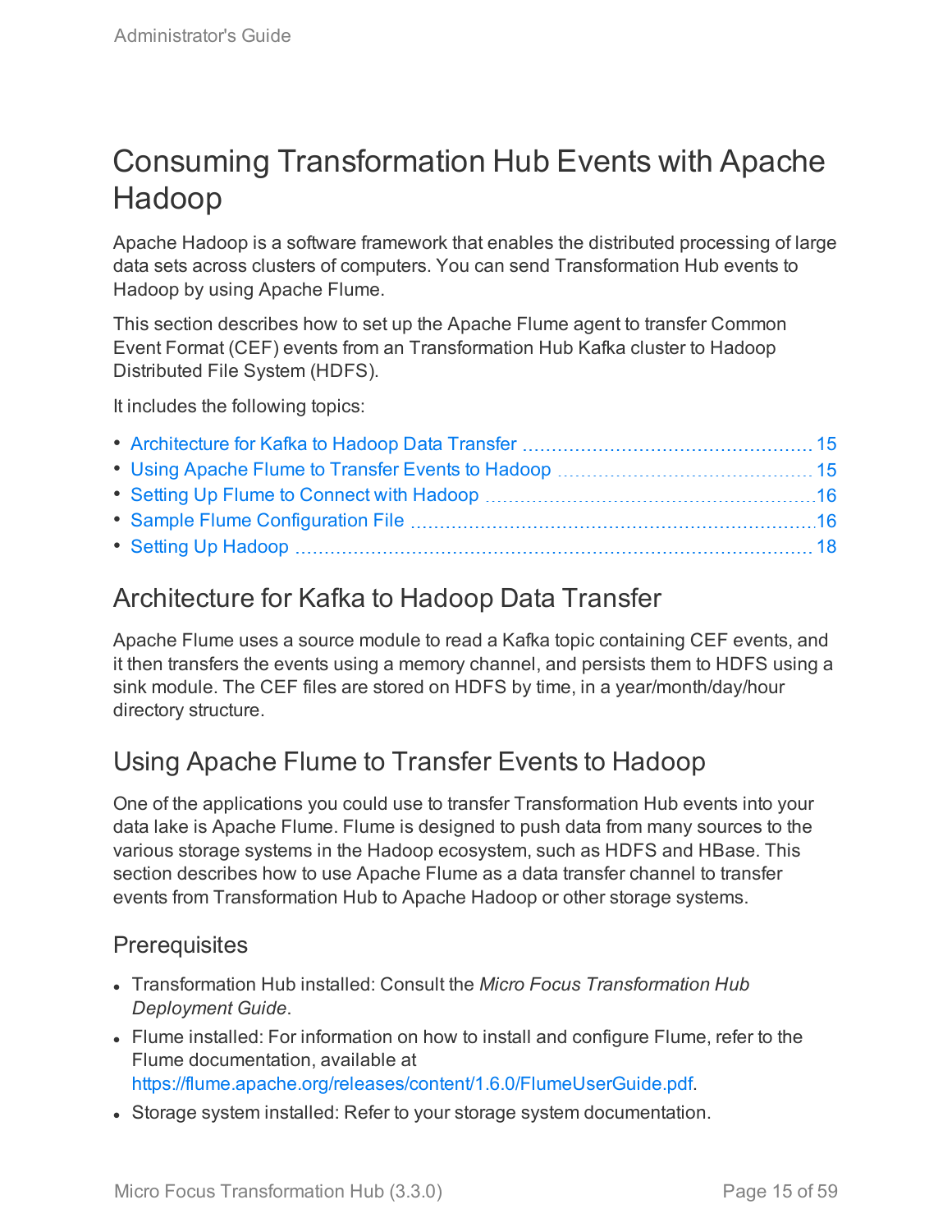# Consuming Transformation Hub Events with Apache Hadoop

Apache Hadoop is a software framework that enables the distributed processing of large data sets across clusters of computers. You can send Transformation Hub events to Hadoop by using Apache Flume.

This section describes how to set up the Apache Flume agent to transfer Common Event Format (CEF) events from an Transformation Hub Kafka cluster to Hadoop Distributed File System (HDFS).

It includes the following topics:

- Architecture for Kafka to Hadoop Data Transfer ..... 15
- Using Apache Flume to Transfer Events to Hadoop ..... 15
- Setting Up Flume to Connect with Hadoop ..... 16
- Sample Flume Configuration File ..... 16
- Setting Up Hadoop ..... 18

## Architecture for Kafka to Hadoop Data Transfer

Apache Flume uses a source module to read a Kafka topic containing CEF events, and it then transfers the events using a memory channel, and persists them to HDFS using a sink module. The CEF files are stored on HDFS by time, in a year/month/day/hour directory structure.

## Using Apache Flume to Transfer Events to Hadoop

One of the applications you could use to transfer Transformation Hub events into your data lake is Apache Flume. Flume is designed to push data from many sources to the various storage systems in the Hadoop ecosystem, such as HDFS and HBase. This section describes how to use Apache Flume as a data transfer channel to transfer events from Transformation Hub to Apache Hadoop or other storage systems.

### Prerequisites

- Transformation Hub installed: Consult the *Micro Focus Transformation Hub Deployment Guide*.
- Flume installed: For information on how to install and configure Flume, refer to the Flume documentation, available at https://flume.apache.org/releases/content/1.6.0/FlumeUserGuide.pdf.
- Storage system installed: Refer to your storage system documentation.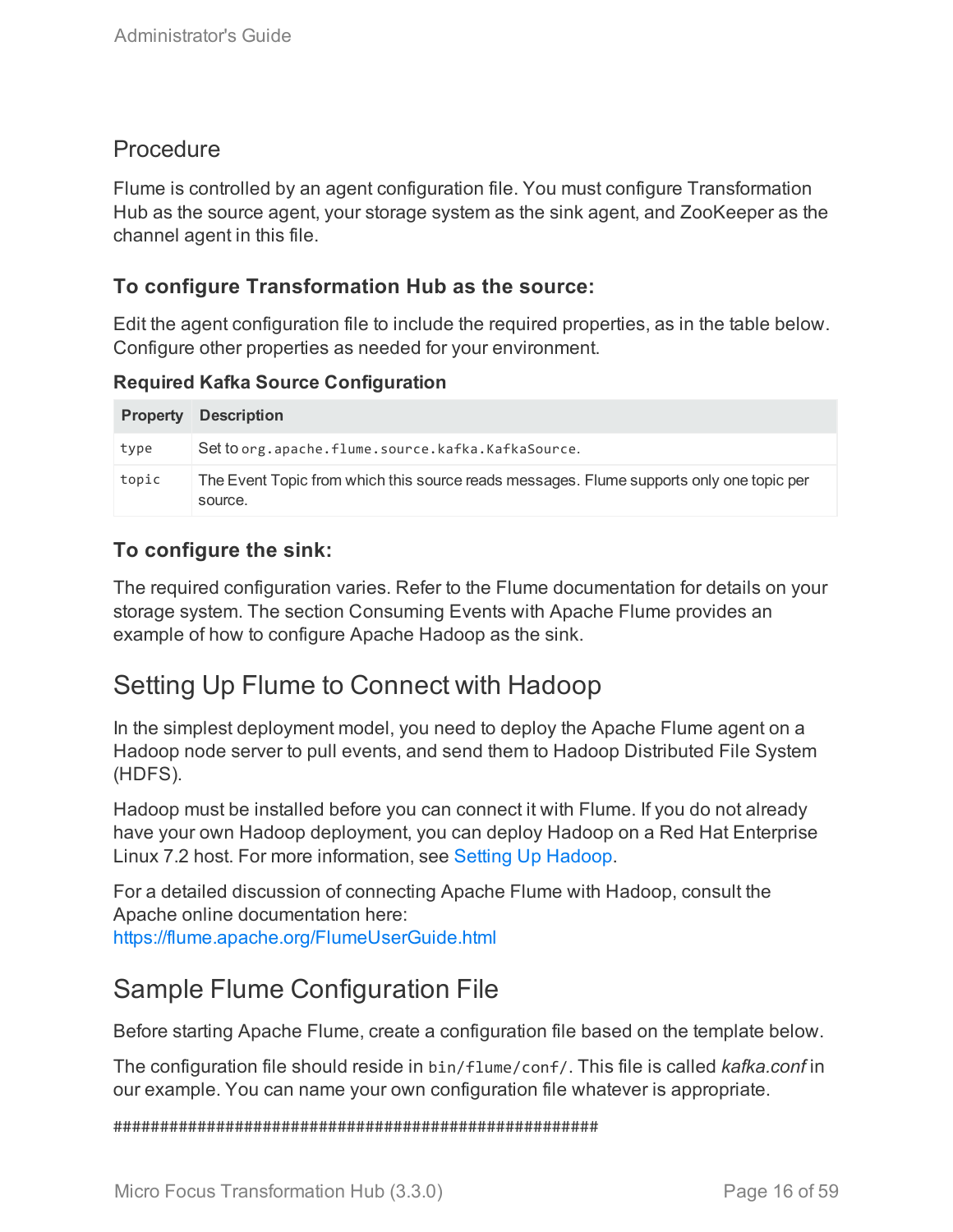## Procedure

Flume is controlled by an agent configuration file. You must configure Transformation Hub as the source agent, your storage system as the sink agent, and ZooKeeper as the channel agent in this file.

### To configure Transformation Hub as the source:

Edit the agent configuration file to include the required properties, as in the table below. Configure other properties as needed for your environment.

**Required Kafka Source Configuration**

| Property | Description |
|---|---|
| `type` | Set to `org.apache.flume.source.kafka.KafkaSource`. |
| `topic` | The Event Topic from which this source reads messages. Flume supports only one topic per source. |

### To configure the sink:

The required configuration varies. Refer to the Flume documentation for details on your storage system. The section Consuming Events with Apache Flume provides an example of how to configure Apache Hadoop as the sink.

# Setting Up Flume to Connect with Hadoop

In the simplest deployment model, you need to deploy the Apache Flume agent on a Hadoop node server to pull events, and send them to Hadoop Distributed File System (HDFS).

Hadoop must be installed before you can connect it with Flume. If you do not already have your own Hadoop deployment, you can deploy Hadoop on a Red Hat Enterprise Linux 7.2 host. For more information, see Setting Up Hadoop.

For a detailed discussion of connecting Apache Flume with Hadoop, consult the Apache online documentation here:
https://flume.apache.org/FlumeUserGuide.html

# Sample Flume Configuration File

Before starting Apache Flume, create a configuration file based on the template below.

The configuration file should reside in `bin/flume/conf/`. This file is called *kafka.conf* in our example. You can name your own configuration file whatever is appropriate.

```
#######################################################
```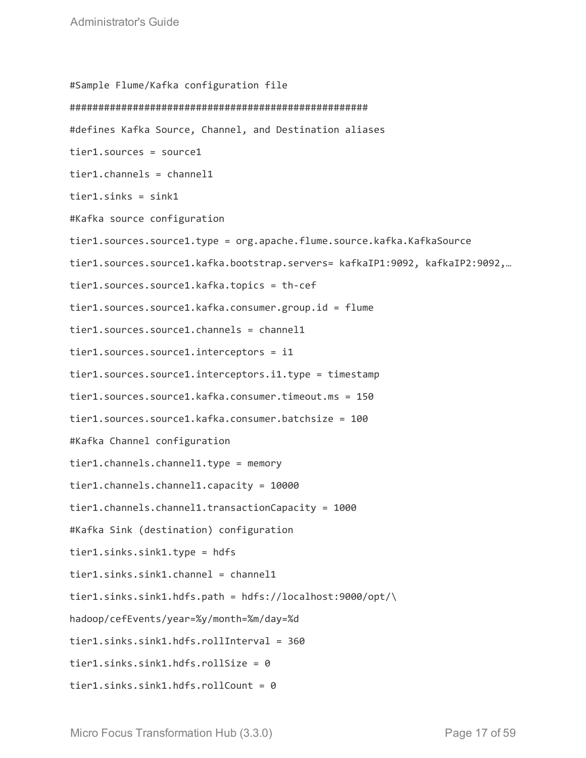```
#Sample Flume/Kafka configuration file

####################################################

#defines Kafka Source, Channel, and Destination aliases

tier1.sources = source1

tier1.channels = channel1

tier1.sinks = sink1

#Kafka source configuration

tier1.sources.source1.type = org.apache.flume.source.kafka.KafkaSource

tier1.sources.source1.kafka.bootstrap.servers= kafkaIP1:9092, kafkaIP2:9092,…

tier1.sources.source1.kafka.topics = th-cef

tier1.sources.source1.kafka.consumer.group.id = flume

tier1.sources.source1.channels = channel1

tier1.sources.source1.interceptors = i1

tier1.sources.source1.interceptors.i1.type = timestamp

tier1.sources.source1.kafka.consumer.timeout.ms = 150

tier1.sources.source1.kafka.consumer.batchsize = 100

#Kafka Channel configuration

tier1.channels.channel1.type = memory

tier1.channels.channel1.capacity = 10000

tier1.channels.channel1.transactionCapacity = 1000

#Kafka Sink (destination) configuration

tier1.sinks.sink1.type = hdfs

tier1.sinks.sink1.channel = channel1

tier1.sinks.sink1.hdfs.path = hdfs://localhost:9000/opt/\

hadoop/cefEvents/year=%y/month=%m/day=%d

tier1.sinks.sink1.hdfs.rollInterval = 360

tier1.sinks.sink1.hdfs.rollSize = 0

tier1.sinks.sink1.hdfs.rollCount = 0
```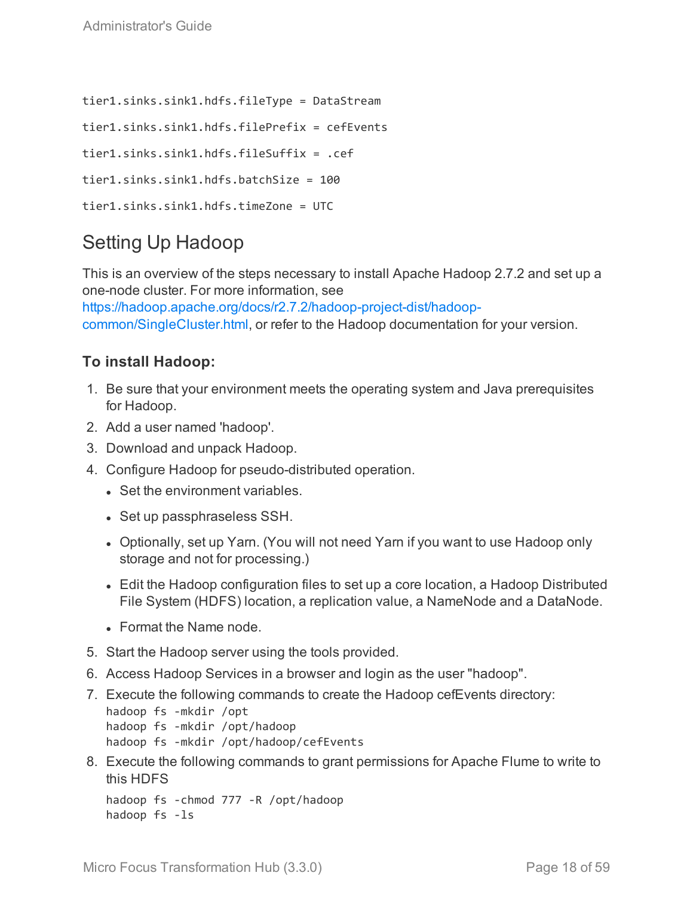```
tier1.sinks.sink1.hdfs.fileType = DataStream
tier1.sinks.sink1.hdfs.filePrefix = cefEvents
tier1.sinks.sink1.hdfs.fileSuffix = .cef
tier1.sinks.sink1.hdfs.batchSize = 100
tier1.sinks.sink1.hdfs.timeZone = UTC
```

## Setting Up Hadoop

This is an overview of the steps necessary to install Apache Hadoop 2.7.2 and set up a one-node cluster. For more information, see https://hadoop.apache.org/docs/r2.7.2/hadoop-project-dist/hadoop-common/SingleCluster.html, or refer to the Hadoop documentation for your version.

### To install Hadoop:

1. Be sure that your environment meets the operating system and Java prerequisites for Hadoop.
2. Add a user named 'hadoop'.
3. Download and unpack Hadoop.
4. Configure Hadoop for pseudo-distributed operation.
   - Set the environment variables.
   - Set up passphraseless SSH.
   - Optionally, set up Yarn. (You will not need Yarn if you want to use Hadoop only storage and not for processing.)
   - Edit the Hadoop configuration files to set up a core location, a Hadoop Distributed File System (HDFS) location, a replication value, a NameNode and a DataNode.
   - Format the Name node.
5. Start the Hadoop server using the tools provided.
6. Access Hadoop Services in a browser and login as the user "hadoop".
7. Execute the following commands to create the Hadoop cefEvents directory:
   ```
   hadoop fs -mkdir /opt
   hadoop fs -mkdir /opt/hadoop
   hadoop fs -mkdir /opt/hadoop/cefEvents
   ```
8. Execute the following commands to grant permissions for Apache Flume to write to this HDFS
   ```
   hadoop fs -chmod 777 -R /opt/hadoop
   hadoop fs -ls
   ```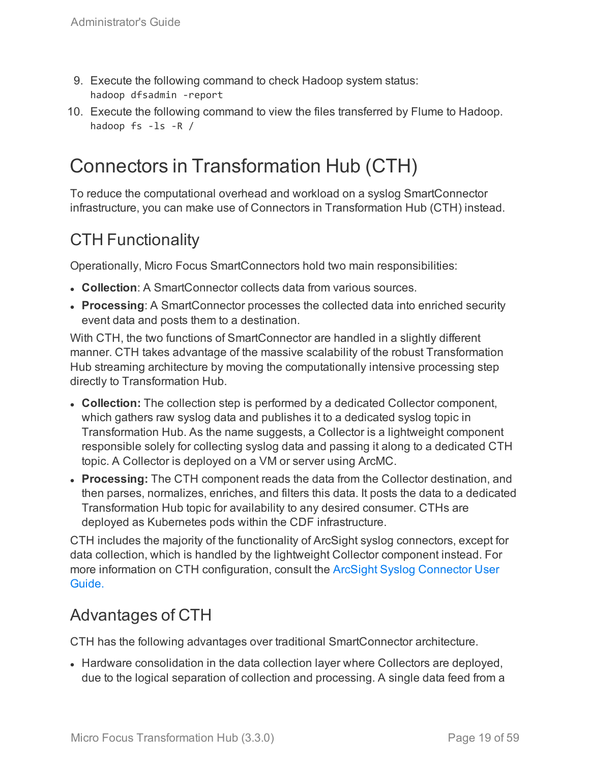9. Execute the following command to check Hadoop system status:
   ```
   hadoop dfsadmin -report
   ```
10. Execute the following command to view the files transferred by Flume to Hadoop.
    ```
    hadoop fs -ls -R /
    ```

# Connectors in Transformation Hub (CTH)

To reduce the computational overhead and workload on a syslog SmartConnector infrastructure, you can make use of Connectors in Transformation Hub (CTH) instead.

## CTH Functionality

Operationally, Micro Focus SmartConnectors hold two main responsibilities:

- **Collection**: A SmartConnector collects data from various sources.
- **Processing**: A SmartConnector processes the collected data into enriched security event data and posts them to a destination.

With CTH, the two functions of SmartConnector are handled in a slightly different manner. CTH takes advantage of the massive scalability of the robust Transformation Hub streaming architecture by moving the computationally intensive processing step directly to Transformation Hub.

- **Collection:** The collection step is performed by a dedicated Collector component, which gathers raw syslog data and publishes it to a dedicated syslog topic in Transformation Hub. As the name suggests, a Collector is a lightweight component responsible solely for collecting syslog data and passing it along to a dedicated CTH topic. A Collector is deployed on a VM or server using ArcMC.
- **Processing:** The CTH component reads the data from the Collector destination, and then parses, normalizes, enriches, and filters this data. It posts the data to a dedicated Transformation Hub topic for availability to any desired consumer. CTHs are deployed as Kubernetes pods within the CDF infrastructure.

CTH includes the majority of the functionality of ArcSight syslog connectors, except for data collection, which is handled by the lightweight Collector component instead. For more information on CTH configuration, consult the ArcSight Syslog Connector User Guide.

## Advantages of CTH

CTH has the following advantages over traditional SmartConnector architecture.

- Hardware consolidation in the data collection layer where Collectors are deployed, due to the logical separation of collection and processing. A single data feed from a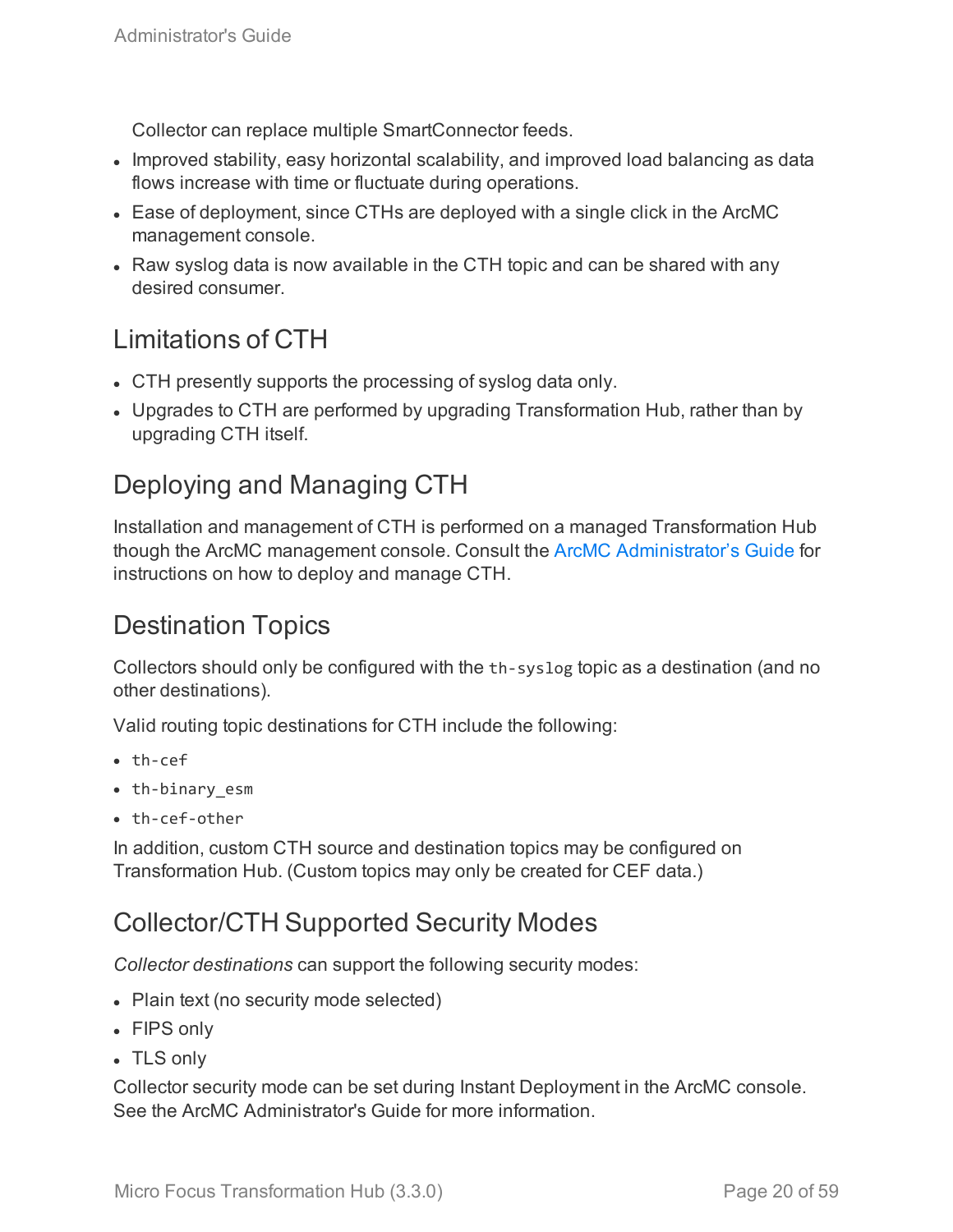Collector can replace multiple SmartConnector feeds.

- Improved stability, easy horizontal scalability, and improved load balancing as data flows increase with time or fluctuate during operations.
- Ease of deployment, since CTHs are deployed with a single click in the ArcMC management console.
- Raw syslog data is now available in the CTH topic and can be shared with any desired consumer.

## Limitations of CTH

- CTH presently supports the processing of syslog data only.
- Upgrades to CTH are performed by upgrading Transformation Hub, rather than by upgrading CTH itself.

## Deploying and Managing CTH

Installation and management of CTH is performed on a managed Transformation Hub though the ArcMC management console. Consult the ArcMC Administrator's Guide for instructions on how to deploy and manage CTH.

## Destination Topics

Collectors should only be configured with the `th-syslog` topic as a destination (and no other destinations).

Valid routing topic destinations for CTH include the following:

- `th-cef`
- `th-binary_esm`
- `th-cef-other`

In addition, custom CTH source and destination topics may be configured on Transformation Hub. (Custom topics may only be created for CEF data.)

## Collector/CTH Supported Security Modes

*Collector destinations* can support the following security modes:

- Plain text (no security mode selected)
- FIPS only
- TLS only

Collector security mode can be set during Instant Deployment in the ArcMC console. See the ArcMC Administrator's Guide for more information.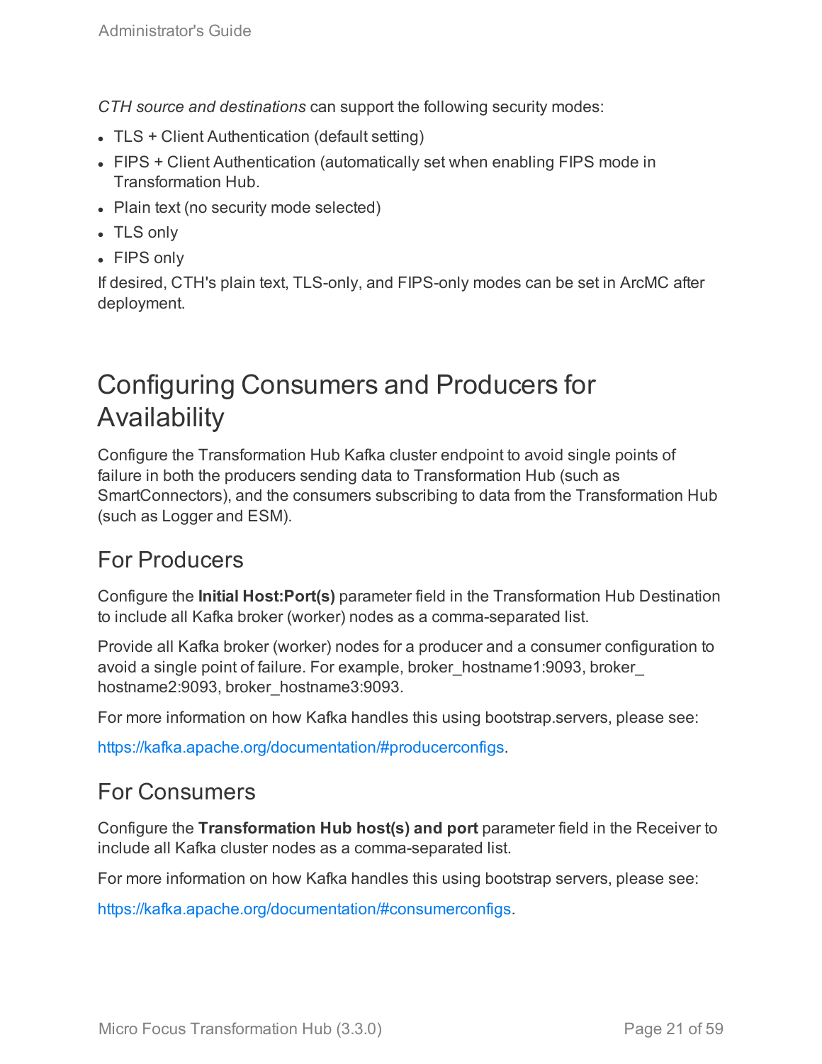*CTH source and destinations* can support the following security modes:

- TLS + Client Authentication (default setting)
- FIPS + Client Authentication (automatically set when enabling FIPS mode in Transformation Hub.
- Plain text (no security mode selected)
- TLS only
- FIPS only

If desired, CTH's plain text, TLS-only, and FIPS-only modes can be set in ArcMC after deployment.

# Configuring Consumers and Producers for Availability

Configure the Transformation Hub Kafka cluster endpoint to avoid single points of failure in both the producers sending data to Transformation Hub (such as SmartConnectors), and the consumers subscribing to data from the Transformation Hub (such as Logger and ESM).

## For Producers

Configure the **Initial Host:Port(s)** parameter field in the Transformation Hub Destination to include all Kafka broker (worker) nodes as a comma-separated list.

Provide all Kafka broker (worker) nodes for a producer and a consumer configuration to avoid a single point of failure. For example, broker_hostname1:9093, broker_hostname2:9093, broker_hostname3:9093.

For more information on how Kafka handles this using bootstrap.servers, please see:

https://kafka.apache.org/documentation/#producerconfigs.

## For Consumers

Configure the **Transformation Hub host(s) and port** parameter field in the Receiver to include all Kafka cluster nodes as a comma-separated list.

For more information on how Kafka handles this using bootstrap servers, please see:

https://kafka.apache.org/documentation/#consumerconfigs.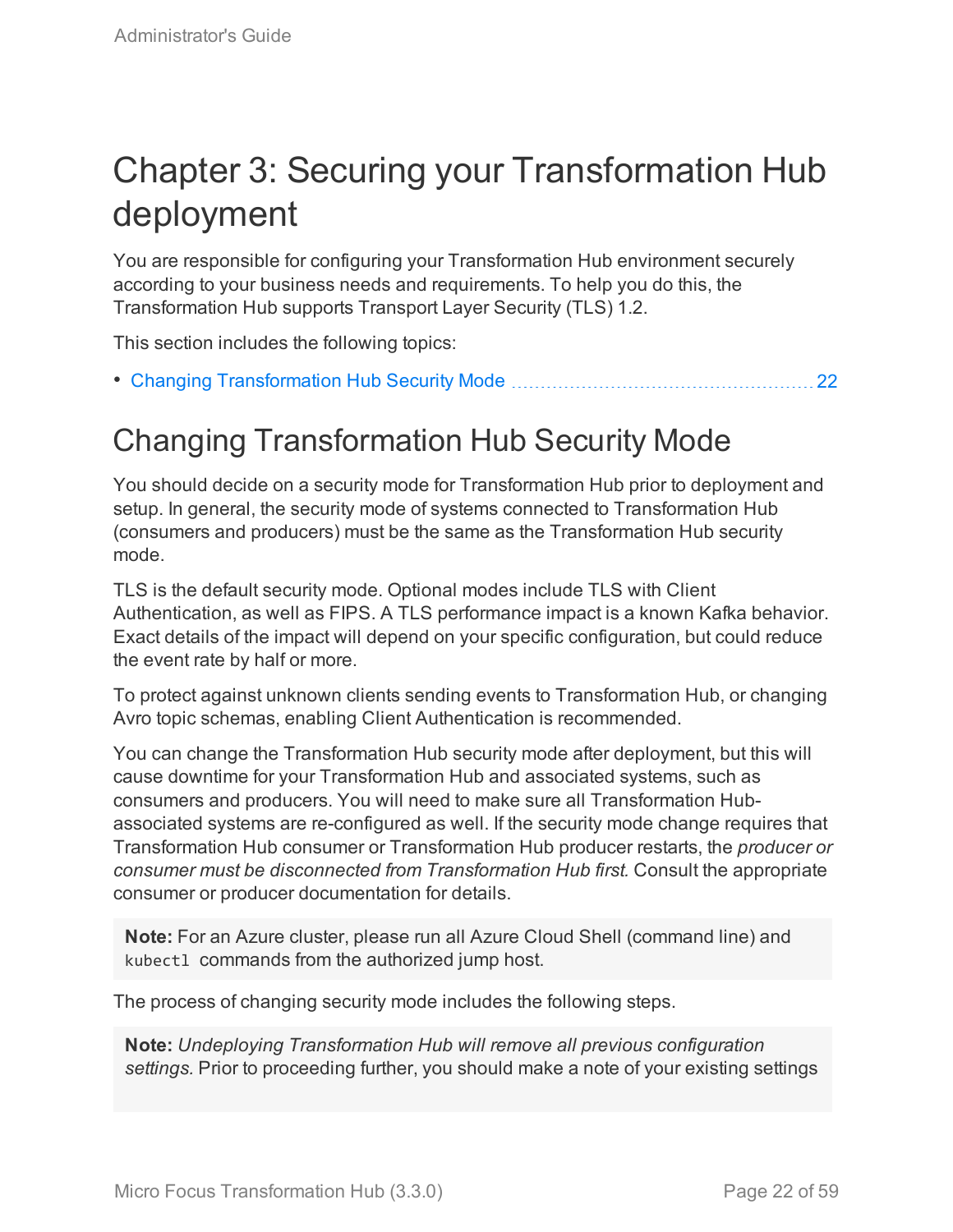# Chapter 3: Securing your Transformation Hub deployment

You are responsible for configuring your Transformation Hub environment securely according to your business needs and requirements. To help you do this, the Transformation Hub supports Transport Layer Security (TLS) 1.2.

This section includes the following topics:

- Changing Transformation Hub Security Mode ........ 22

## Changing Transformation Hub Security Mode

You should decide on a security mode for Transformation Hub prior to deployment and setup. In general, the security mode of systems connected to Transformation Hub (consumers and producers) must be the same as the Transformation Hub security mode.

TLS is the default security mode. Optional modes include TLS with Client Authentication, as well as FIPS. A TLS performance impact is a known Kafka behavior. Exact details of the impact will depend on your specific configuration, but could reduce the event rate by half or more.

To protect against unknown clients sending events to Transformation Hub, or changing Avro topic schemas, enabling Client Authentication is recommended.

You can change the Transformation Hub security mode after deployment, but this will cause downtime for your Transformation Hub and associated systems, such as consumers and producers. You will need to make sure all Transformation Hub-associated systems are re-configured as well. If the security mode change requires that Transformation Hub consumer or Transformation Hub producer restarts, the *producer or consumer must be disconnected from Transformation Hub first*. Consult the appropriate consumer or producer documentation for details.

> **Note:** For an Azure cluster, please run all Azure Cloud Shell (command line) and `kubectl` commands from the authorized jump host.

The process of changing security mode includes the following steps.

> **Note:** *Undeploying Transformation Hub will remove all previous configuration settings.* Prior to proceeding further, you should make a note of your existing settings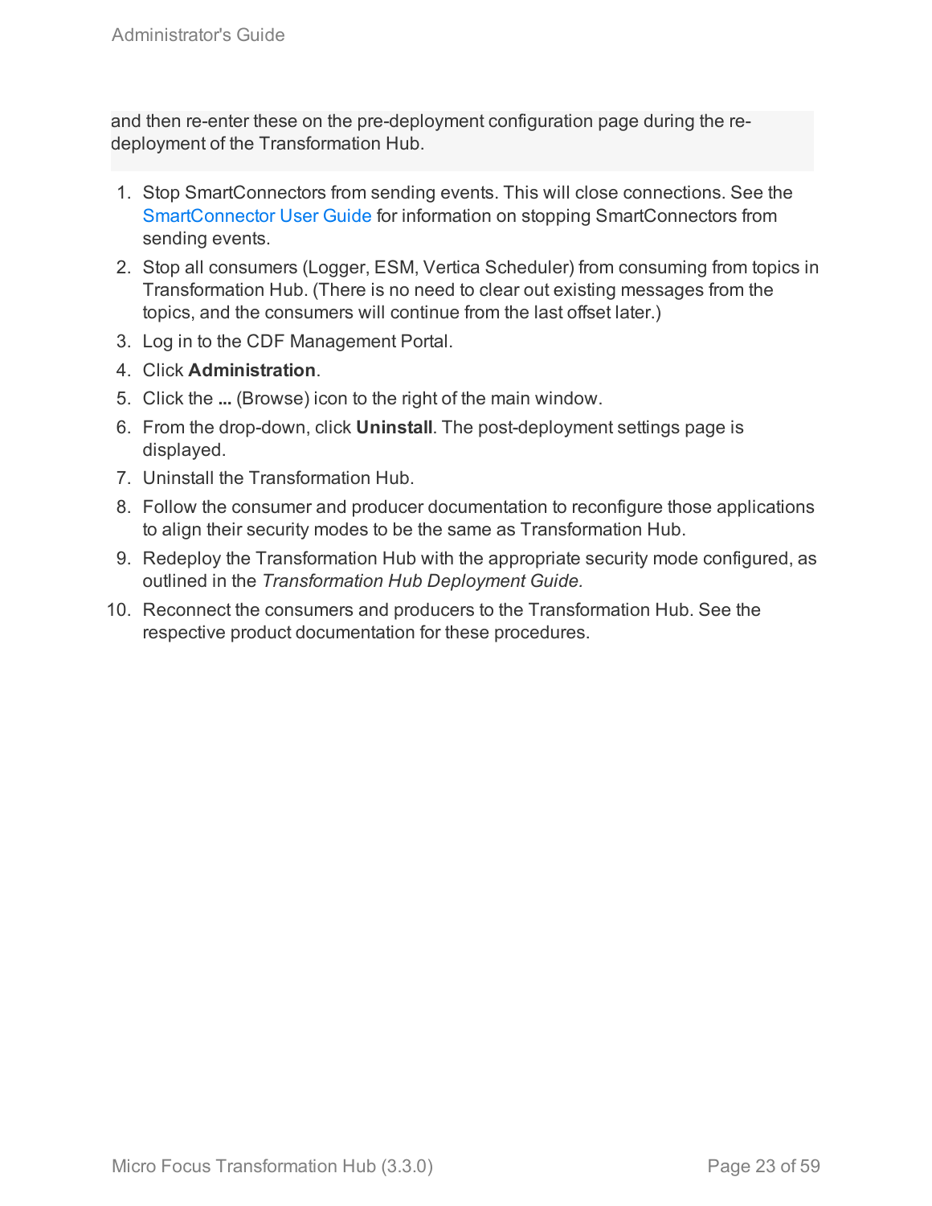and then re-enter these on the pre-deployment configuration page during the re-deployment of the Transformation Hub.

1. Stop SmartConnectors from sending events. This will close connections. See the SmartConnector User Guide for information on stopping SmartConnectors from sending events.
2. Stop all consumers (Logger, ESM, Vertica Scheduler) from consuming from topics in Transformation Hub. (There is no need to clear out existing messages from the topics, and the consumers will continue from the last offset later.)
3. Log in to the CDF Management Portal.
4. Click **Administration**.
5. Click the **...** (Browse) icon to the right of the main window.
6. From the drop-down, click **Uninstall**. The post-deployment settings page is displayed.
7. Uninstall the Transformation Hub.
8. Follow the consumer and producer documentation to reconfigure those applications to align their security modes to be the same as Transformation Hub.
9. Redeploy the Transformation Hub with the appropriate security mode configured, as outlined in the *Transformation Hub Deployment Guide.*
10. Reconnect the consumers and producers to the Transformation Hub. See the respective product documentation for these procedures.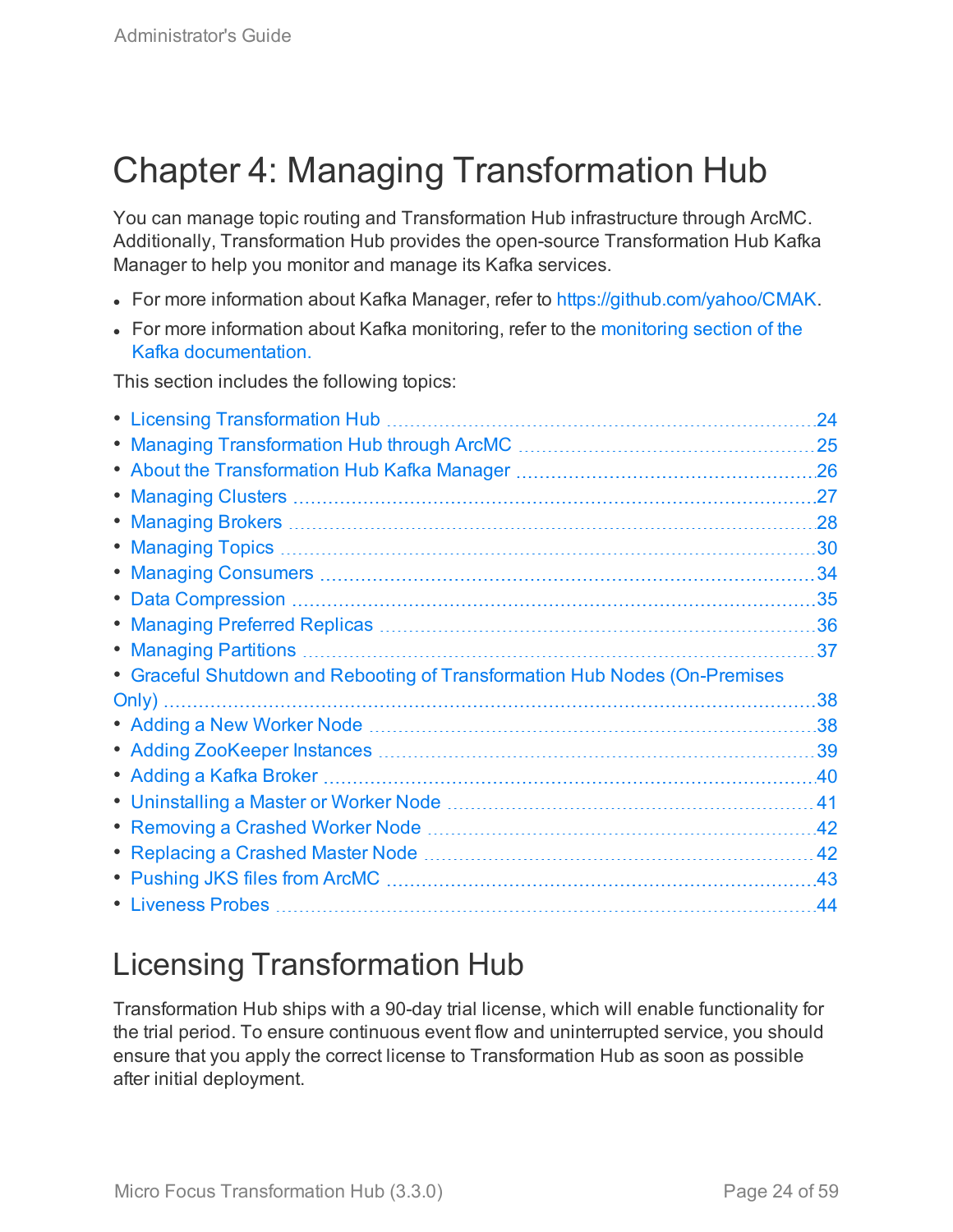# Chapter 4: Managing Transformation Hub

You can manage topic routing and Transformation Hub infrastructure through ArcMC. Additionally, Transformation Hub provides the open-source Transformation Hub Kafka Manager to help you monitor and manage its Kafka services.

- For more information about Kafka Manager, refer to https://github.com/yahoo/CMAK.
- For more information about Kafka monitoring, refer to the monitoring section of the Kafka documentation.

This section includes the following topics:

- Licensing Transformation Hub ... 24
- Managing Transformation Hub through ArcMC ... 25
- About the Transformation Hub Kafka Manager ... 26
- Managing Clusters ... 27
- Managing Brokers ... 28
- Managing Topics ... 30
- Managing Consumers ... 34
- Data Compression ... 35
- Managing Preferred Replicas ... 36
- Managing Partitions ... 37
- Graceful Shutdown and Rebooting of Transformation Hub Nodes (On-Premises Only) ... 38
- Adding a New Worker Node ... 38
- Adding ZooKeeper Instances ... 39
- Adding a Kafka Broker ... 40
- Uninstalling a Master or Worker Node ... 41
- Removing a Crashed Worker Node ... 42
- Replacing a Crashed Master Node ... 42
- Pushing JKS files from ArcMC ... 43
- Liveness Probes ... 44

## Licensing Transformation Hub

Transformation Hub ships with a 90-day trial license, which will enable functionality for the trial period. To ensure continuous event flow and uninterrupted service, you should ensure that you apply the correct license to Transformation Hub as soon as possible after initial deployment.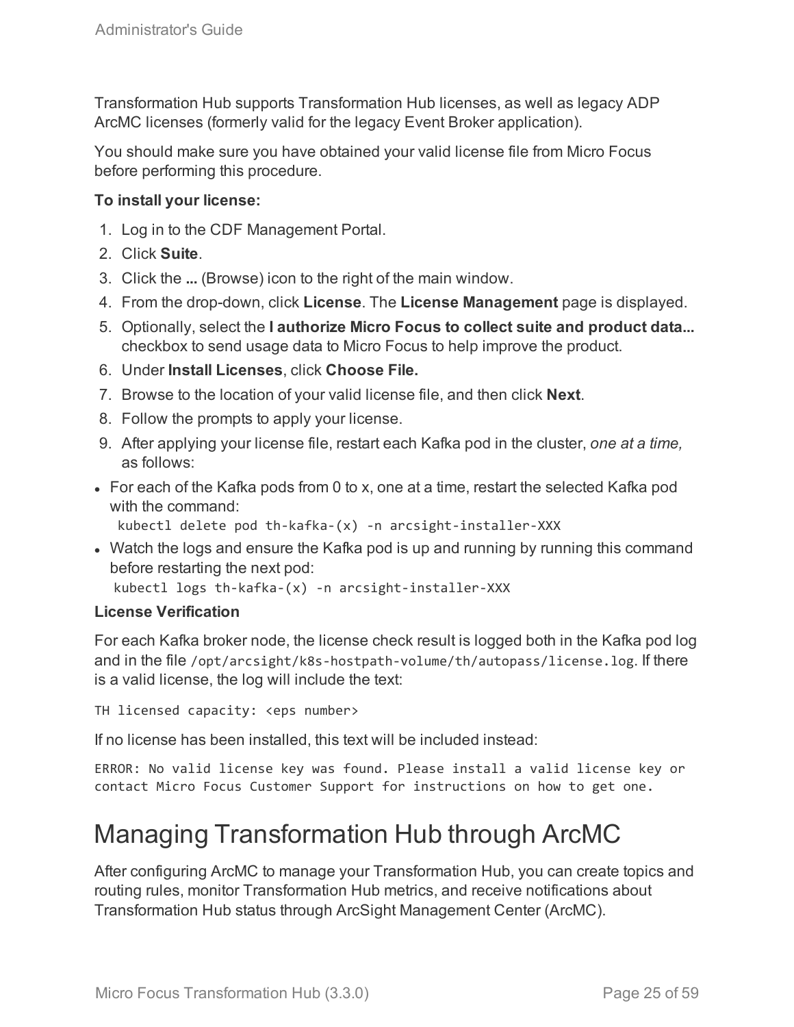Transformation Hub supports Transformation Hub licenses, as well as legacy ADP ArcMC licenses (formerly valid for the legacy Event Broker application).

You should make sure you have obtained your valid license file from Micro Focus before performing this procedure.

**To install your license:**

1. Log in to the CDF Management Portal.
2. Click **Suite**.
3. Click the **...** (Browse) icon to the right of the main window.
4. From the drop-down, click **License**. The **License Management** page is displayed.
5. Optionally, select the **I authorize Micro Focus to collect suite and product data...** checkbox to send usage data to Micro Focus to help improve the product.
6. Under **Install Licenses**, click **Choose File.**
7. Browse to the location of your valid license file, and then click **Next**.
8. Follow the prompts to apply your license.
9. After applying your license file, restart each Kafka pod in the cluster, *one at a time,* as follows:

- For each of the Kafka pods from 0 to x, one at a time, restart the selected Kafka pod with the command:
  ```
  kubectl delete pod th-kafka-(x) -n arcsight-installer-XXX
  ```
- Watch the logs and ensure the Kafka pod is up and running by running this command before restarting the next pod:
  ```
  kubectl logs th-kafka-(x) -n arcsight-installer-XXX
  ```

**License Verification**

For each Kafka broker node, the license check result is logged both in the Kafka pod log and in the file `/opt/arcsight/k8s-hostpath-volume/th/autopass/license.log`. If there is a valid license, the log will include the text:

```
TH licensed capacity: <eps number>
```

If no license has been installed, this text will be included instead:

```
ERROR: No valid license key was found. Please install a valid license key or
contact Micro Focus Customer Support for instructions on how to get one.
```

# Managing Transformation Hub through ArcMC

After configuring ArcMC to manage your Transformation Hub, you can create topics and routing rules, monitor Transformation Hub metrics, and receive notifications about Transformation Hub status through ArcSight Management Center (ArcMC).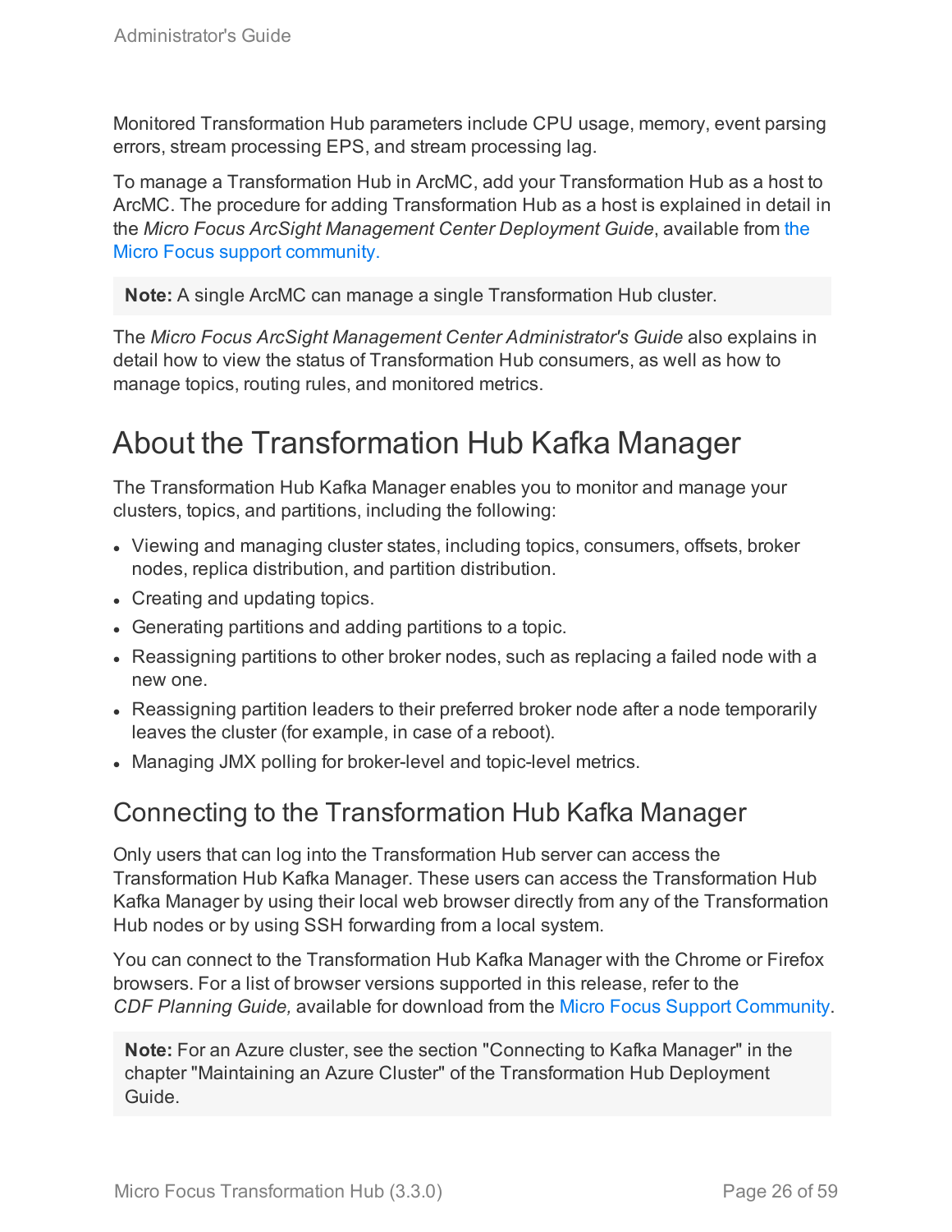Monitored Transformation Hub parameters include CPU usage, memory, event parsing errors, stream processing EPS, and stream processing lag.

To manage a Transformation Hub in ArcMC, add your Transformation Hub as a host to ArcMC. The procedure for adding Transformation Hub as a host is explained in detail in the *Micro Focus ArcSight Management Center Deployment Guide*, available from the Micro Focus support community.

> **Note:** A single ArcMC can manage a single Transformation Hub cluster.

The *Micro Focus ArcSight Management Center Administrator's Guide* also explains in detail how to view the status of Transformation Hub consumers, as well as how to manage topics, routing rules, and monitored metrics.

# About the Transformation Hub Kafka Manager

The Transformation Hub Kafka Manager enables you to monitor and manage your clusters, topics, and partitions, including the following:

- Viewing and managing cluster states, including topics, consumers, offsets, broker nodes, replica distribution, and partition distribution.
- Creating and updating topics.
- Generating partitions and adding partitions to a topic.
- Reassigning partitions to other broker nodes, such as replacing a failed node with a new one.
- Reassigning partition leaders to their preferred broker node after a node temporarily leaves the cluster (for example, in case of a reboot).
- Managing JMX polling for broker-level and topic-level metrics.

## Connecting to the Transformation Hub Kafka Manager

Only users that can log into the Transformation Hub server can access the Transformation Hub Kafka Manager. These users can access the Transformation Hub Kafka Manager by using their local web browser directly from any of the Transformation Hub nodes or by using SSH forwarding from a local system.

You can connect to the Transformation Hub Kafka Manager with the Chrome or Firefox browsers. For a list of browser versions supported in this release, refer to the *CDF Planning Guide,* available for download from the Micro Focus Support Community.

> **Note:** For an Azure cluster, see the section "Connecting to Kafka Manager" in the chapter "Maintaining an Azure Cluster" of the Transformation Hub Deployment Guide.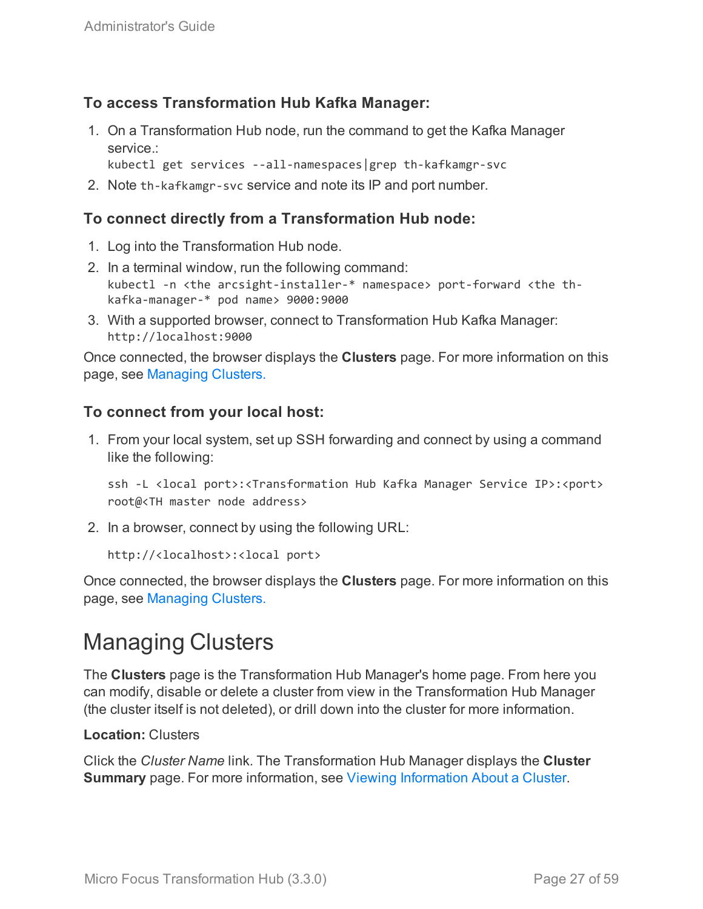### To access Transformation Hub Kafka Manager:

1. On a Transformation Hub node, run the command to get the Kafka Manager service.:
   `kubectl get services --all-namespaces|grep th-kafkamgr-svc`
2. Note `th-kafkamgr-svc` service and note its IP and port number.

### To connect directly from a Transformation Hub node:

1. Log into the Transformation Hub node.
2. In a terminal window, run the following command:
   `kubectl -n <the arcsight-installer-* namespace> port-forward <the th-kafka-manager-* pod name> 9000:9000`
3. With a supported browser, connect to Transformation Hub Kafka Manager:
   `http://localhost:9000`

Once connected, the browser displays the **Clusters** page. For more information on this page, see Managing Clusters.

### To connect from your local host:

1. From your local system, set up SSH forwarding and connect by using a command like the following:

   ```
   ssh -L <local port>:<Transformation Hub Kafka Manager Service IP>:<port>
   root@<TH master node address>
   ```

2. In a browser, connect by using the following URL:

   ```
   http://<localhost>:<local port>
   ```

Once connected, the browser displays the **Clusters** page. For more information on this page, see Managing Clusters.

# Managing Clusters

The **Clusters** page is the Transformation Hub Manager's home page. From here you can modify, disable or delete a cluster from view in the Transformation Hub Manager (the cluster itself is not deleted), or drill down into the cluster for more information.

**Location:** Clusters

Click the *Cluster Name* link. The Transformation Hub Manager displays the **Cluster Summary** page. For more information, see Viewing Information About a Cluster.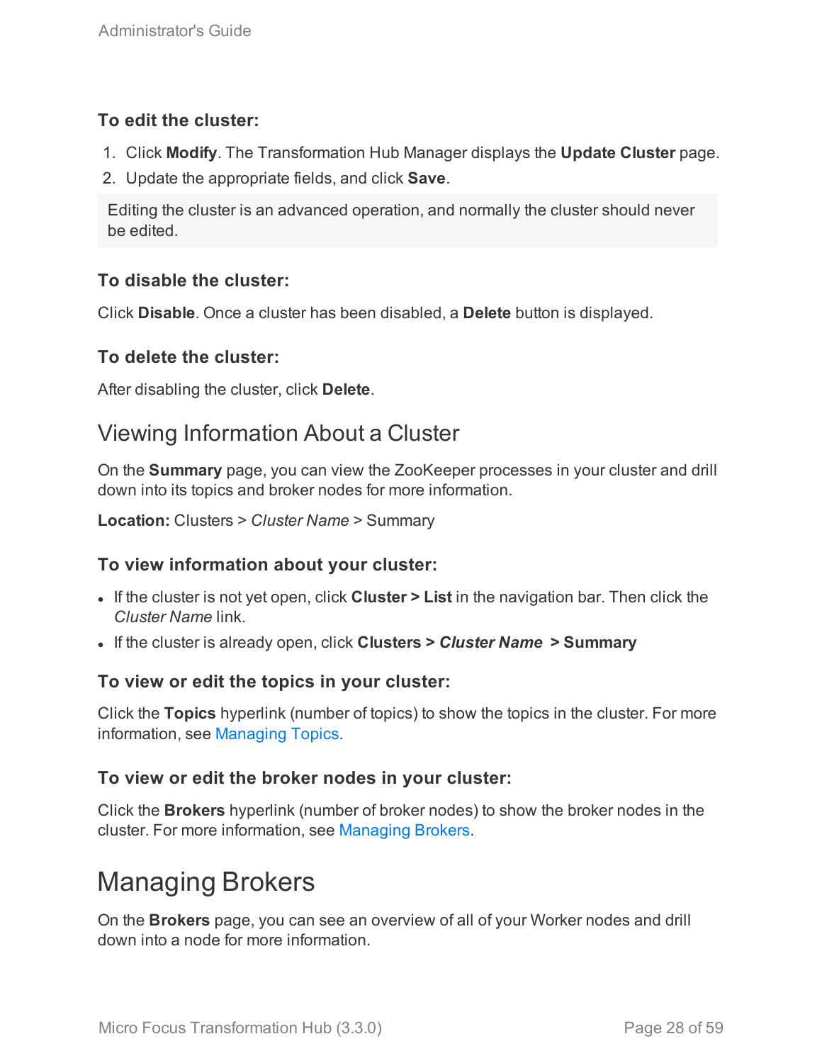### To edit the cluster:

1. Click **Modify**. The Transformation Hub Manager displays the **Update Cluster** page.
2. Update the appropriate fields, and click **Save**.

> Editing the cluster is an advanced operation, and normally the cluster should never be edited.

### To disable the cluster:

Click **Disable**. Once a cluster has been disabled, a **Delete** button is displayed.

### To delete the cluster:

After disabling the cluster, click **Delete**.

## Viewing Information About a Cluster

On the **Summary** page, you can view the ZooKeeper processes in your cluster and drill down into its topics and broker nodes for more information.

**Location:** Clusters > *Cluster Name* > Summary

### To view information about your cluster:

- If the cluster is not yet open, click **Cluster > List** in the navigation bar. Then click the *Cluster Name* link.
- If the cluster is already open, click **Clusters >** ***Cluster Name*** **> Summary**

### To view or edit the topics in your cluster:

Click the **Topics** hyperlink (number of topics) to show the topics in the cluster. For more information, see Managing Topics.

### To view or edit the broker nodes in your cluster:

Click the **Brokers** hyperlink (number of broker nodes) to show the broker nodes in the cluster. For more information, see Managing Brokers.

# Managing Brokers

On the **Brokers** page, you can see an overview of all of your Worker nodes and drill down into a node for more information.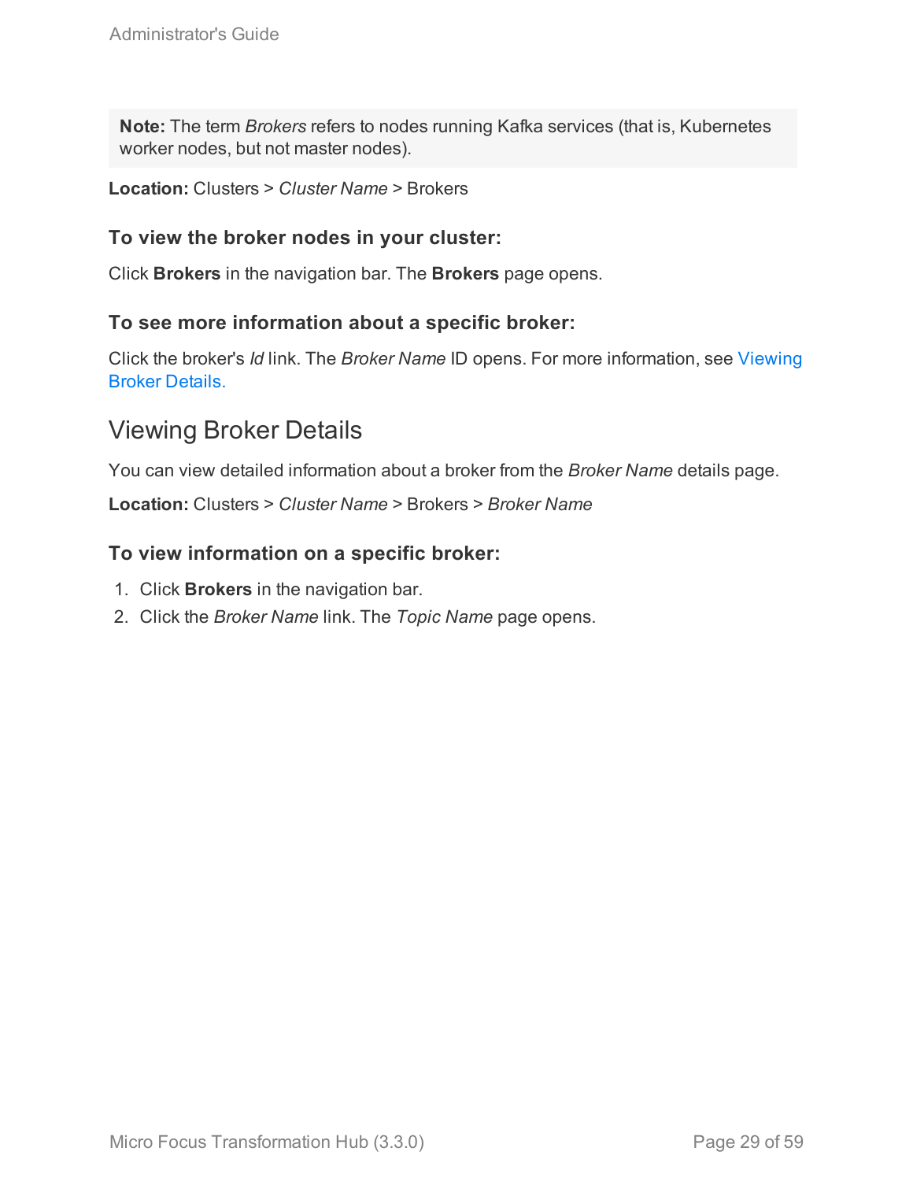> **Note:** The term *Brokers* refers to nodes running Kafka services (that is, Kubernetes worker nodes, but not master nodes).

**Location:** Clusters > *Cluster Name* > Brokers

### To view the broker nodes in your cluster:

Click **Brokers** in the navigation bar. The **Brokers** page opens.

### To see more information about a specific broker:

Click the broker's *Id* link. The *Broker Name* ID opens. For more information, see Viewing Broker Details.

## Viewing Broker Details

You can view detailed information about a broker from the *Broker Name* details page.

**Location:** Clusters > *Cluster Name* > Brokers > *Broker Name*

### To view information on a specific broker:

1. Click **Brokers** in the navigation bar.
2. Click the *Broker Name* link. The *Topic Name* page opens.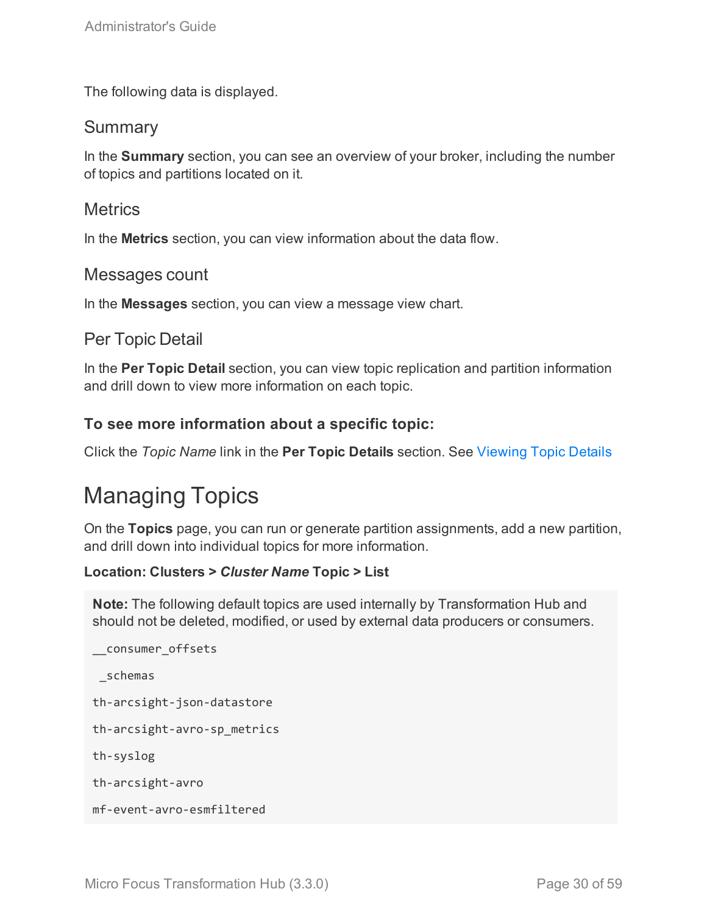The following data is displayed.

### Summary

In the **Summary** section, you can see an overview of your broker, including the number of topics and partitions located on it.

### Metrics

In the **Metrics** section, you can view information about the data flow.

### Messages count

In the **Messages** section, you can view a message view chart.

### Per Topic Detail

In the **Per Topic Detail** section, you can view topic replication and partition information and drill down to view more information on each topic.

#### To see more information about a specific topic:

Click the *Topic Name* link in the **Per Topic Details** section. See Viewing Topic Details

## Managing Topics

On the **Topics** page, you can run or generate partition assignments, add a new partition, and drill down into individual topics for more information.

**Location: Clusters > *Cluster Name* Topic > List**

> **Note:** The following default topics are used internally by Transformation Hub and should not be deleted, modified, or used by external data producers or consumers.
>
> ```
> __consumer_offsets
>
>  _schemas
>
> th-arcsight-json-datastore
>
> th-arcsight-avro-sp_metrics
>
> th-syslog
>
> th-arcsight-avro
>
> mf-event-avro-esmfiltered
> ```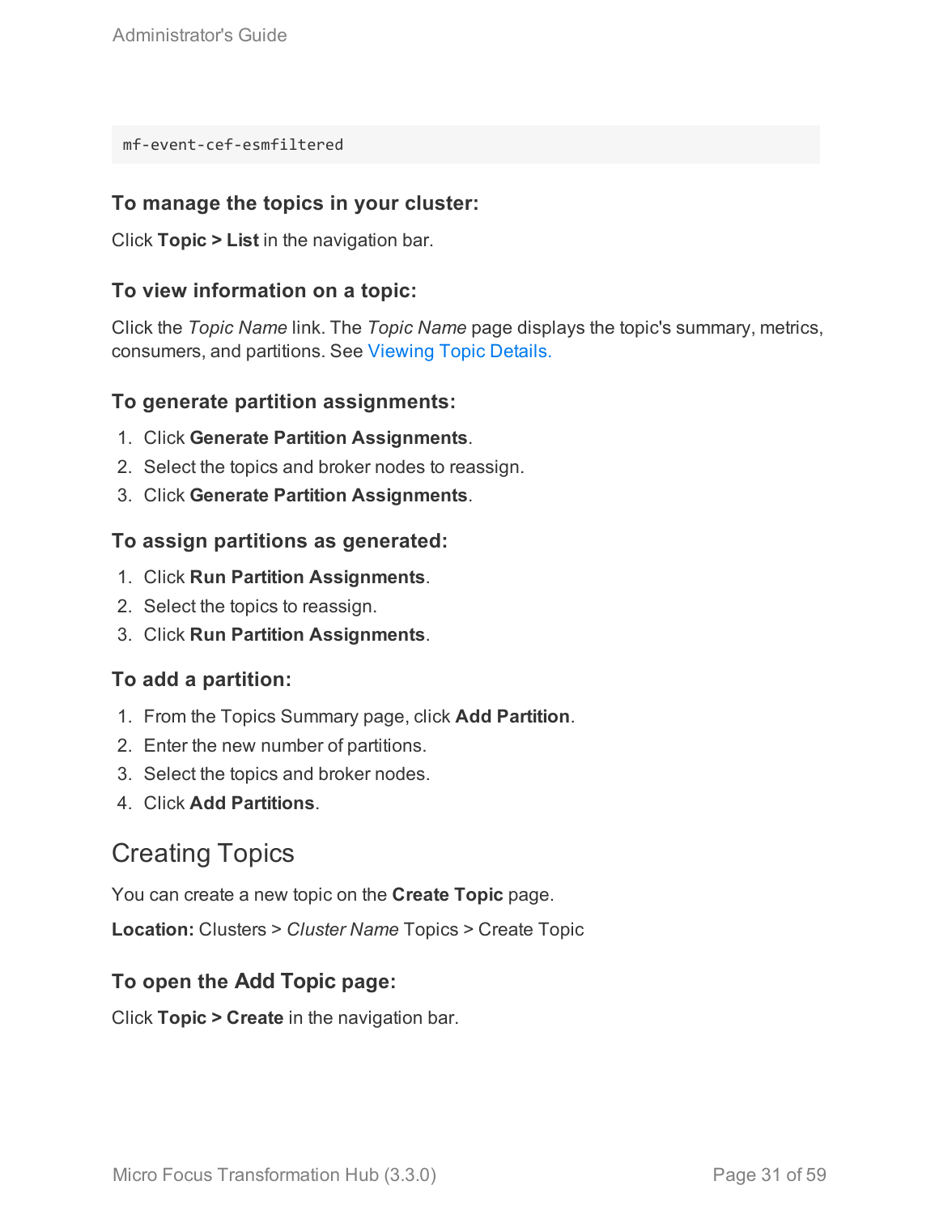```
mf-event-cef-esmfiltered
```

### To manage the topics in your cluster:

Click **Topic > List** in the navigation bar.

### To view information on a topic:

Click the *Topic Name* link. The *Topic Name* page displays the topic's summary, metrics, consumers, and partitions. See Viewing Topic Details.

### To generate partition assignments:

1. Click **Generate Partition Assignments**.
2. Select the topics and broker nodes to reassign.
3. Click **Generate Partition Assignments**.

### To assign partitions as generated:

1. Click **Run Partition Assignments**.
2. Select the topics to reassign.
3. Click **Run Partition Assignments**.

### To add a partition:

1. From the Topics Summary page, click **Add Partition**.
2. Enter the new number of partitions.
3. Select the topics and broker nodes.
4. Click **Add Partitions**.

## Creating Topics

You can create a new topic on the **Create Topic** page.

**Location:** Clusters > *Cluster Name* Topics > Create Topic

### To open the Add Topic page:

Click **Topic > Create** in the navigation bar.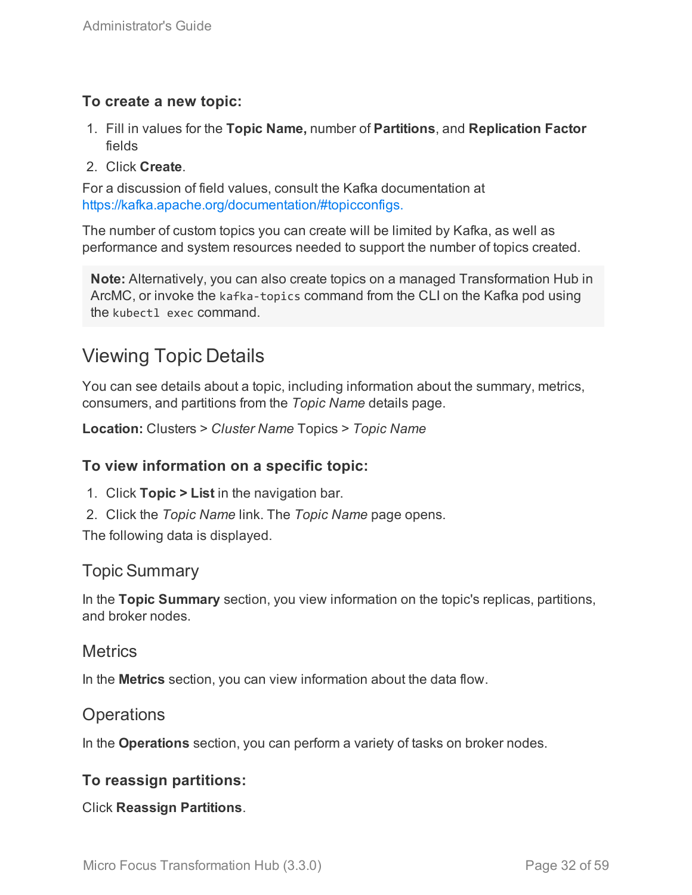#### To create a new topic:

1. Fill in values for the **Topic Name,** number of **Partitions**, and **Replication Factor** fields
2. Click **Create**.

For a discussion of field values, consult the Kafka documentation at https://kafka.apache.org/documentation/#topicconfigs.

The number of custom topics you can create will be limited by Kafka, as well as performance and system resources needed to support the number of topics created.

> **Note:** Alternatively, you can also create topics on a managed Transformation Hub in ArcMC, or invoke the `kafka-topics` command from the CLI on the Kafka pod using the `kubectl exec` command.

## Viewing Topic Details

You can see details about a topic, including information about the summary, metrics, consumers, and partitions from the *Topic Name* details page.

**Location:** Clusters > *Cluster Name* Topics > *Topic Name*

#### To view information on a specific topic:

1. Click **Topic > List** in the navigation bar.
2. Click the *Topic Name* link. The *Topic Name* page opens.

The following data is displayed.

### Topic Summary

In the **Topic Summary** section, you view information on the topic's replicas, partitions, and broker nodes.

### Metrics

In the **Metrics** section, you can view information about the data flow.

### Operations

In the **Operations** section, you can perform a variety of tasks on broker nodes.

#### To reassign partitions:

Click **Reassign Partitions**.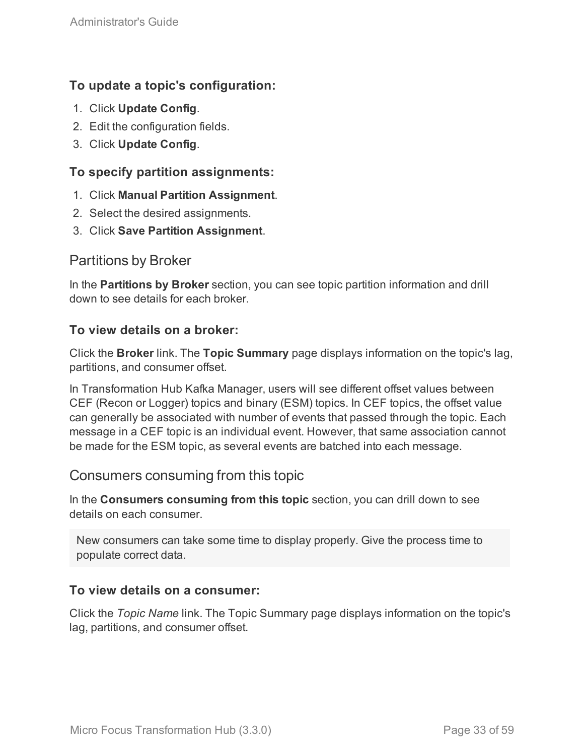#### To update a topic's configuration:

1. Click **Update Config**.
2. Edit the configuration fields.
3. Click **Update Config**.

#### To specify partition assignments:

1. Click **Manual Partition Assignment**.
2. Select the desired assignments.
3. Click **Save Partition Assignment**.

### Partitions by Broker

In the **Partitions by Broker** section, you can see topic partition information and drill down to see details for each broker.

#### To view details on a broker:

Click the **Broker** link. The **Topic Summary** page displays information on the topic's lag, partitions, and consumer offset.

In Transformation Hub Kafka Manager, users will see different offset values between CEF (Recon or Logger) topics and binary (ESM) topics. In CEF topics, the offset value can generally be associated with number of events that passed through the topic. Each message in a CEF topic is an individual event. However, that same association cannot be made for the ESM topic, as several events are batched into each message.

### Consumers consuming from this topic

In the **Consumers consuming from this topic** section, you can drill down to see details on each consumer.

> New consumers can take some time to display properly. Give the process time to populate correct data.

#### To view details on a consumer:

Click the *Topic Name* link. The Topic Summary page displays information on the topic's lag, partitions, and consumer offset.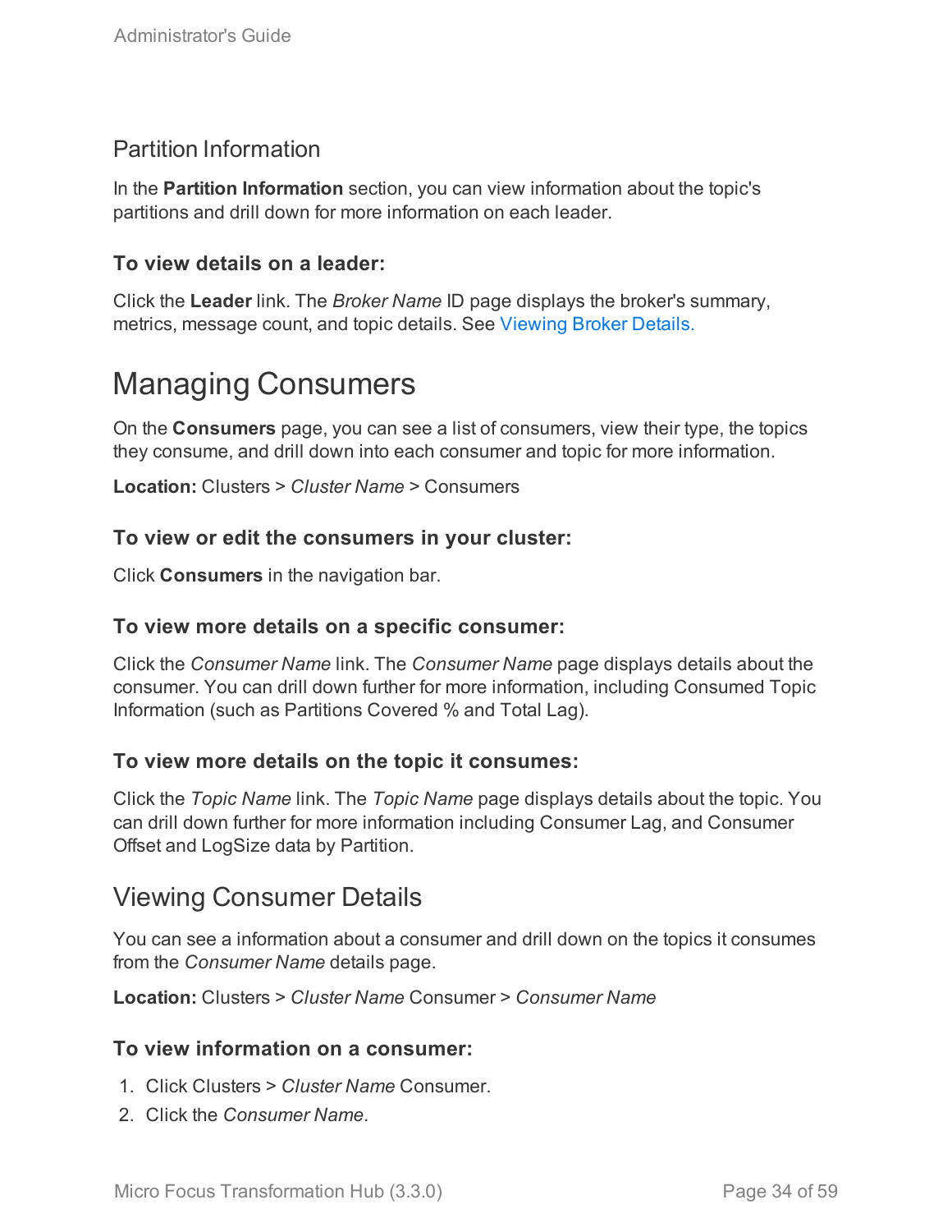## Partition Information

In the **Partition Information** section, you can view information about the topic's partitions and drill down for more information on each leader.

### To view details on a leader:

Click the **Leader** link. The *Broker Name* ID page displays the broker's summary, metrics, message count, and topic details. See Viewing Broker Details.

# Managing Consumers

On the **Consumers** page, you can see a list of consumers, view their type, the topics they consume, and drill down into each consumer and topic for more information.

**Location:** Clusters > *Cluster Name* > Consumers

### To view or edit the consumers in your cluster:

Click **Consumers** in the navigation bar.

### To view more details on a specific consumer:

Click the *Consumer Name* link. The *Consumer Name* page displays details about the consumer. You can drill down further for more information, including Consumed Topic Information (such as Partitions Covered % and Total Lag).

### To view more details on the topic it consumes:

Click the *Topic Name* link. The *Topic Name* page displays details about the topic. You can drill down further for more information including Consumer Lag, and Consumer Offset and LogSize data by Partition.

## Viewing Consumer Details

You can see a information about a consumer and drill down on the topics it consumes from the *Consumer Name* details page.

**Location:** Clusters > *Cluster Name* Consumer > *Consumer Name*

### To view information on a consumer:

1. Click Clusters > *Cluster Name* Consumer.
2. Click the *Consumer Name*.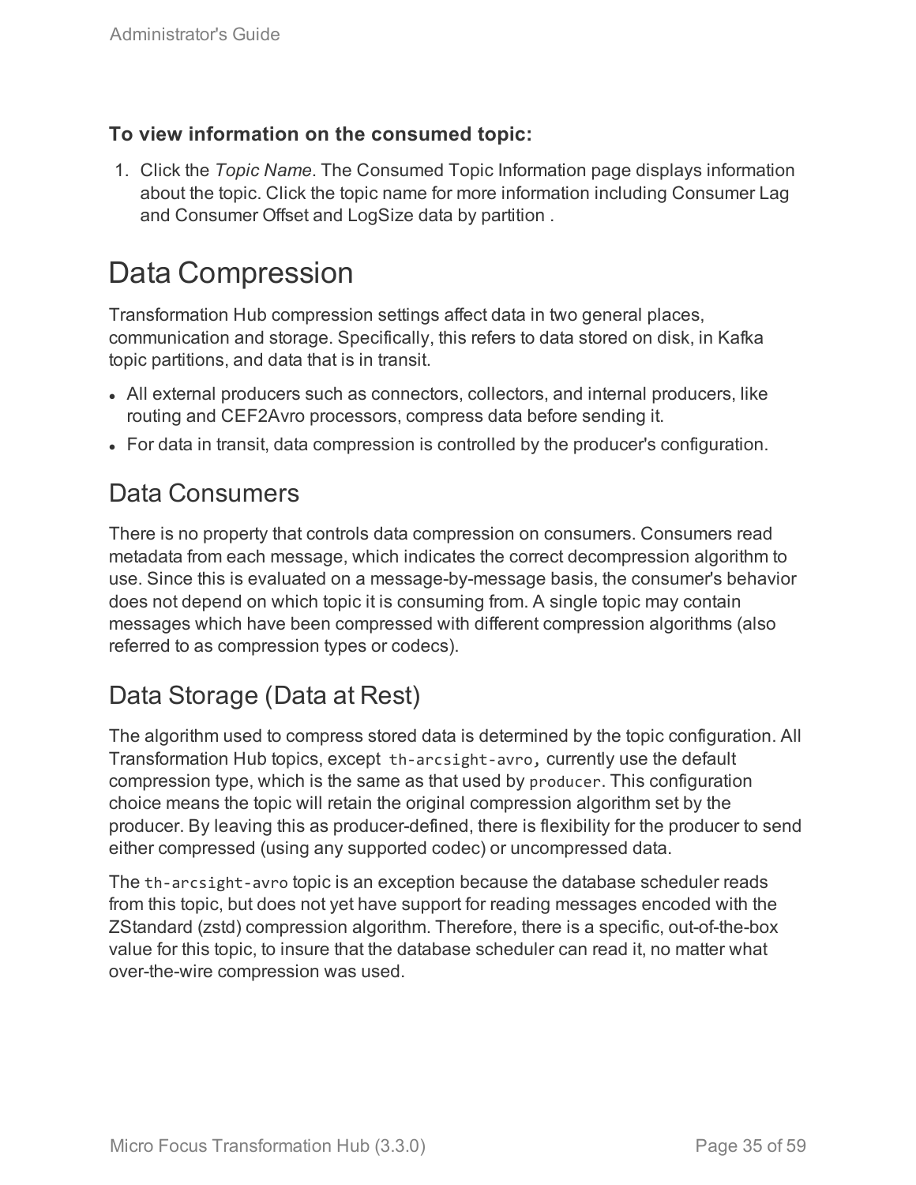**To view information on the consumed topic:**

1. Click the *Topic Name*. The Consumed Topic Information page displays information about the topic. Click the topic name for more information including Consumer Lag and Consumer Offset and LogSize data by partition .

# Data Compression

Transformation Hub compression settings affect data in two general places, communication and storage. Specifically, this refers to data stored on disk, in Kafka topic partitions, and data that is in transit.

- All external producers such as connectors, collectors, and internal producers, like routing and CEF2Avro processors, compress data before sending it.
- For data in transit, data compression is controlled by the producer's configuration.

## Data Consumers

There is no property that controls data compression on consumers. Consumers read metadata from each message, which indicates the correct decompression algorithm to use. Since this is evaluated on a message-by-message basis, the consumer's behavior does not depend on which topic it is consuming from. A single topic may contain messages which have been compressed with different compression algorithms (also referred to as compression types or codecs).

## Data Storage (Data at Rest)

The algorithm used to compress stored data is determined by the topic configuration. All Transformation Hub topics, except `th-arcsight-avro`, currently use the default compression type, which is the same as that used by `producer`. This configuration choice means the topic will retain the original compression algorithm set by the producer. By leaving this as producer-defined, there is flexibility for the producer to send either compressed (using any supported codec) or uncompressed data.

The `th-arcsight-avro` topic is an exception because the database scheduler reads from this topic, but does not yet have support for reading messages encoded with the ZStandard (zstd) compression algorithm. Therefore, there is a specific, out-of-the-box value for this topic, to insure that the database scheduler can read it, no matter what over-the-wire compression was used.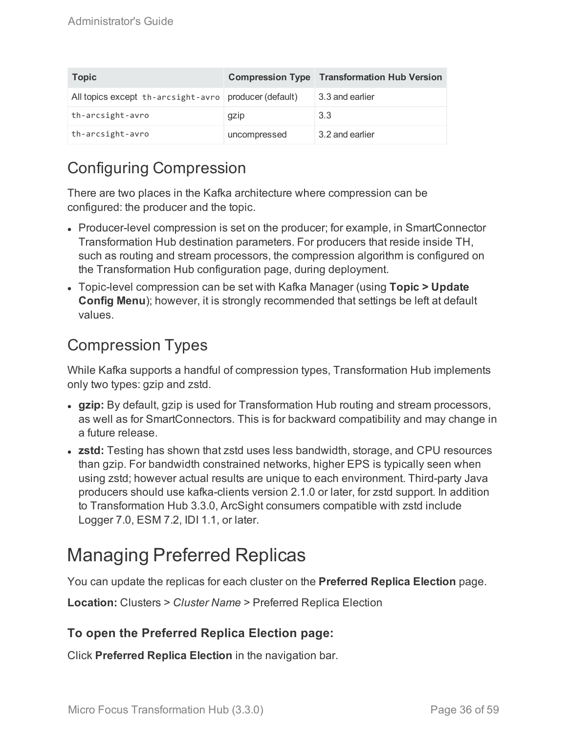| Topic | Compression Type | Transformation Hub Version |
| --- | --- | --- |
| All topics except `th-arcsight-avro` | producer (default) | 3.3 and earlier |
| `th-arcsight-avro` | gzip | 3.3 |
| `th-arcsight-avro` | uncompressed | 3.2 and earlier |

## Configuring Compression

There are two places in the Kafka architecture where compression can be configured: the producer and the topic.

- Producer-level compression is set on the producer; for example, in SmartConnector Transformation Hub destination parameters. For producers that reside inside TH, such as routing and stream processors, the compression algorithm is configured on the Transformation Hub configuration page, during deployment.
- Topic-level compression can be set with Kafka Manager (using **Topic > Update Config Menu**); however, it is strongly recommended that settings be left at default values.

## Compression Types

While Kafka supports a handful of compression types, Transformation Hub implements only two types: gzip and zstd.

- **gzip:** By default, gzip is used for Transformation Hub routing and stream processors, as well as for SmartConnectors. This is for backward compatibility and may change in a future release.
- **zstd:** Testing has shown that zstd uses less bandwidth, storage, and CPU resources than gzip. For bandwidth constrained networks, higher EPS is typically seen when using zstd; however actual results are unique to each environment. Third-party Java producers should use kafka-clients version 2.1.0 or later, for zstd support. In addition to Transformation Hub 3.3.0, ArcSight consumers compatible with zstd include Logger 7.0, ESM 7.2, IDI 1.1, or later.

# Managing Preferred Replicas

You can update the replicas for each cluster on the **Preferred Replica Election** page.

**Location:** Clusters > *Cluster Name* > Preferred Replica Election

### To open the Preferred Replica Election page:

Click **Preferred Replica Election** in the navigation bar.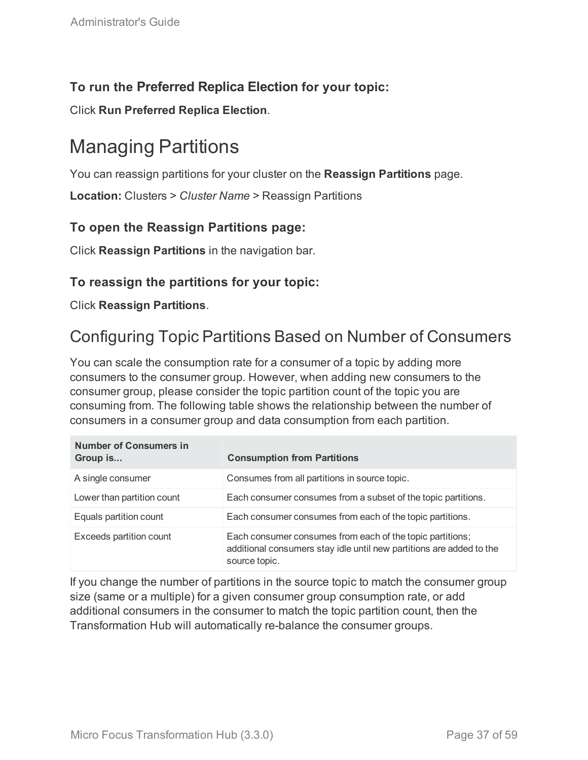### To run the Preferred Replica Election for your topic:

Click **Run Preferred Replica Election**.

# Managing Partitions

You can reassign partitions for your cluster on the **Reassign Partitions** page.

**Location:** Clusters > *Cluster Name* > Reassign Partitions

### To open the Reassign Partitions page:

Click **Reassign Partitions** in the navigation bar.

### To reassign the partitions for your topic:

Click **Reassign Partitions**.

## Configuring Topic Partitions Based on Number of Consumers

You can scale the consumption rate for a consumer of a topic by adding more consumers to the consumer group. However, when adding new consumers to the consumer group, please consider the topic partition count of the topic you are consuming from. The following table shows the relationship between the number of consumers in a consumer group and data consumption from each partition.

| Number of Consumers in Group is... | Consumption from Partitions |
| --- | --- |
| A single consumer | Consumes from all partitions in source topic. |
| Lower than partition count | Each consumer consumes from a subset of the topic partitions. |
| Equals partition count | Each consumer consumes from each of the topic partitions. |
| Exceeds partition count | Each consumer consumes from each of the topic partitions; additional consumers stay idle until new partitions are added to the source topic. |

If you change the number of partitions in the source topic to match the consumer group size (same or a multiple) for a given consumer group consumption rate, or add additional consumers in the consumer to match the topic partition count, then the Transformation Hub will automatically re-balance the consumer groups.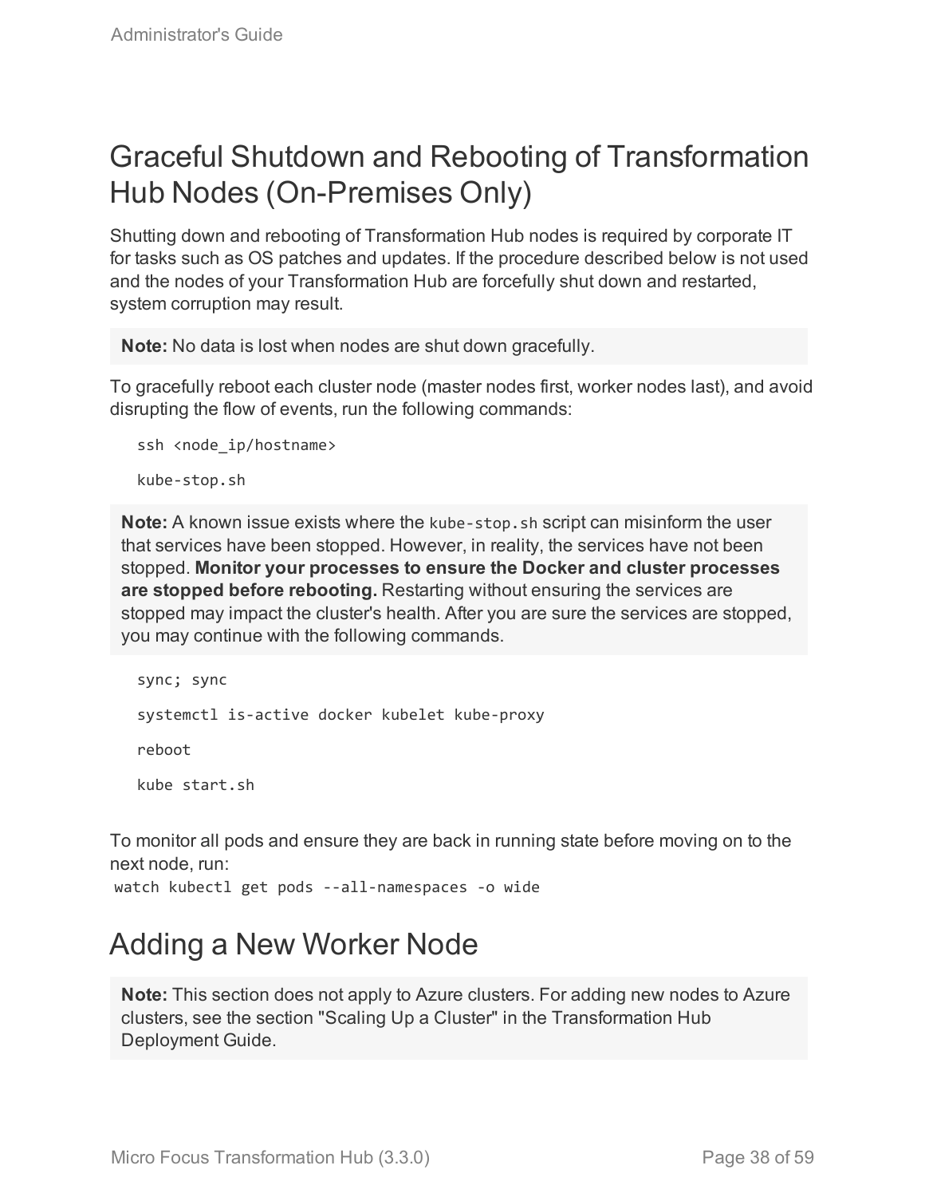# Graceful Shutdown and Rebooting of Transformation Hub Nodes (On-Premises Only)

Shutting down and rebooting of Transformation Hub nodes is required by corporate IT for tasks such as OS patches and updates. If the procedure described below is not used and the nodes of your Transformation Hub are forcefully shut down and restarted, system corruption may result.

> **Note:** No data is lost when nodes are shut down gracefully.

To gracefully reboot each cluster node (master nodes first, worker nodes last), and avoid disrupting the flow of events, run the following commands:

```
ssh <node_ip/hostname>

kube-stop.sh
```

> **Note:** A known issue exists where the `kube-stop.sh` script can misinform the user that services have been stopped. However, in reality, the services have not been stopped. **Monitor your processes to ensure the Docker and cluster processes are stopped before rebooting.** Restarting without ensuring the services are stopped may impact the cluster's health. After you are sure the services are stopped, you may continue with the following commands.

```
sync; sync

systemctl is-active docker kubelet kube-proxy

reboot

kube start.sh
```

To monitor all pods and ensure they are back in running state before moving on to the next node, run:

```
watch kubectl get pods --all-namespaces -o wide
```

# Adding a New Worker Node

> **Note:** This section does not apply to Azure clusters. For adding new nodes to Azure clusters, see the section "Scaling Up a Cluster" in the Transformation Hub Deployment Guide.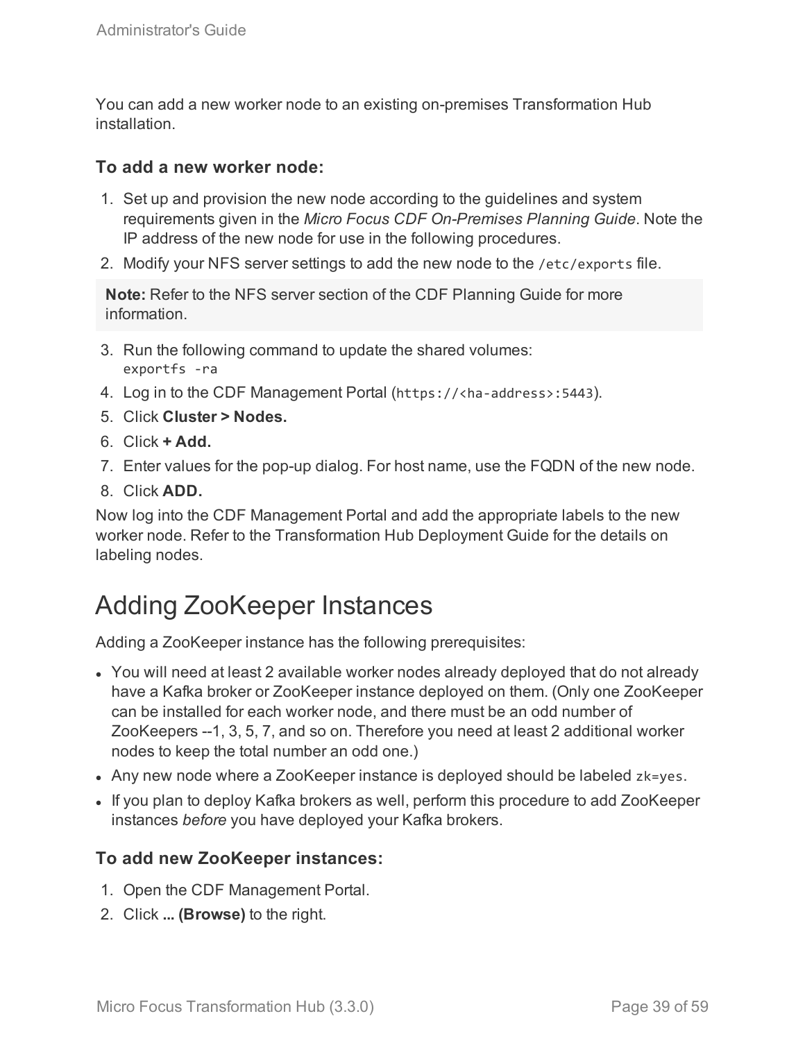You can add a new worker node to an existing on-premises Transformation Hub installation.

### To add a new worker node:

1. Set up and provision the new node according to the guidelines and system requirements given in the *Micro Focus CDF On-Premises Planning Guide*. Note the IP address of the new node for use in the following procedures.
2. Modify your NFS server settings to add the new node to the `/etc/exports` file.

> **Note:** Refer to the NFS server section of the CDF Planning Guide for more information.

3. Run the following command to update the shared volumes:
   `exportfs -ra`
4. Log in to the CDF Management Portal (`https://<ha-address>:5443`).
5. Click **Cluster > Nodes.**
6. Click **+ Add.**
7. Enter values for the pop-up dialog. For host name, use the FQDN of the new node.
8. Click **ADD.**

Now log into the CDF Management Portal and add the appropriate labels to the new worker node. Refer to the Transformation Hub Deployment Guide for the details on labeling nodes.

## Adding ZooKeeper Instances

Adding a ZooKeeper instance has the following prerequisites:

- You will need at least 2 available worker nodes already deployed that do not already have a Kafka broker or ZooKeeper instance deployed on them. (Only one ZooKeeper can be installed for each worker node, and there must be an odd number of ZooKeepers --1, 3, 5, 7, and so on. Therefore you need at least 2 additional worker nodes to keep the total number an odd one.)
- Any new node where a ZooKeeper instance is deployed should be labeled `zk=yes`.
- If you plan to deploy Kafka brokers as well, perform this procedure to add ZooKeeper instances *before* you have deployed your Kafka brokers.

### To add new ZooKeeper instances:

1. Open the CDF Management Portal.
2. Click **... (Browse)** to the right.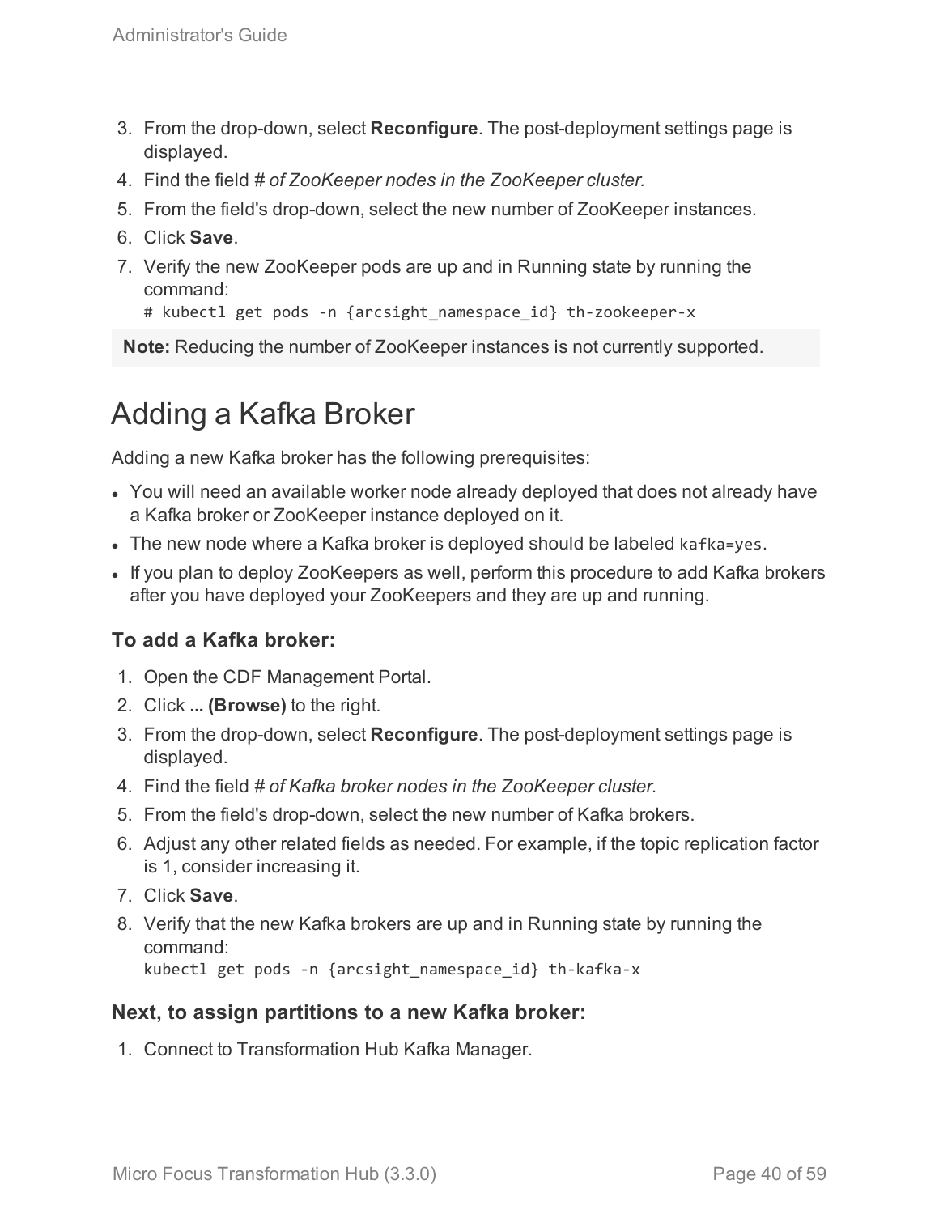3. From the drop-down, select **Reconfigure**. The post-deployment settings page is displayed.
4. Find the field *# of ZooKeeper nodes in the ZooKeeper cluster.*
5. From the field's drop-down, select the new number of ZooKeeper instances.
6. Click **Save**.
7. Verify the new ZooKeeper pods are up and in Running state by running the command:
   ```
   # kubectl get pods -n {arcsight_namespace_id} th-zookeeper-x
   ```

**Note:** Reducing the number of ZooKeeper instances is not currently supported.

# Adding a Kafka Broker

Adding a new Kafka broker has the following prerequisites:

- You will need an available worker node already deployed that does not already have a Kafka broker or ZooKeeper instance deployed on it.
- The new node where a Kafka broker is deployed should be labeled `kafka=yes`.
- If you plan to deploy ZooKeepers as well, perform this procedure to add Kafka brokers after you have deployed your ZooKeepers and they are up and running.

### To add a Kafka broker:

1. Open the CDF Management Portal.
2. Click **... (Browse)** to the right.
3. From the drop-down, select **Reconfigure**. The post-deployment settings page is displayed.
4. Find the field *# of Kafka broker nodes in the ZooKeeper cluster.*
5. From the field's drop-down, select the new number of Kafka brokers.
6. Adjust any other related fields as needed. For example, if the topic replication factor is 1, consider increasing it.
7. Click **Save**.
8. Verify that the new Kafka brokers are up and in Running state by running the command:
   ```
   kubectl get pods -n {arcsight_namespace_id} th-kafka-x
   ```

### Next, to assign partitions to a new Kafka broker:

1. Connect to Transformation Hub Kafka Manager.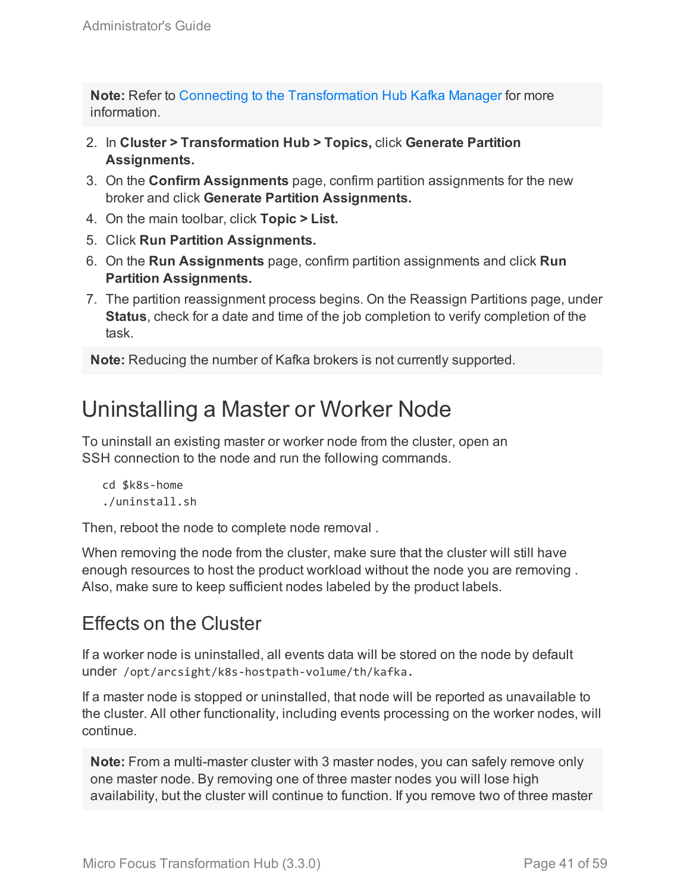**Note:** Refer to Connecting to the Transformation Hub Kafka Manager for more information.

2. In **Cluster > Transformation Hub > Topics,** click **Generate Partition Assignments.**
3. On the **Confirm Assignments** page, confirm partition assignments for the new broker and click **Generate Partition Assignments.**
4. On the main toolbar, click **Topic > List.**
5. Click **Run Partition Assignments.**
6. On the **Run Assignments** page, confirm partition assignments and click **Run Partition Assignments.**
7. The partition reassignment process begins. On the Reassign Partitions page, under **Status**, check for a date and time of the job completion to verify completion of the task.

**Note:** Reducing the number of Kafka brokers is not currently supported.

# Uninstalling a Master or Worker Node

To uninstall an existing master or worker node from the cluster, open an SSH connection to the node and run the following commands.

```
cd $k8s-home
./uninstall.sh
```

Then, reboot the node to complete node removal .

When removing the node from the cluster, make sure that the cluster will still have enough resources to host the product workload without the node you are removing . Also, make sure to keep sufficient nodes labeled by the product labels.

## Effects on the Cluster

If a worker node is uninstalled, all events data will be stored on the node by default under `/opt/arcsight/k8s-hostpath-volume/th/kafka`.

If a master node is stopped or uninstalled, that node will be reported as unavailable to the cluster. All other functionality, including events processing on the worker nodes, will continue.

**Note:** From a multi-master cluster with 3 master nodes, you can safely remove only one master node. By removing one of three master nodes you will lose high availability, but the cluster will continue to function. If you remove two of three master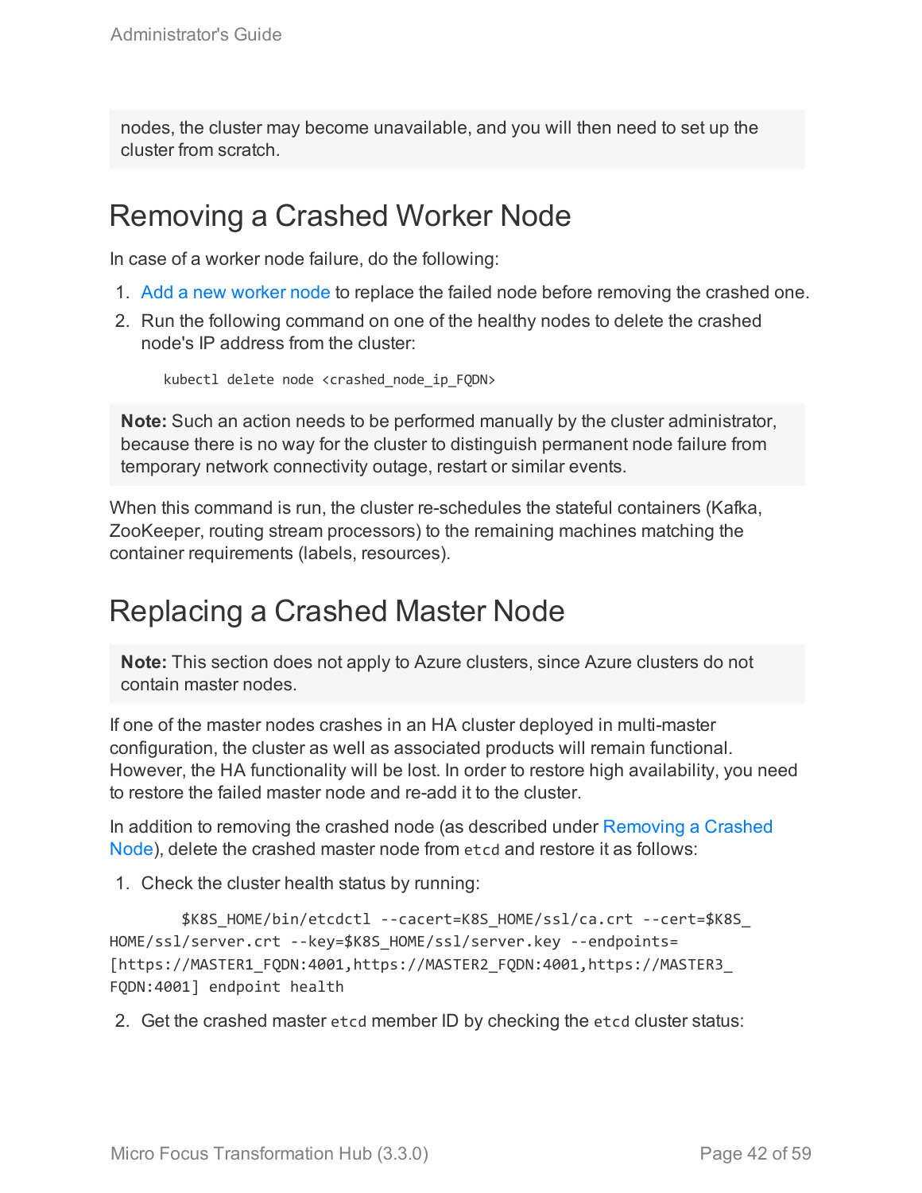nodes, the cluster may become unavailable, and you will then need to set up the cluster from scratch.

## Removing a Crashed Worker Node

In case of a worker node failure, do the following:

1. Add a new worker node to replace the failed node before removing the crashed one.
2. Run the following command on one of the healthy nodes to delete the crashed node's IP address from the cluster:

```
kubectl delete node <crashed_node_ip_FQDN>
```

**Note:** Such an action needs to be performed manually by the cluster administrator, because there is no way for the cluster to distinguish permanent node failure from temporary network connectivity outage, restart or similar events.

When this command is run, the cluster re-schedules the stateful containers (Kafka, ZooKeeper, routing stream processors) to the remaining machines matching the container requirements (labels, resources).

## Replacing a Crashed Master Node

**Note:** This section does not apply to Azure clusters, since Azure clusters do not contain master nodes.

If one of the master nodes crashes in an HA cluster deployed in multi-master configuration, the cluster as well as associated products will remain functional. However, the HA functionality will be lost. In order to restore high availability, you need to restore the failed master node and re-add it to the cluster.

In addition to removing the crashed node (as described under Removing a Crashed Node), delete the crashed master node from `etcd` and restore it as follows:

1. Check the cluster health status by running:

```
    $K8S_HOME/bin/etcdctl --cacert=K8S_HOME/ssl/ca.crt --cert=$K8S_
HOME/ssl/server.crt --key=$K8S_HOME/ssl/server.key --endpoints=
[https://MASTER1_FQDN:4001,https://MASTER2_FQDN:4001,https://MASTER3_
FQDN:4001] endpoint health
```

2. Get the crashed master `etcd` member ID by checking the `etcd` cluster status: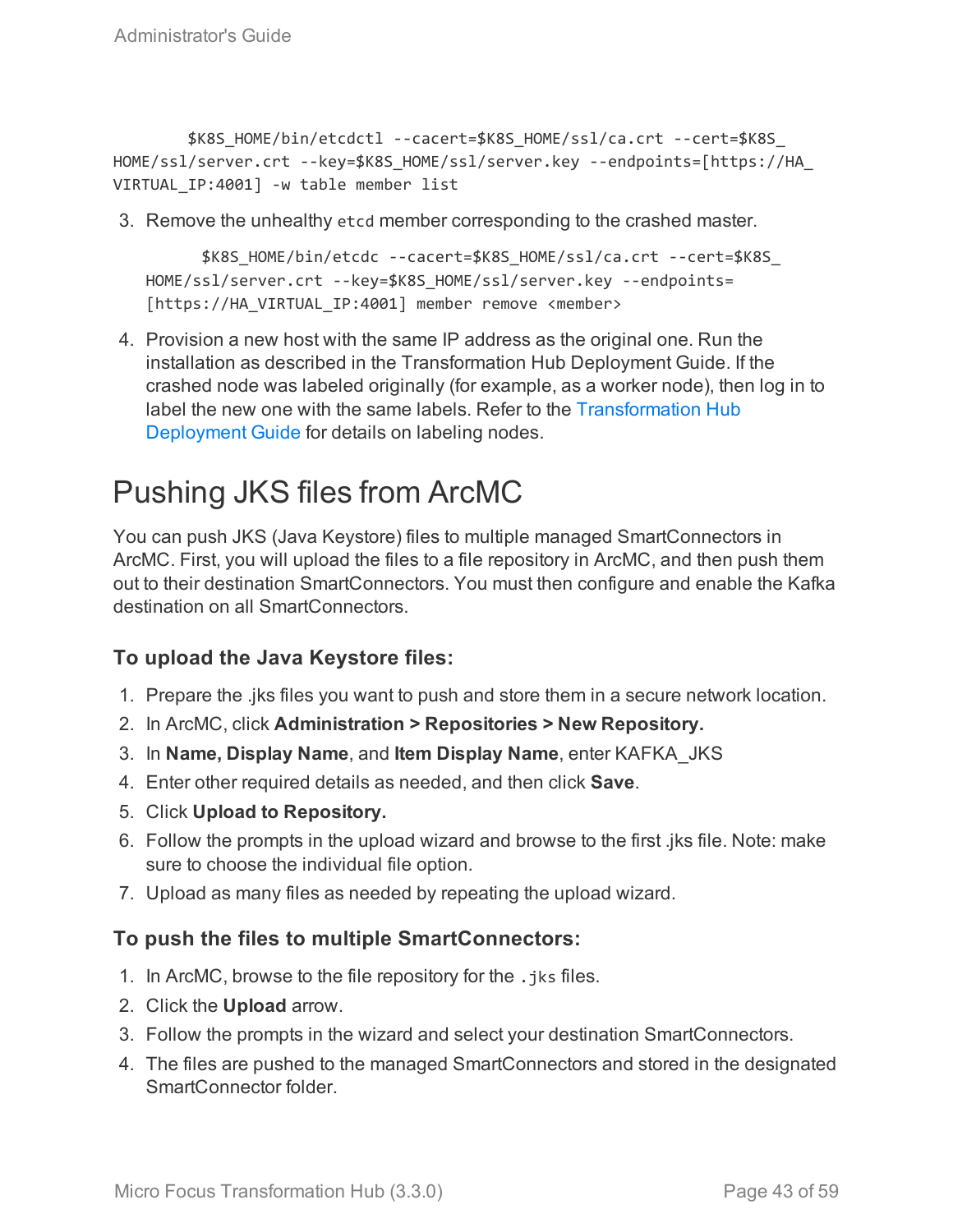```
$K8S_HOME/bin/etcdctl --cacert=$K8S_HOME/ssl/ca.crt --cert=$K8S_HOME/ssl/server.crt --key=$K8S_HOME/ssl/server.key --endpoints=[https://HA_VIRTUAL_IP:4001] -w table member list
```

3. Remove the unhealthy `etcd` member corresponding to the crashed master.

   ```
   $K8S_HOME/bin/etcdc --cacert=$K8S_HOME/ssl/ca.crt --cert=$K8S_HOME/ssl/server.crt --key=$K8S_HOME/ssl/server.key --endpoints=[https://HA_VIRTUAL_IP:4001] member remove <member>
   ```

4. Provision a new host with the same IP address as the original one. Run the installation as described in the Transformation Hub Deployment Guide. If the crashed node was labeled originally (for example, as a worker node), then log in to label the new one with the same labels. Refer to the Transformation Hub Deployment Guide for details on labeling nodes.

# Pushing JKS files from ArcMC

You can push JKS (Java Keystore) files to multiple managed SmartConnectors in ArcMC. First, you will upload the files to a file repository in ArcMC, and then push them out to their destination SmartConnectors. You must then configure and enable the Kafka destination on all SmartConnectors.

### To upload the Java Keystore files:

1. Prepare the .jks files you want to push and store them in a secure network location.
2. In ArcMC, click **Administration > Repositories > New Repository.**
3. In **Name, Display Name**, and **Item Display Name**, enter KAFKA_JKS
4. Enter other required details as needed, and then click **Save**.
5. Click **Upload to Repository.**
6. Follow the prompts in the upload wizard and browse to the first .jks file. Note: make sure to choose the individual file option.
7. Upload as many files as needed by repeating the upload wizard.

### To push the files to multiple SmartConnectors:

1. In ArcMC, browse to the file repository for the `.jks` files.
2. Click the **Upload** arrow.
3. Follow the prompts in the wizard and select your destination SmartConnectors.
4. The files are pushed to the managed SmartConnectors and stored in the designated SmartConnector folder.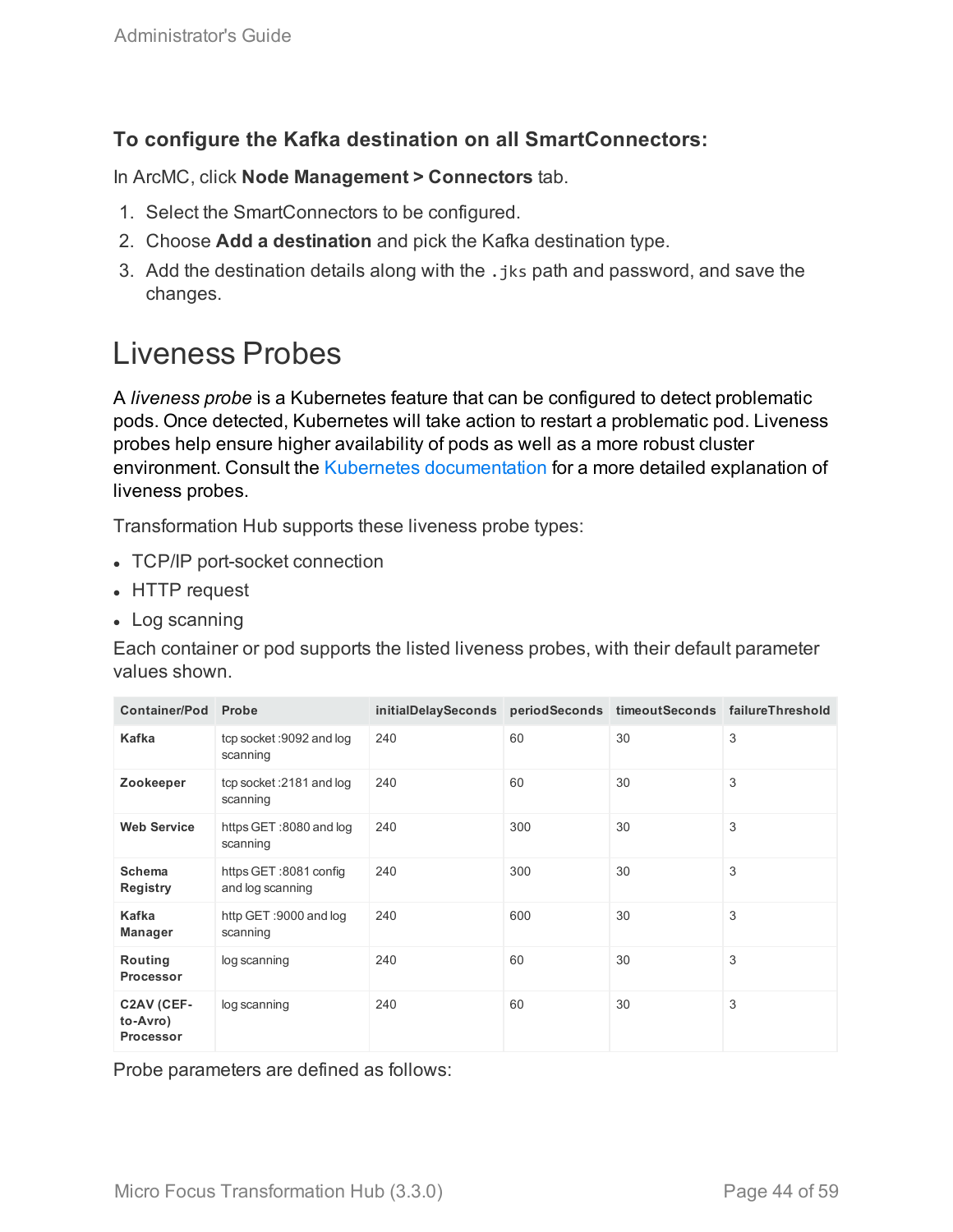### To configure the Kafka destination on all SmartConnectors:

In ArcMC, click **Node Management > Connectors** tab.

1. Select the SmartConnectors to be configured.
2. Choose **Add a destination** and pick the Kafka destination type.
3. Add the destination details along with the `.jks` path and password, and save the changes.

## Liveness Probes

A *liveness probe* is a Kubernetes feature that can be configured to detect problematic pods. Once detected, Kubernetes will take action to restart a problematic pod. Liveness probes help ensure higher availability of pods as well as a more robust cluster environment. Consult the Kubernetes documentation for a more detailed explanation of liveness probes.

Transformation Hub supports these liveness probe types:

- TCP/IP port-socket connection
- HTTP request
- Log scanning

Each container or pod supports the listed liveness probes, with their default parameter values shown.

| Container/Pod | Probe | initialDelaySeconds | periodSeconds | timeoutSeconds | failureThreshold |
|---|---|---|---|---|---|
| **Kafka** | tcp socket :9092 and log scanning | 240 | 60 | 30 | 3 |
| **Zookeeper** | tcp socket :2181 and log scanning | 240 | 60 | 30 | 3 |
| **Web Service** | https GET :8080 and log scanning | 240 | 300 | 30 | 3 |
| **Schema Registry** | https GET :8081 config and log scanning | 240 | 300 | 30 | 3 |
| **Kafka Manager** | http GET :9000 and log scanning | 240 | 600 | 30 | 3 |
| **Routing Processor** | log scanning | 240 | 60 | 30 | 3 |
| **C2AV (CEF-to-Avro) Processor** | log scanning | 240 | 60 | 30 | 3 |

Probe parameters are defined as follows: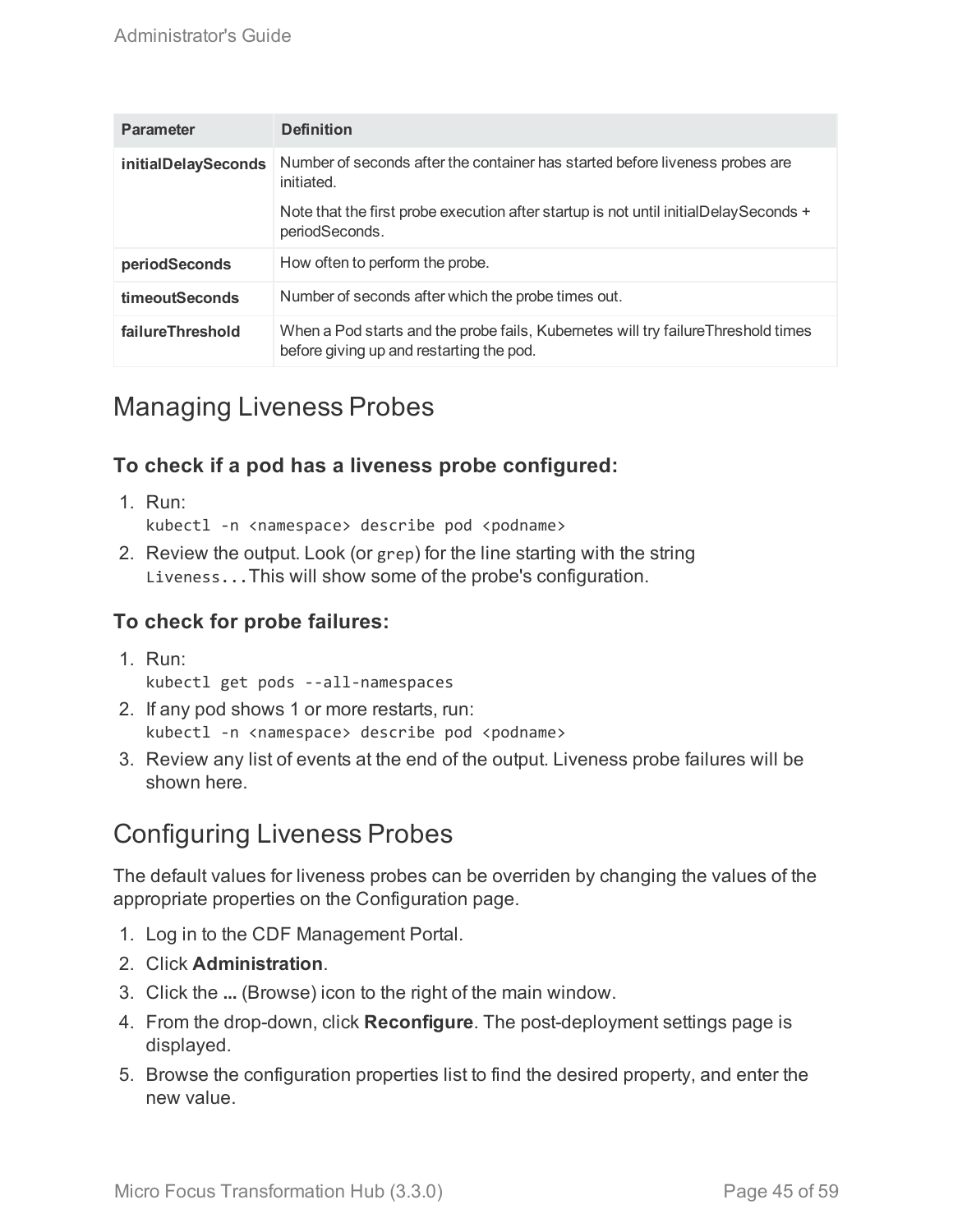| Parameter | Definition |
| --- | --- |
| **initialDelaySeconds** | Number of seconds after the container has started before liveness probes are initiated.<br><br>Note that the first probe execution after startup is not until initialDelaySeconds + periodSeconds. |
| **periodSeconds** | How often to perform the probe. |
| **timeoutSeconds** | Number of seconds after which the probe times out. |
| **failureThreshold** | When a Pod starts and the probe fails, Kubernetes will try failureThreshold times before giving up and restarting the pod. |

## Managing Liveness Probes

### To check if a pod has a liveness probe configured:

1. Run:
   `kubectl -n <namespace> describe pod <podname>`
2. Review the output. Look (or `grep`) for the line starting with the string `Liveness...` This will show some of the probe's configuration.

### To check for probe failures:

1. Run:
   `kubectl get pods --all-namespaces`
2. If any pod shows 1 or more restarts, run:
   `kubectl -n <namespace> describe pod <podname>`
3. Review any list of events at the end of the output. Liveness probe failures will be shown here.

## Configuring Liveness Probes

The default values for liveness probes can be overriden by changing the values of the appropriate properties on the Configuration page.

1. Log in to the CDF Management Portal.
2. Click **Administration**.
3. Click the **...** (Browse) icon to the right of the main window.
4. From the drop-down, click **Reconfigure**. The post-deployment settings page is displayed.
5. Browse the configuration properties list to find the desired property, and enter the new value.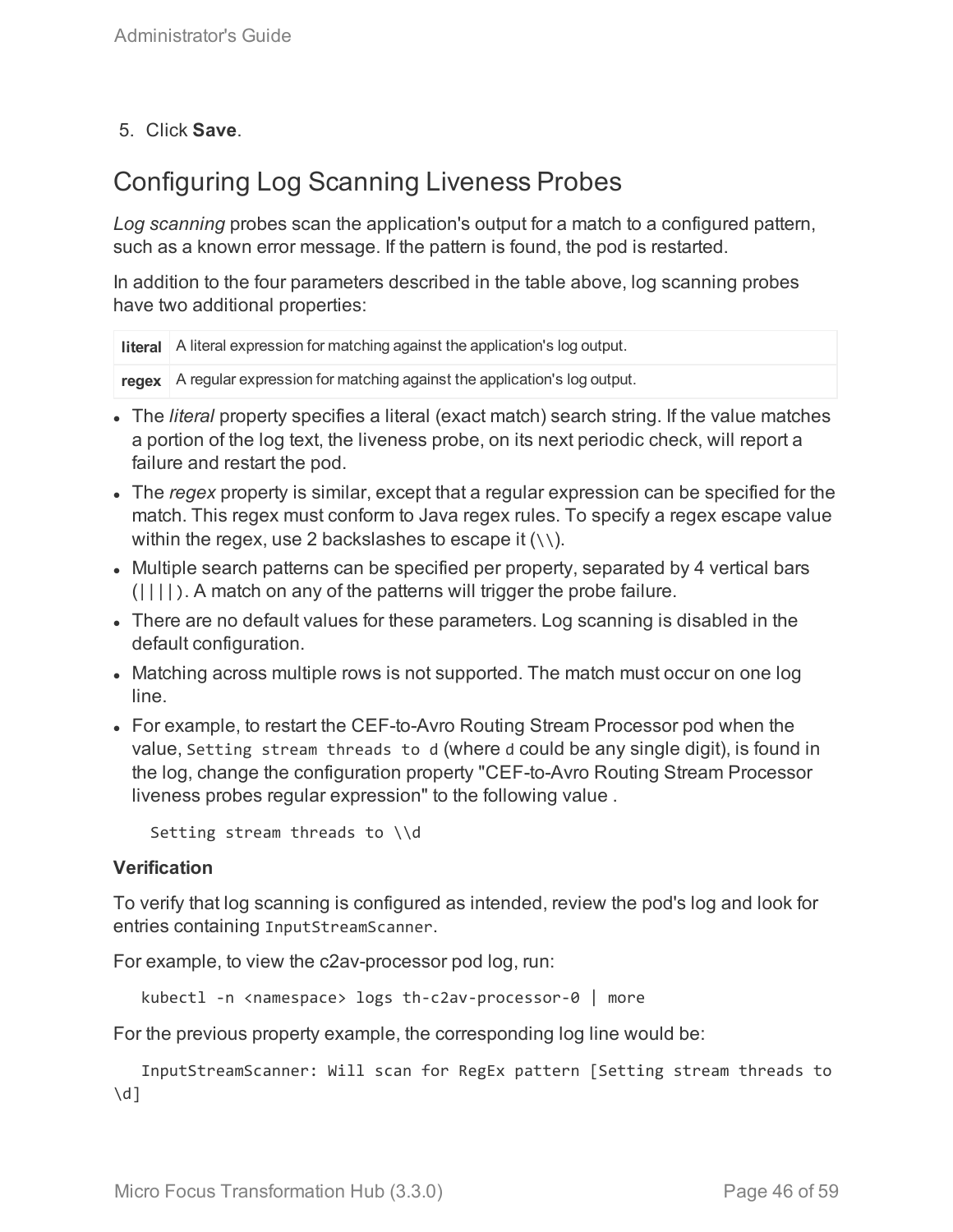5. Click **Save**.

## Configuring Log Scanning Liveness Probes

*Log scanning* probes scan the application's output for a match to a configured pattern, such as a known error message. If the pattern is found, the pod is restarted.

In addition to the four parameters described in the table above, log scanning probes have two additional properties:

| | |
|---|---|
| **literal** | A literal expression for matching against the application's log output. |
| **regex** | A regular expression for matching against the application's log output. |

- The *literal* property specifies a literal (exact match) search string. If the value matches a portion of the log text, the liveness probe, on its next periodic check, will report a failure and restart the pod.
- The *regex* property is similar, except that a regular expression can be specified for the match. This regex must conform to Java regex rules. To specify a regex escape value within the regex, use 2 backslashes to escape it (`\\`).
- Multiple search patterns can be specified per property, separated by 4 vertical bars (`||||`). A match on any of the patterns will trigger the probe failure.
- There are no default values for these parameters. Log scanning is disabled in the default configuration.
- Matching across multiple rows is not supported. The match must occur on one log line.
- For example, to restart the CEF-to-Avro Routing Stream Processor pod when the value, `Setting stream threads to d` (where `d` could be any single digit), is found in the log, change the configuration property "CEF-to-Avro Routing Stream Processor liveness probes regular expression" to the following value .

  ```
  Setting stream threads to \\d
  ```

**Verification**

To verify that log scanning is configured as intended, review the pod's log and look for entries containing `InputStreamScanner`.

For example, to view the c2av-processor pod log, run:

```
kubectl -n <namespace> logs th-c2av-processor-0 | more
```

For the previous property example, the corresponding log line would be:

```
InputStreamScanner: Will scan for RegEx pattern [Setting stream threads to \d]
```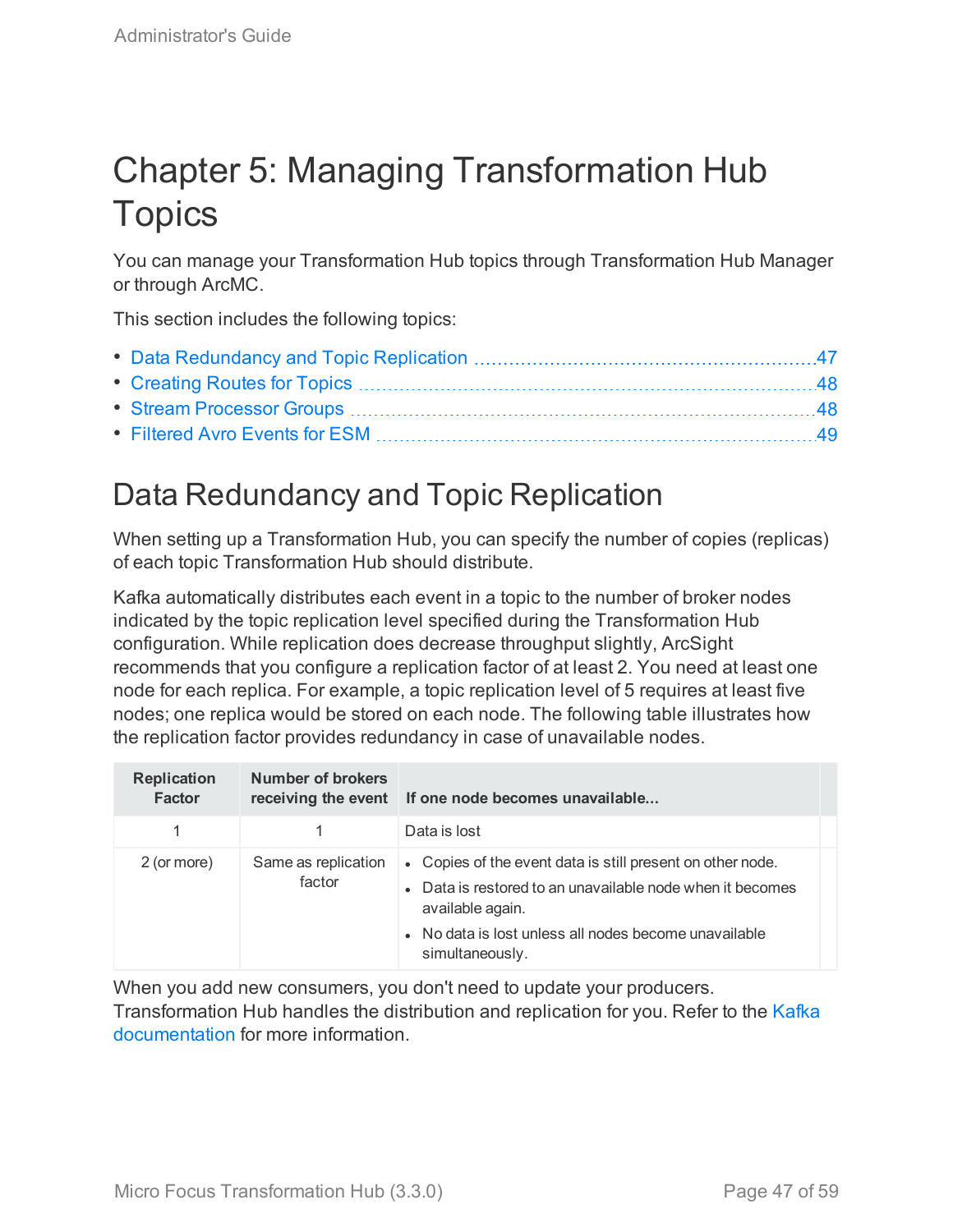# Chapter 5: Managing Transformation Hub Topics

You can manage your Transformation Hub topics through Transformation Hub Manager or through ArcMC.

This section includes the following topics:

- Data Redundancy and Topic Replication ........ 47
- Creating Routes for Topics ........ 48
- Stream Processor Groups ........ 48
- Filtered Avro Events for ESM ........ 49

## Data Redundancy and Topic Replication

When setting up a Transformation Hub, you can specify the number of copies (replicas) of each topic Transformation Hub should distribute.

Kafka automatically distributes each event in a topic to the number of broker nodes indicated by the topic replication level specified during the Transformation Hub configuration. While replication does decrease throughput slightly, ArcSight recommends that you configure a replication factor of at least 2. You need at least one node for each replica. For example, a topic replication level of 5 requires at least five nodes; one replica would be stored on each node. The following table illustrates how the replication factor provides redundancy in case of unavailable nodes.

| Replication Factor | Number of brokers receiving the event | If one node becomes unavailable... |
|---|---|---|
| 1 | 1 | Data is lost |
| 2 (or more) | Same as replication factor | • Copies of the event data is still present on other node.<br>• Data is restored to an unavailable node when it becomes available again.<br>• No data is lost unless all nodes become unavailable simultaneously. |

When you add new consumers, you don't need to update your producers. Transformation Hub handles the distribution and replication for you. Refer to the Kafka documentation for more information.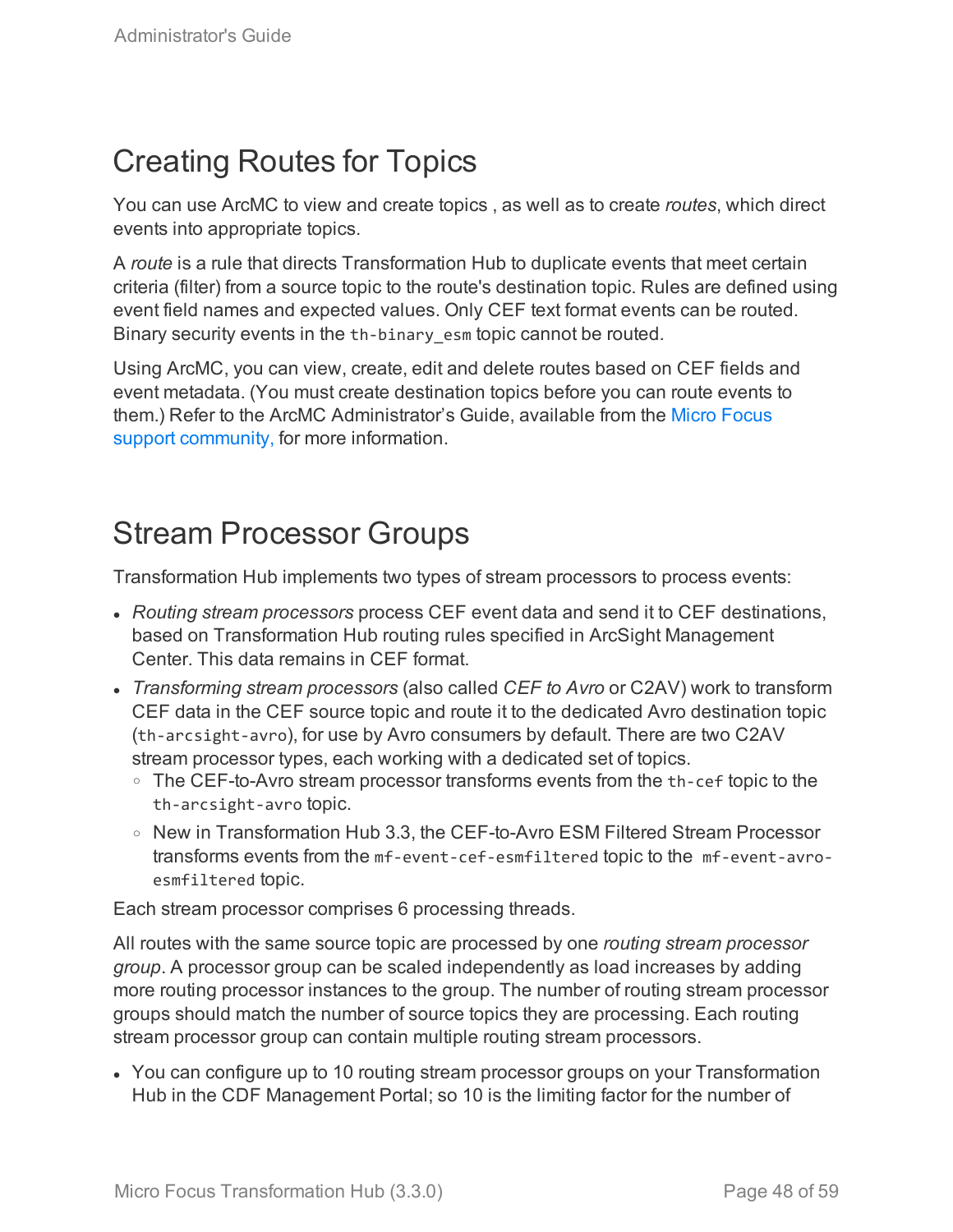## Creating Routes for Topics

You can use ArcMC to view and create topics , as well as to create *routes*, which direct events into appropriate topics.

A *route* is a rule that directs Transformation Hub to duplicate events that meet certain criteria (filter) from a source topic to the route's destination topic. Rules are defined using event field names and expected values. Only CEF text format events can be routed. Binary security events in the `th-binary_esm` topic cannot be routed.

Using ArcMC, you can view, create, edit and delete routes based on CEF fields and event metadata. (You must create destination topics before you can route events to them.) Refer to the ArcMC Administrator's Guide, available from the Micro Focus support community, for more information.

## Stream Processor Groups

Transformation Hub implements two types of stream processors to process events:

- *Routing stream processors* process CEF event data and send it to CEF destinations, based on Transformation Hub routing rules specified in ArcSight Management Center. This data remains in CEF format.
- *Transforming stream processors* (also called *CEF to Avro* or C2AV) work to transform CEF data in the CEF source topic and route it to the dedicated Avro destination topic (`th-arcsight-avro`), for use by Avro consumers by default. There are two C2AV stream processor types, each working with a dedicated set of topics.
  - The CEF-to-Avro stream processor transforms events from the `th-cef` topic to the `th-arcsight-avro` topic.
  - New in Transformation Hub 3.3, the CEF-to-Avro ESM Filtered Stream Processor transforms events from the `mf-event-cef-esmfiltered` topic to the `mf-event-avro-esmfiltered` topic.

Each stream processor comprises 6 processing threads.

All routes with the same source topic are processed by one *routing stream processor group*. A processor group can be scaled independently as load increases by adding more routing processor instances to the group. The number of routing stream processor groups should match the number of source topics they are processing. Each routing stream processor group can contain multiple routing stream processors.

- You can configure up to 10 routing stream processor groups on your Transformation Hub in the CDF Management Portal; so 10 is the limiting factor for the number of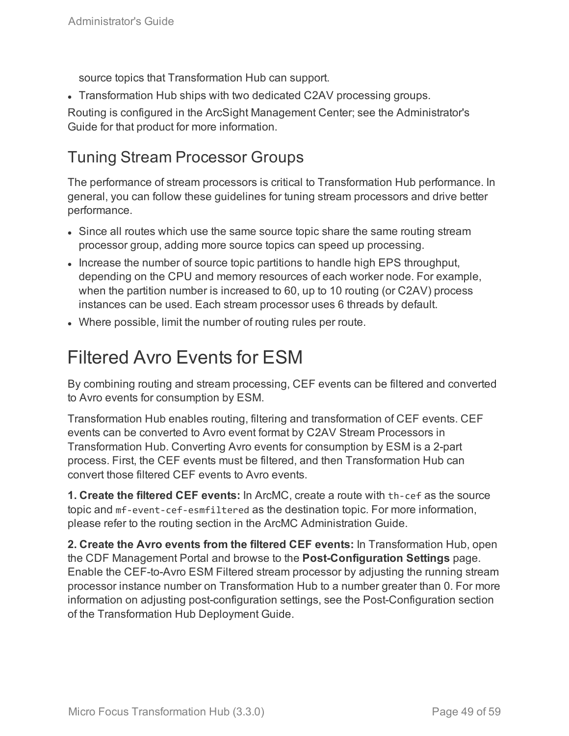source topics that Transformation Hub can support.

- Transformation Hub ships with two dedicated C2AV processing groups.

Routing is configured in the ArcSight Management Center; see the Administrator's Guide for that product for more information.

## Tuning Stream Processor Groups

The performance of stream processors is critical to Transformation Hub performance. In general, you can follow these guidelines for tuning stream processors and drive better performance.

- Since all routes which use the same source topic share the same routing stream processor group, adding more source topics can speed up processing.
- Increase the number of source topic partitions to handle high EPS throughput, depending on the CPU and memory resources of each worker node. For example, when the partition number is increased to 60, up to 10 routing (or C2AV) process instances can be used. Each stream processor uses 6 threads by default.
- Where possible, limit the number of routing rules per route.

# Filtered Avro Events for ESM

By combining routing and stream processing, CEF events can be filtered and converted to Avro events for consumption by ESM.

Transformation Hub enables routing, filtering and transformation of CEF events. CEF events can be converted to Avro event format by C2AV Stream Processors in Transformation Hub. Converting Avro events for consumption by ESM is a 2-part process. First, the CEF events must be filtered, and then Transformation Hub can convert those filtered CEF events to Avro events.

**1. Create the filtered CEF events:** In ArcMC, create a route with `th-cef` as the source topic and `mf-event-cef-esmfiltered` as the destination topic. For more information, please refer to the routing section in the ArcMC Administration Guide.

**2. Create the Avro events from the filtered CEF events:** In Transformation Hub, open the CDF Management Portal and browse to the **Post-Configuration Settings** page. Enable the CEF-to-Avro ESM Filtered stream processor by adjusting the running stream processor instance number on Transformation Hub to a number greater than 0. For more information on adjusting post-configuration settings, see the Post-Configuration section of the Transformation Hub Deployment Guide.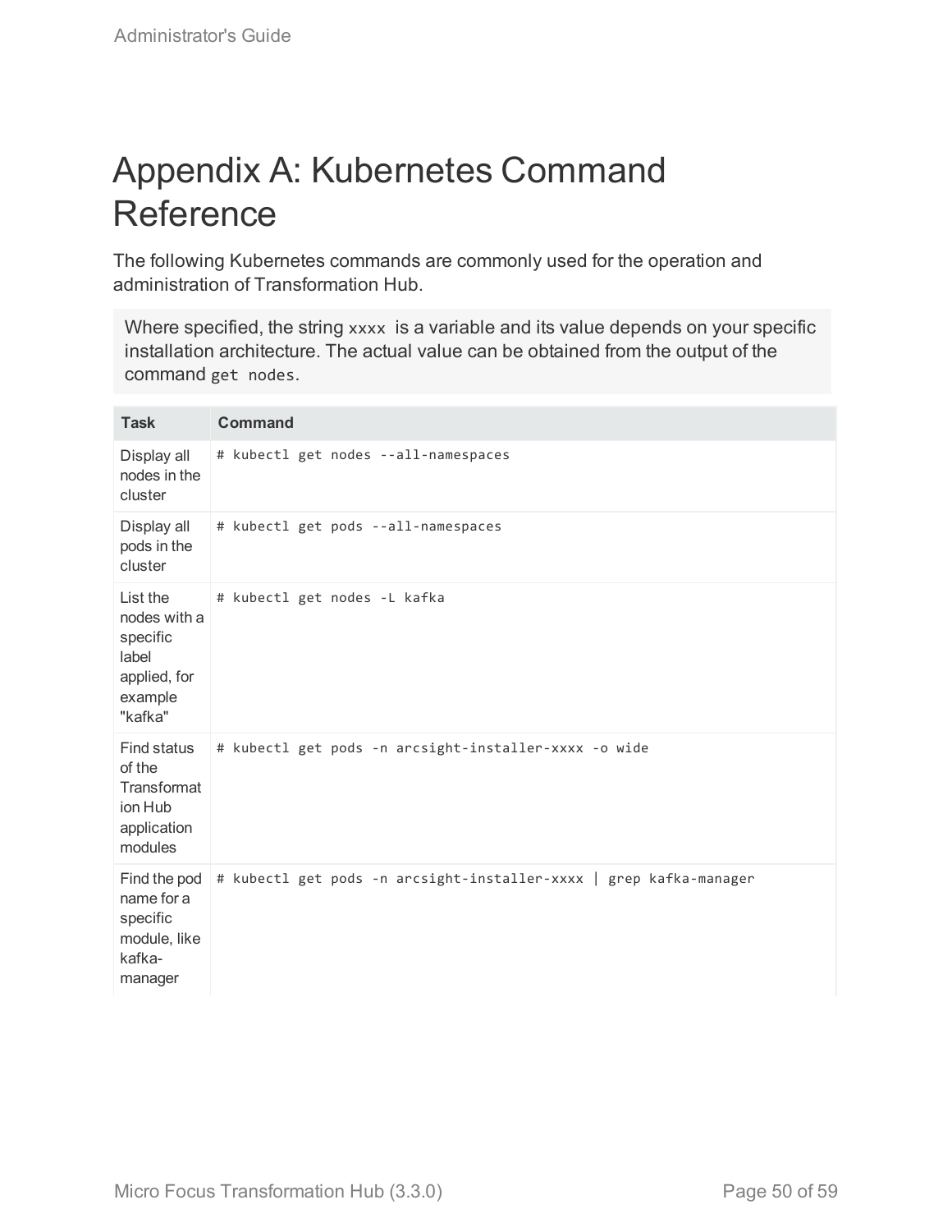# Appendix A: Kubernetes Command Reference

The following Kubernetes commands are commonly used for the operation and administration of Transformation Hub.

> Where specified, the string `xxxx` is a variable and its value depends on your specific installation architecture. The actual value can be obtained from the output of the command `get nodes`.

| Task | Command |
| --- | --- |
| Display all nodes in the cluster | `# kubectl get nodes --all-namespaces` |
| Display all pods in the cluster | `# kubectl get pods --all-namespaces` |
| List the nodes with a specific label applied, for example "kafka" | `# kubectl get nodes -L kafka` |
| Find status of the Transformation Hub application modules | `# kubectl get pods -n arcsight-installer-xxxx -o wide` |
| Find the pod name for a specific module, like kafka-manager | `# kubectl get pods -n arcsight-installer-xxxx \| grep kafka-manager` |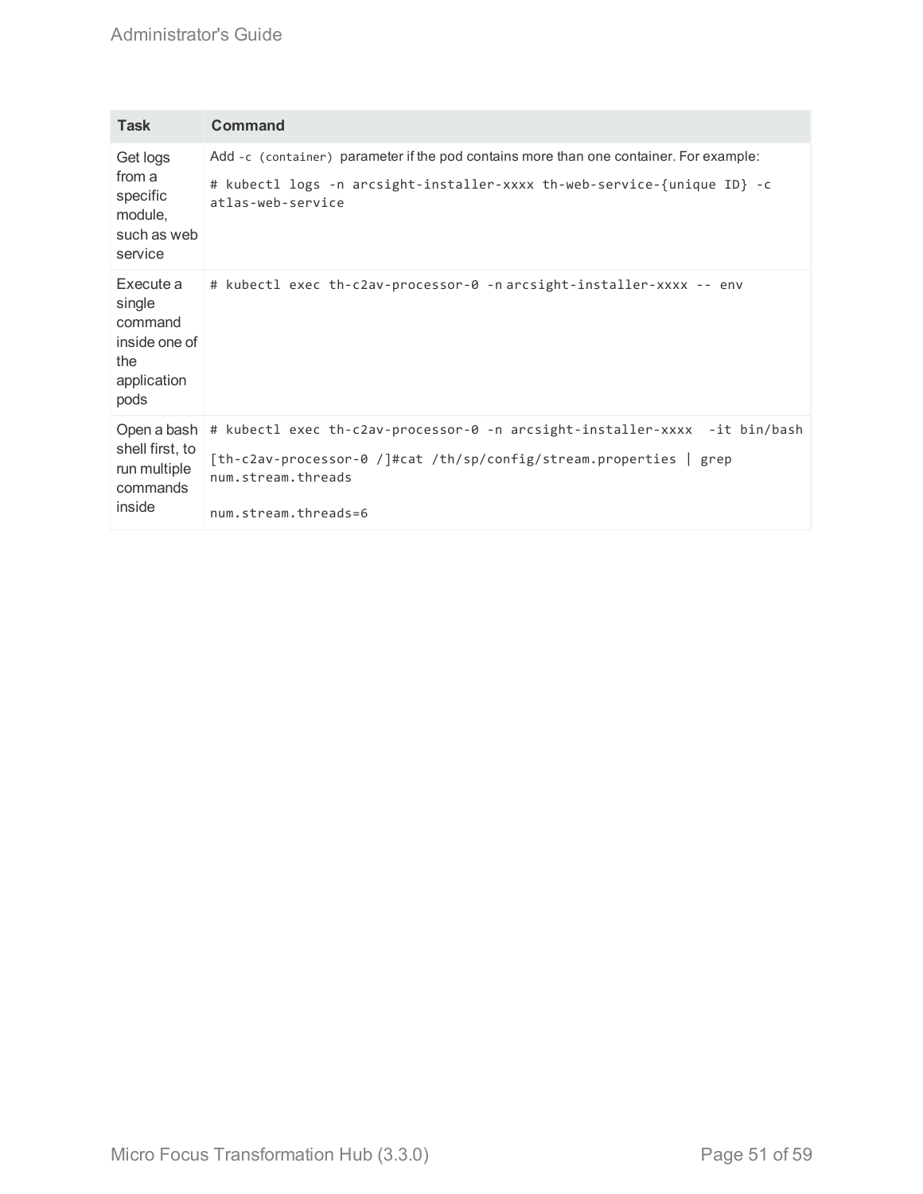| Task | Command |
|---|---|
| Get logs from a specific module, such as web service | Add `-c (container)` parameter if the pod contains more than one container. For example:<br><br>`# kubectl logs -n arcsight-installer-xxxx th-web-service-{unique ID} -c atlas-web-service` |
| Execute a single command inside one of the application pods | `# kubectl exec th-c2av-processor-0 -n arcsight-installer-xxxx -- env` |
| Open a bash shell first, to run multiple commands inside | `# kubectl exec th-c2av-processor-0 -n arcsight-installer-xxxx  -it bin/bash`<br><br>`[th-c2av-processor-0 /]#cat /th/sp/config/stream.properties \| grep num.stream.threads`<br><br>`num.stream.threads=6` |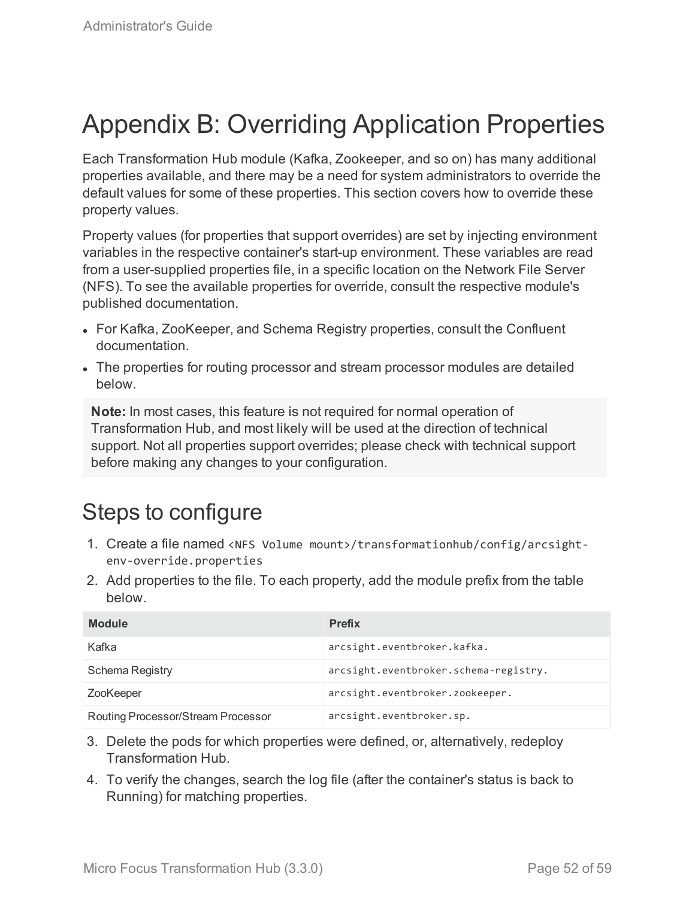# Appendix B: Overriding Application Properties

Each Transformation Hub module (Kafka, Zookeeper, and so on) has many additional properties available, and there may be a need for system administrators to override the default values for some of these properties. This section covers how to override these property values.

Property values (for properties that support overrides) are set by injecting environment variables in the respective container's start-up environment. These variables are read from a user-supplied properties file, in a specific location on the Network File Server (NFS). To see the available properties for override, consult the respective module's published documentation.

- For Kafka, ZooKeeper, and Schema Registry properties, consult the Confluent documentation.
- The properties for routing processor and stream processor modules are detailed below.

> **Note:** In most cases, this feature is not required for normal operation of Transformation Hub, and most likely will be used at the direction of technical support. Not all properties support overrides; please check with technical support before making any changes to your configuration.

## Steps to configure

1. Create a file named `<NFS Volume mount>/transformationhub/config/arcsight-env-override.properties`
2. Add properties to the file. To each property, add the module prefix from the table below.

| Module | Prefix |
|---|---|
| Kafka | `arcsight.eventbroker.kafka.` |
| Schema Registry | `arcsight.eventbroker.schema-registry.` |
| ZooKeeper | `arcsight.eventbroker.zookeeper.` |
| Routing Processor/Stream Processor | `arcsight.eventbroker.sp.` |

3. Delete the pods for which properties were defined, or, alternatively, redeploy Transformation Hub.
4. To verify the changes, search the log file (after the container's status is back to Running) for matching properties.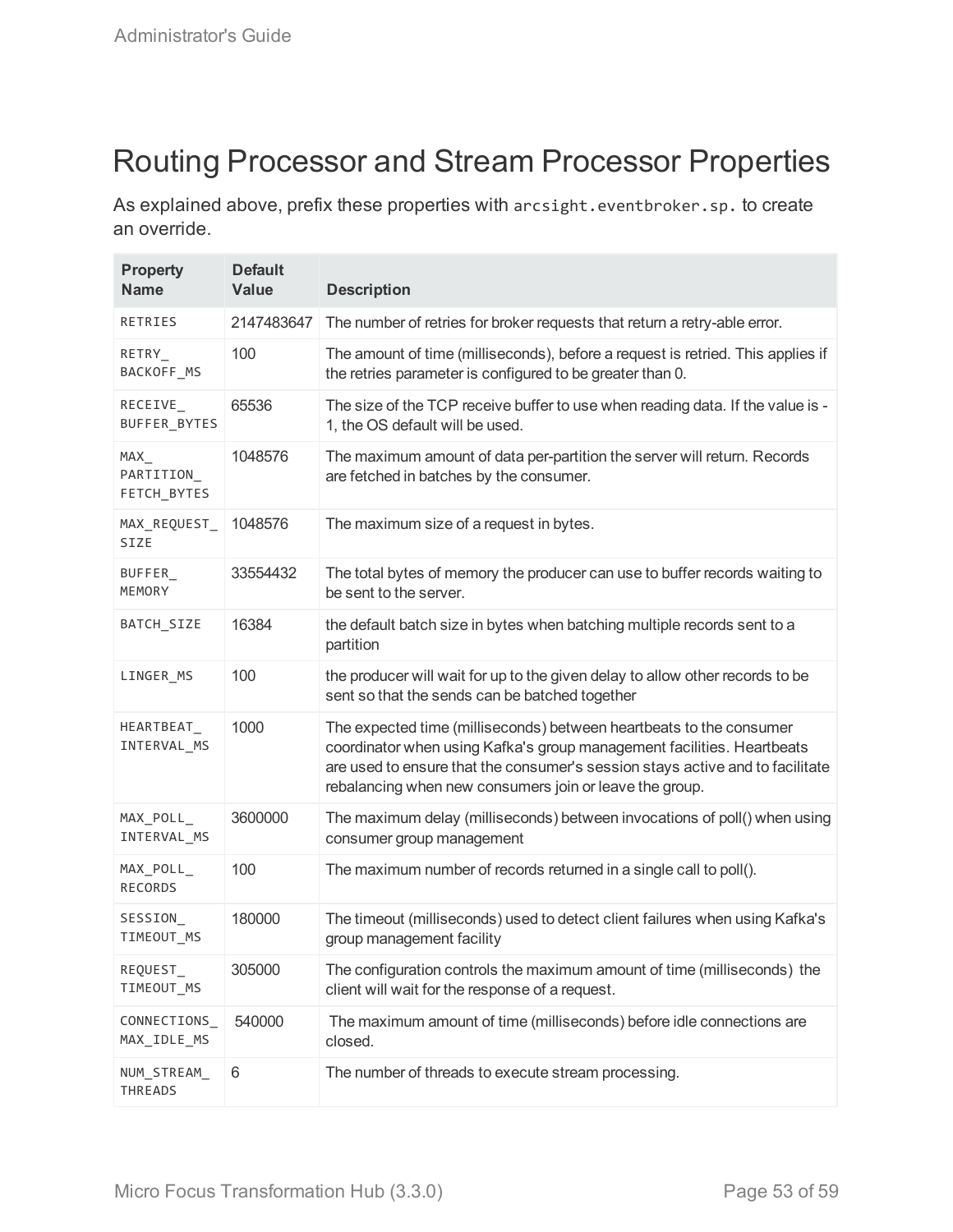# Routing Processor and Stream Processor Properties

As explained above, prefix these properties with `arcsight.eventbroker.sp.` to create an override.

| Property Name | Default Value | Description |
|---|---|---|
| RETRIES | 2147483647 | The number of retries for broker requests that return a retry-able error. |
| RETRY_BACKOFF_MS | 100 | The amount of time (milliseconds), before a request is retried. This applies if the retries parameter is configured to be greater than 0. |
| RECEIVE_BUFFER_BYTES | 65536 | The size of the TCP receive buffer to use when reading data. If the value is -1, the OS default will be used. |
| MAX_PARTITION_FETCH_BYTES | 1048576 | The maximum amount of data per-partition the server will return. Records are fetched in batches by the consumer. |
| MAX_REQUEST_SIZE | 1048576 | The maximum size of a request in bytes. |
| BUFFER_MEMORY | 33554432 | The total bytes of memory the producer can use to buffer records waiting to be sent to the server. |
| BATCH_SIZE | 16384 | the default batch size in bytes when batching multiple records sent to a partition |
| LINGER_MS | 100 | the producer will wait for up to the given delay to allow other records to be sent so that the sends can be batched together |
| HEARTBEAT_INTERVAL_MS | 1000 | The expected time (milliseconds) between heartbeats to the consumer coordinator when using Kafka's group management facilities. Heartbeats are used to ensure that the consumer's session stays active and to facilitate rebalancing when new consumers join or leave the group. |
| MAX_POLL_INTERVAL_MS | 3600000 | The maximum delay (milliseconds) between invocations of poll() when using consumer group management |
| MAX_POLL_RECORDS | 100 | The maximum number of records returned in a single call to poll(). |
| SESSION_TIMEOUT_MS | 180000 | The timeout (milliseconds) used to detect client failures when using Kafka's group management facility |
| REQUEST_TIMEOUT_MS | 305000 | The configuration controls the maximum amount of time (milliseconds) the client will wait for the response of a request. |
| CONNECTIONS_MAX_IDLE_MS | 540000 | The maximum amount of time (milliseconds) before idle connections are closed. |
| NUM_STREAM_THREADS | 6 | The number of threads to execute stream processing. |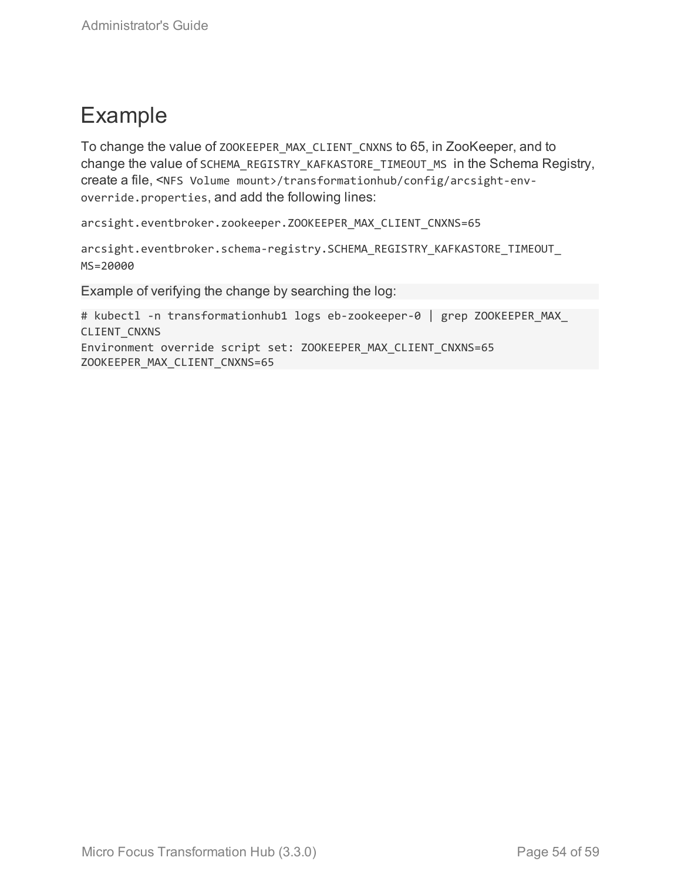## Example

To change the value of `ZOOKEEPER_MAX_CLIENT_CNXNS` to 65, in ZooKeeper, and to change the value of `SCHEMA_REGISTRY_KAFKASTORE_TIMEOUT_MS` in the Schema Registry, create a file, `<NFS Volume mount>/transformationhub/config/arcsight-env-override.properties`, and add the following lines:

```
arcsight.eventbroker.zookeeper.ZOOKEEPER_MAX_CLIENT_CNXNS=65
```

```
arcsight.eventbroker.schema-registry.SCHEMA_REGISTRY_KAFKASTORE_TIMEOUT_MS=20000
```

Example of verifying the change by searching the log:

```
# kubectl -n transformationhub1 logs eb-zookeeper-0 | grep ZOOKEEPER_MAX_CLIENT_CNXNS
Environment override script set: ZOOKEEPER_MAX_CLIENT_CNXNS=65
ZOOKEEPER_MAX_CLIENT_CNXNS=65
```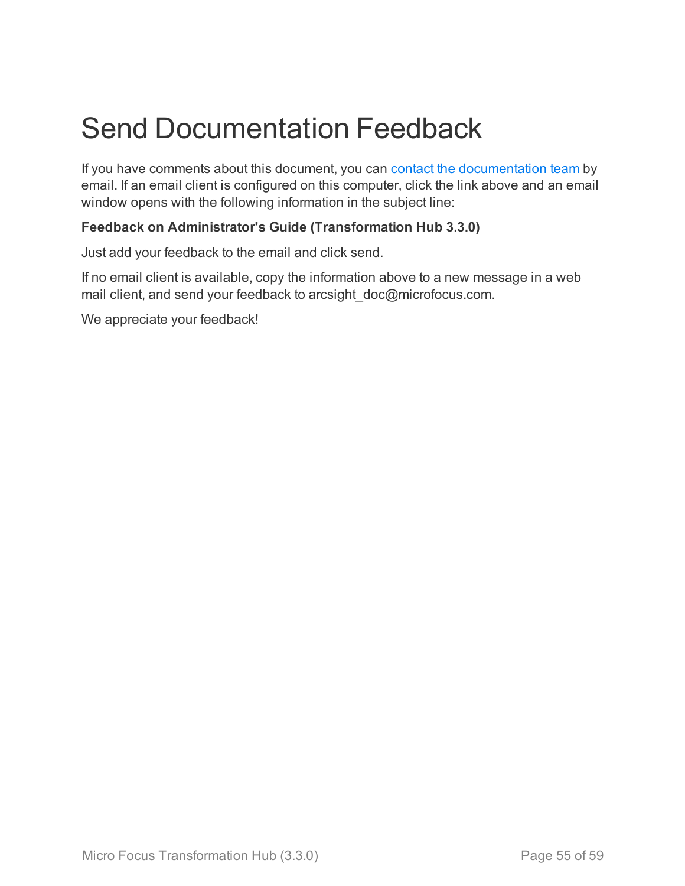# Send Documentation Feedback

If you have comments about this document, you can contact the documentation team by email. If an email client is configured on this computer, click the link above and an email window opens with the following information in the subject line:

**Feedback on Administrator's Guide (Transformation Hub 3.3.0)**

Just add your feedback to the email and click send.

If no email client is available, copy the information above to a new message in a web mail client, and send your feedback to arcsight_doc@microfocus.com.

We appreciate your feedback!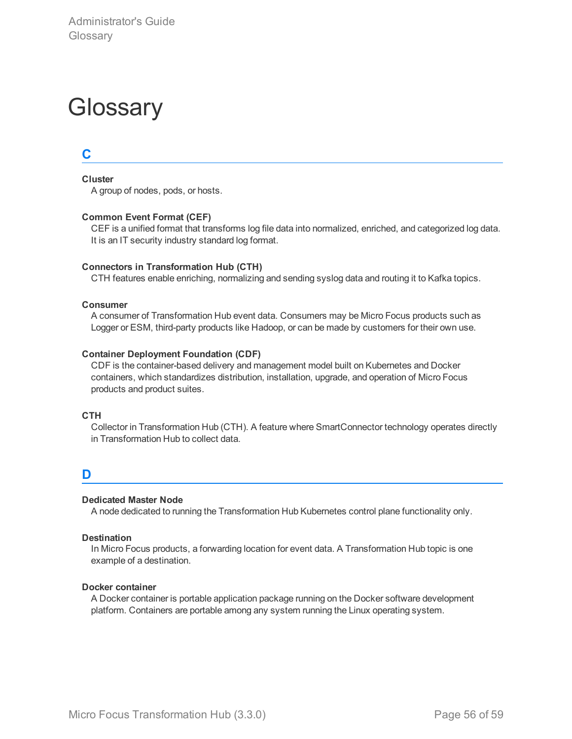# Glossary

## C

**Cluster**

A group of nodes, pods, or hosts.

**Common Event Format (CEF)**

CEF is a unified format that transforms log file data into normalized, enriched, and categorized log data. It is an IT security industry standard log format.

**Connectors in Transformation Hub (CTH)**

CTH features enable enriching, normalizing and sending syslog data and routing it to Kafka topics.

**Consumer**

A consumer of Transformation Hub event data. Consumers may be Micro Focus products such as Logger or ESM, third-party products like Hadoop, or can be made by customers for their own use.

**Container Deployment Foundation (CDF)**

CDF is the container-based delivery and management model built on Kubernetes and Docker containers, which standardizes distribution, installation, upgrade, and operation of Micro Focus products and product suites.

**CTH**

Collector in Transformation Hub (CTH). A feature where SmartConnector technology operates directly in Transformation Hub to collect data.

## D

**Dedicated Master Node**

A node dedicated to running the Transformation Hub Kubernetes control plane functionality only.

**Destination**

In Micro Focus products, a forwarding location for event data. A Transformation Hub topic is one example of a destination.

**Docker container**

A Docker container is portable application package running on the Docker software development platform. Containers are portable among any system running the Linux operating system.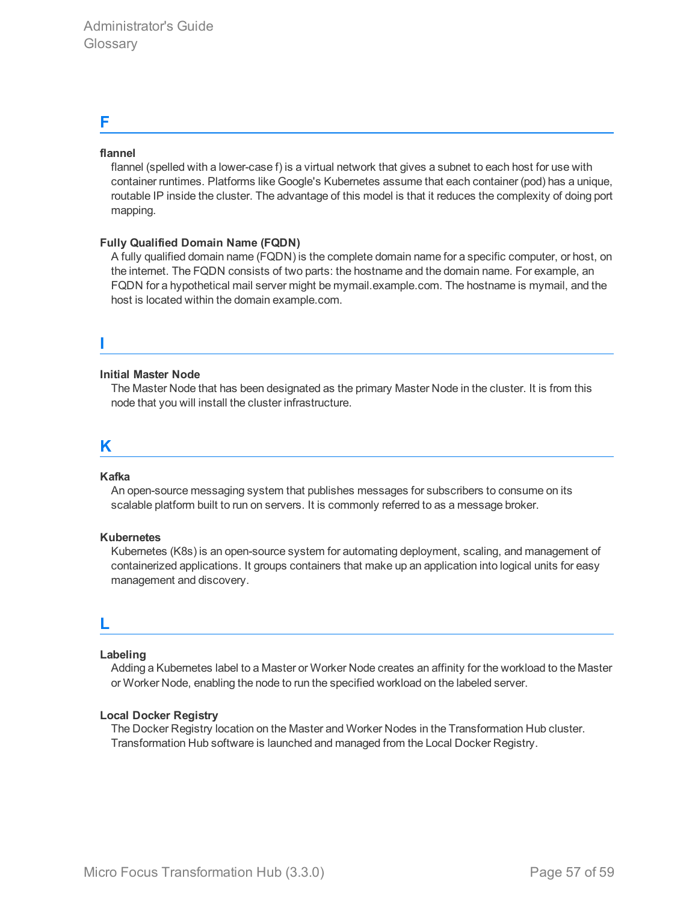## F

**flannel**

flannel (spelled with a lower-case f) is a virtual network that gives a subnet to each host for use with container runtimes. Platforms like Google's Kubernetes assume that each container (pod) has a unique, routable IP inside the cluster. The advantage of this model is that it reduces the complexity of doing port mapping.

**Fully Qualified Domain Name (FQDN)**

A fully qualified domain name (FQDN) is the complete domain name for a specific computer, or host, on the internet. The FQDN consists of two parts: the hostname and the domain name. For example, an FQDN for a hypothetical mail server might be mymail.example.com. The hostname is mymail, and the host is located within the domain example.com.

## I

**Initial Master Node**

The Master Node that has been designated as the primary Master Node in the cluster. It is from this node that you will install the cluster infrastructure.

## K

**Kafka**

An open-source messaging system that publishes messages for subscribers to consume on its scalable platform built to run on servers. It is commonly referred to as a message broker.

**Kubernetes**

Kubernetes (K8s) is an open-source system for automating deployment, scaling, and management of containerized applications. It groups containers that make up an application into logical units for easy management and discovery.

## L

**Labeling**

Adding a Kubernetes label to a Master or Worker Node creates an affinity for the workload to the Master or Worker Node, enabling the node to run the specified workload on the labeled server.

**Local Docker Registry**

The Docker Registry location on the Master and Worker Nodes in the Transformation Hub cluster. Transformation Hub software is launched and managed from the Local Docker Registry.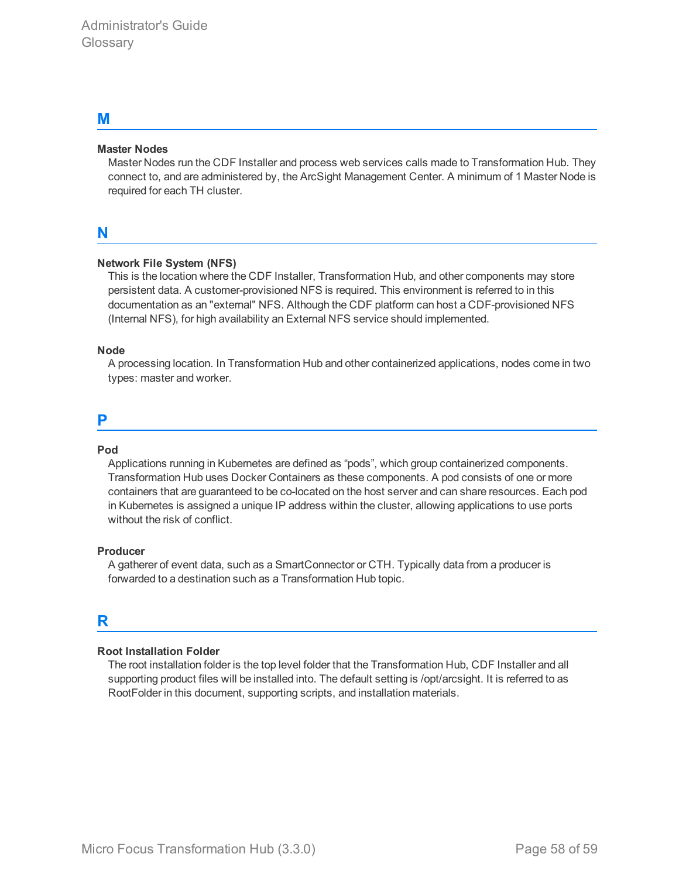## M

**Master Nodes**

Master Nodes run the CDF Installer and process web services calls made to Transformation Hub. They connect to, and are administered by, the ArcSight Management Center. A minimum of 1 Master Node is required for each TH cluster.

## N

**Network File System (NFS)**

This is the location where the CDF Installer, Transformation Hub, and other components may store persistent data. A customer-provisioned NFS is required. This environment is referred to in this documentation as an "external" NFS. Although the CDF platform can host a CDF-provisioned NFS (Internal NFS), for high availability an External NFS service should implemented.

**Node**

A processing location. In Transformation Hub and other containerized applications, nodes come in two types: master and worker.

## P

**Pod**

Applications running in Kubernetes are defined as “pods”, which group containerized components. Transformation Hub uses Docker Containers as these components. A pod consists of one or more containers that are guaranteed to be co-located on the host server and can share resources. Each pod in Kubernetes is assigned a unique IP address within the cluster, allowing applications to use ports without the risk of conflict.

**Producer**

A gatherer of event data, such as a SmartConnector or CTH. Typically data from a producer is forwarded to a destination such as a Transformation Hub topic.

## R

**Root Installation Folder**

The root installation folder is the top level folder that the Transformation Hub, CDF Installer and all supporting product files will be installed into. The default setting is /opt/arcsight. It is referred to as RootFolder in this document, supporting scripts, and installation materials.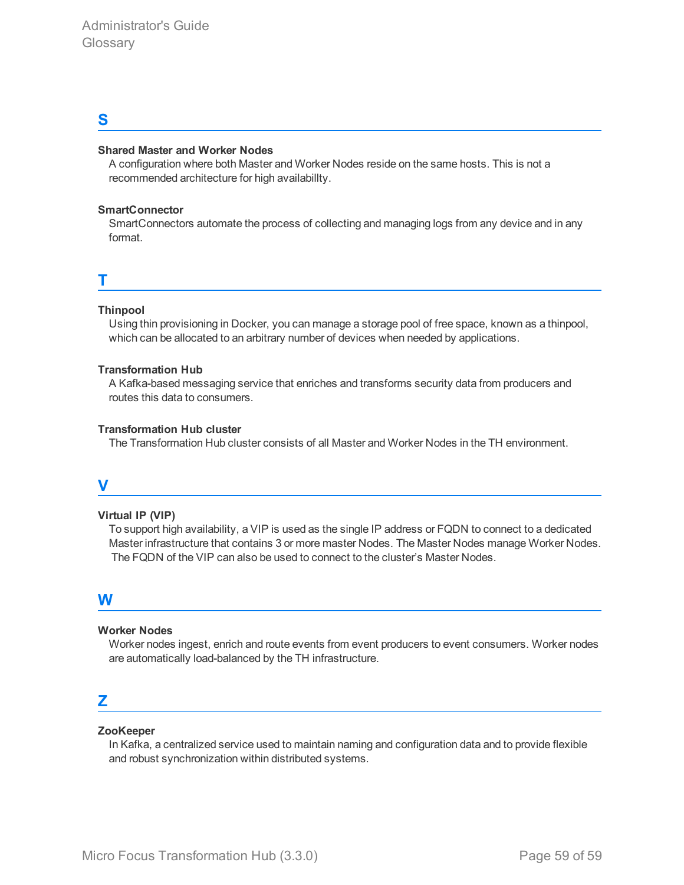## S

**Shared Master and Worker Nodes**

A configuration where both Master and Worker Nodes reside on the same hosts. This is not a recommended architecture for high availabillty.

**SmartConnector**

SmartConnectors automate the process of collecting and managing logs from any device and in any format.

## T

**Thinpool**

Using thin provisioning in Docker, you can manage a storage pool of free space, known as a thinpool, which can be allocated to an arbitrary number of devices when needed by applications.

**Transformation Hub**

A Kafka-based messaging service that enriches and transforms security data from producers and routes this data to consumers.

**Transformation Hub cluster**

The Transformation Hub cluster consists of all Master and Worker Nodes in the TH environment.

## V

**Virtual IP (VIP)**

To support high availability, a VIP is used as the single IP address or FQDN to connect to a dedicated Master infrastructure that contains 3 or more master Nodes. The Master Nodes manage Worker Nodes. The FQDN of the VIP can also be used to connect to the cluster's Master Nodes.

## W

**Worker Nodes**

Worker nodes ingest, enrich and route events from event producers to event consumers. Worker nodes are automatically load-balanced by the TH infrastructure.

## Z

**ZooKeeper**

In Kafka, a centralized service used to maintain naming and configuration data and to provide flexible and robust synchronization within distributed systems.